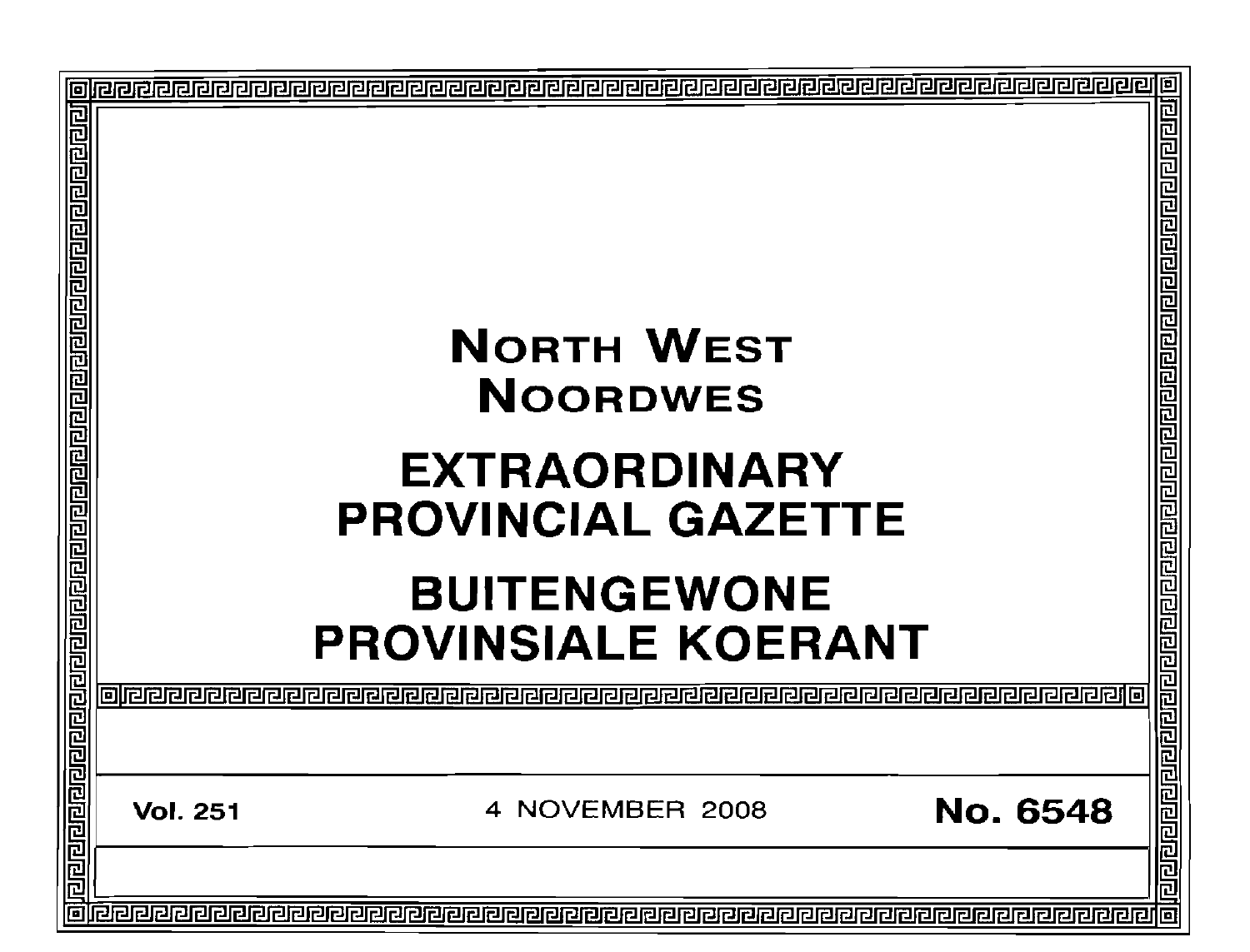# NORTH WEST
# NOORDWES

# EXTRAORDINARY PROVINCIAL GAZETTE

# BUITENGEWONE PROVINSIALE KOERANT

**Vol. 251** | 4 NOVEMBER 2008 | **No. 6548**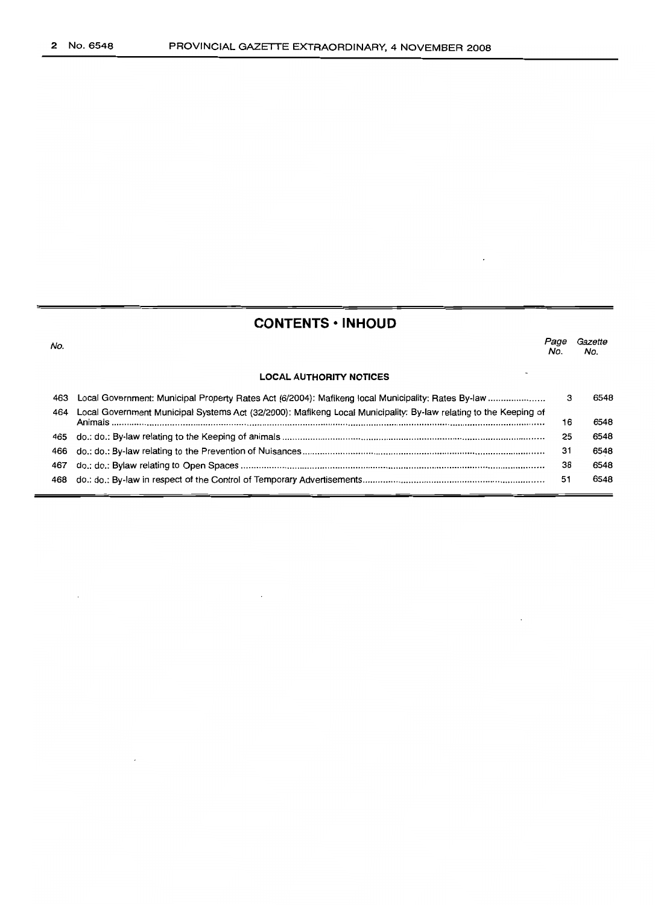## CONTENTS • INHOUD

| No. | | Page No. | Gazette No. |
|---|---|---|---|
| | **LOCAL AUTHORITY NOTICES** | | |
| 463 | Local Government: Municipal Property Rates Act (6/2004): Mafikeng local Municipality: Rates By-law | 3 | 6548 |
| 464 | Local Government Municipal Systems Act (32/2000): Mafikeng Local Municipality: By-law relating to the Keeping of Animals | 16 | 6548 |
| 465 | do.: do.: By-law relating to the Keeping of animals | 25 | 6548 |
| 466 | do.: do.: By-law relating to the Prevention of Nuisances | 31 | 6548 |
| 467 | do.: do.: Bylaw relating to Open Spaces | 38 | 6548 |
| 468 | do.: do.: By-law in respect of the Control of Temporary Advertisements | 51 | 6548 |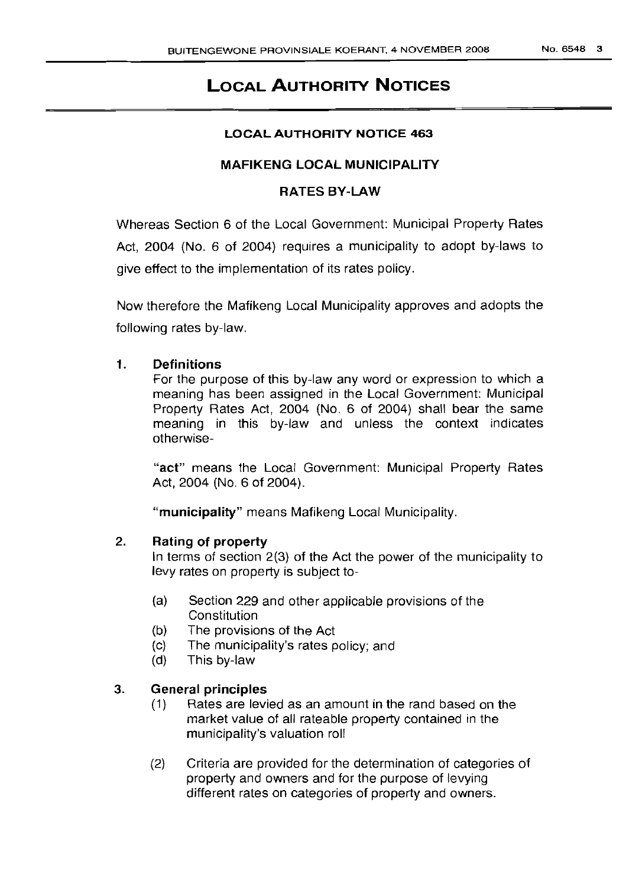# LOCAL AUTHORITY NOTICES

## LOCAL AUTHORITY NOTICE 463

## MAFIKENG LOCAL MUNICIPALITY

## RATES BY-LAW

Whereas Section 6 of the Local Government: Municipal Property Rates Act, 2004 (No. 6 of 2004) requires a municipality to adopt by-laws to give effect to the implementation of its rates policy.

Now therefore the Mafikeng Local Municipality approves and adopts the following rates by-law.

**1. Definitions**

For the purpose of this by-law any word or expression to which a meaning has been assigned in the Local Government: Municipal Property Rates Act, 2004 (No. 6 of 2004) shall bear the same meaning in this by-law and unless the context indicates otherwise-

"**act**" means the Local Government: Municipal Property Rates Act, 2004 (No. 6 of 2004).

"**municipality**" means Mafikeng Local Municipality.

**2. Rating of property**

In terms of section 2(3) of the Act the power of the municipality to levy rates on property is subject to-

(a) Section 229 and other applicable provisions of the Constitution

(b) The provisions of the Act

(c) The municipality's rates policy; and

(d) This by-law

**3. General principles**

(1) Rates are levied as an amount in the rand based on the market value of all rateable property contained in the municipality's valuation roll

(2) Criteria are provided for the determination of categories of property and owners and for the purpose of levying different rates on categories of property and owners.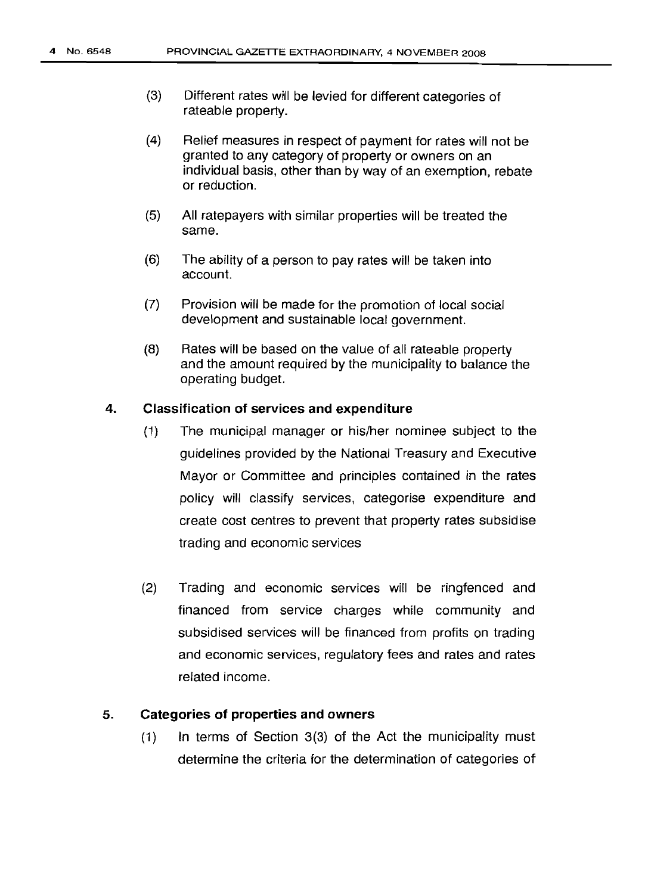(3) Different rates will be levied for different categories of rateable property.

(4) Relief measures in respect of payment for rates will not be granted to any category of property or owners on an individual basis, other than by way of an exemption, rebate or reduction.

(5) All ratepayers with similar properties will be treated the same.

(6) The ability of a person to pay rates will be taken into account.

(7) Provision will be made for the promotion of local social development and sustainable local government.

(8) Rates will be based on the value of all rateable property and the amount required by the municipality to balance the operating budget.

**4. Classification of services and expenditure**

(1) The municipal manager or his/her nominee subject to the guidelines provided by the National Treasury and Executive Mayor or Committee and principles contained in the rates policy will classify services, categorise expenditure and create cost centres to prevent that property rates subsidise trading and economic services

(2) Trading and economic services will be ringfenced and financed from service charges while community and subsidised services will be financed from profits on trading and economic services, regulatory fees and rates and rates related income.

**5. Categories of properties and owners**

(1) In terms of Section 3(3) of the Act the municipality must determine the criteria for the determination of categories of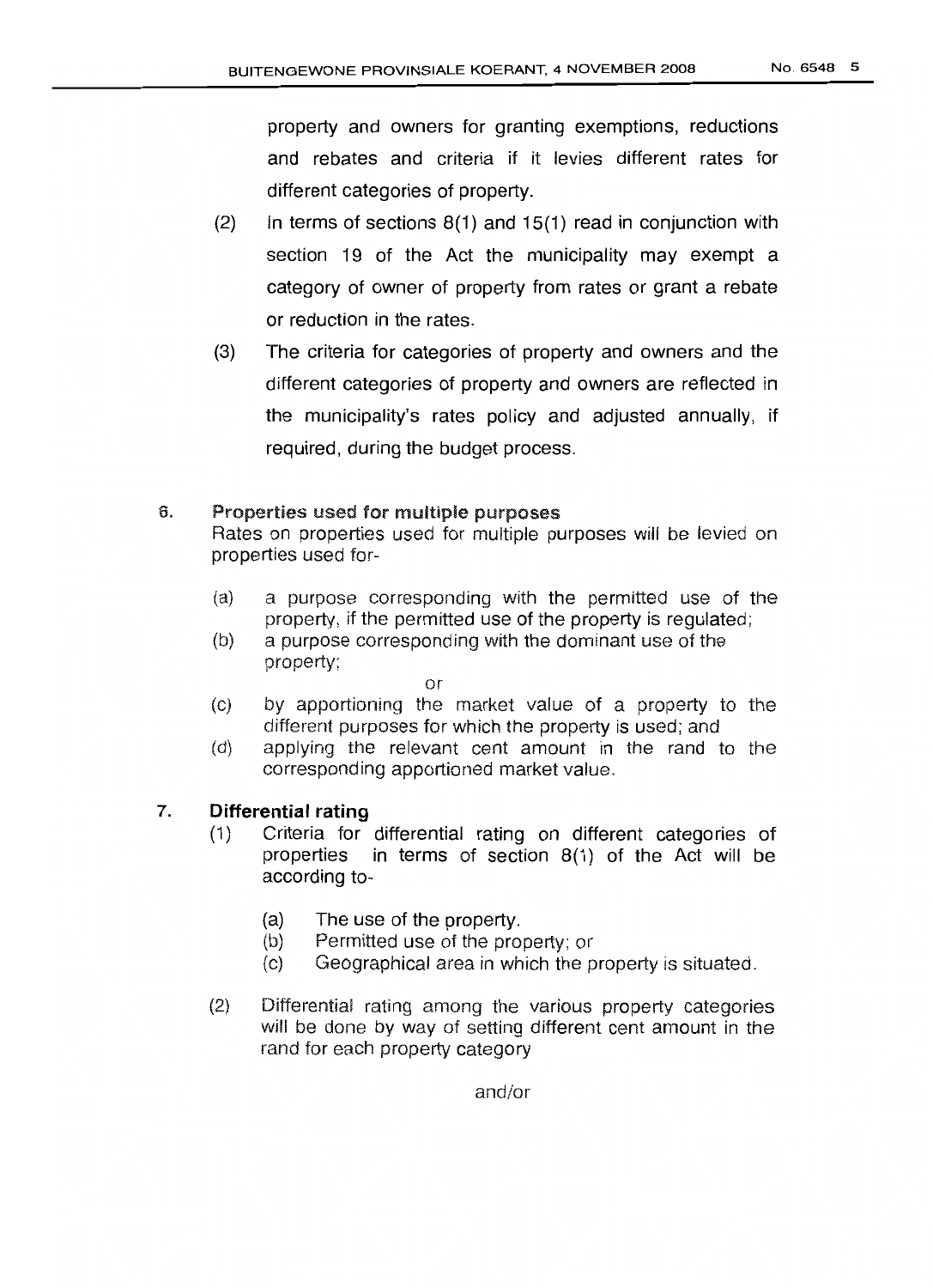property and owners for granting exemptions, reductions and rebates and criteria if it levies different rates for different categories of property.

(2) In terms of sections 8(1) and 15(1) read in conjunction with section 19 of the Act the municipality may exempt a category of owner of property from rates or grant a rebate or reduction in the rates.

(3) The criteria for categories of property and owners and the different categories of property and owners are reflected in the municipality's rates policy and adjusted annually, if required, during the budget process.

## 6. Properties used for multiple purposes

Rates on properties used for multiple purposes will be levied on properties used for-

(a) a purpose corresponding with the permitted use of the property, if the permitted use of the property is regulated;

(b) a purpose corresponding with the dominant use of the property;

or

(c) by apportioning the market value of a property to the different purposes for which the property is used; and

(d) applying the relevant cent amount in the rand to the corresponding apportioned market value.

## 7. Differential rating

(1) Criteria for differential rating on different categories of properties in terms of section 8(1) of the Act will be according to-

(a) The use of the property.

(b) Permitted use of the property; or

(c) Geographical area in which the property is situated.

(2) Differential rating among the various property categories will be done by way of setting different cent amount in the rand for each property category

and/or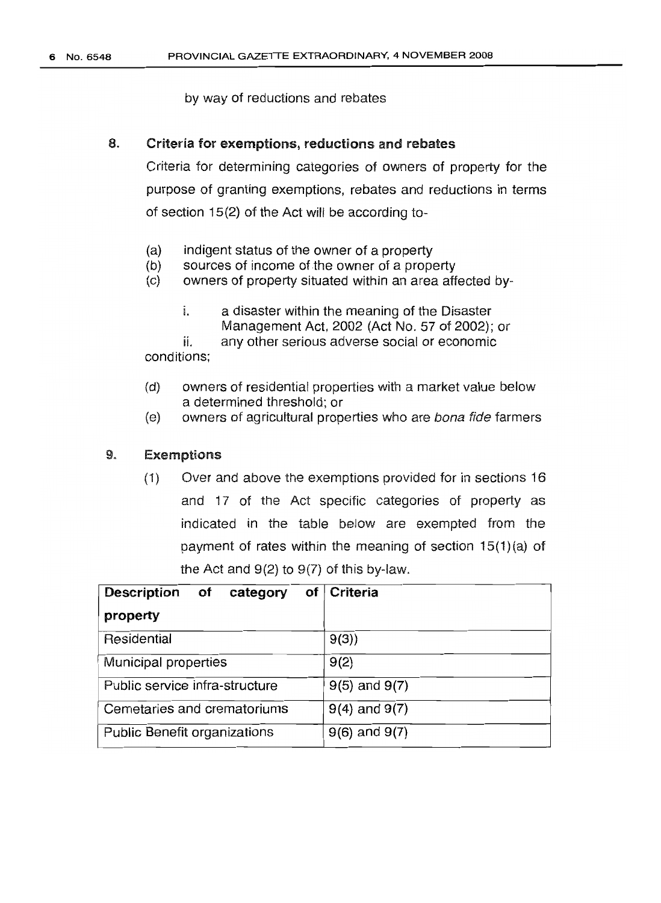by way of reductions and rebates

## 8. Criteria for exemptions, reductions and rebates

Criteria for determining categories of owners of property for the purpose of granting exemptions, rebates and reductions in terms of section 15(2) of the Act will be according to-

(a) indigent status of the owner of a property

(b) sources of income of the owner of a property

(c) owners of property situated within an area affected by-

  i. a disaster within the meaning of the Disaster Management Act, 2002 (Act No. 57 of 2002); or

  ii. any other serious adverse social or economic conditions;

(d) owners of residential properties with a market value below a determined threshold; or

(e) owners of agricultural properties who are *bona fide* farmers

## 9. Exemptions

(1) Over and above the exemptions provided for in sections 16 and 17 of the Act specific categories of property as indicated in the table below are exempted from the payment of rates within the meaning of section 15(1)(a) of the Act and 9(2) to 9(7) of this by-law.

| Description of category of property | Criteria |
|---|---|
| Residential | 9(3)) |
| Municipal properties | 9(2) |
| Public service infra-structure | 9(5) and 9(7) |
| Cemetaries and crematoriums | 9(4) and 9(7) |
| Public Benefit organizations | 9(6) and 9(7) |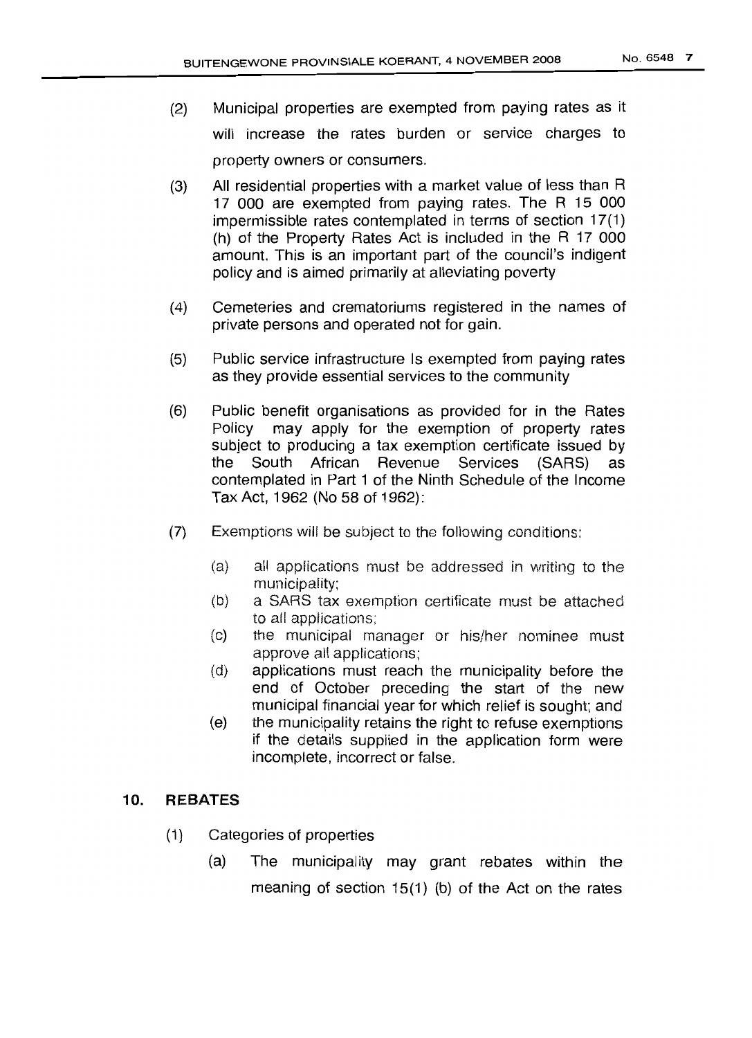(2) Municipal properties are exempted from paying rates as it will increase the rates burden or service charges to property owners or consumers.

(3) All residential properties with a market value of less than R 17 000 are exempted from paying rates. The R 15 000 impermissible rates contemplated in terms of section 17(1) (h) of the Property Rates Act is included in the R 17 000 amount. This is an important part of the council's indigent policy and is aimed primarily at alleviating poverty

(4) Cemeteries and crematoriums registered in the names of private persons and operated not for gain.

(5) Public service infrastructure Is exempted from paying rates as they provide essential services to the community

(6) Public benefit organisations as provided for in the Rates Policy may apply for the exemption of property rates subject to producing a tax exemption certificate issued by the South African Revenue Services (SARS) as contemplated in Part 1 of the Ninth Schedule of the Income Tax Act, 1962 (No 58 of 1962):

(7) Exemptions will be subject to the following conditions:

   (a) all applications must be addressed in writing to the municipality;
   (b) a SARS tax exemption certificate must be attached to all applications;
   (c) the municipal manager or his/her nominee must approve all applications;
   (d) applications must reach the municipality before the end of October preceding the start of the new municipal financial year for which relief is sought; and
   (e) the municipality retains the right to refuse exemptions if the details supplied in the application form were incomplete, incorrect or false.

## 10. REBATES

(1) Categories of properties

   (a) The municipality may grant rebates within the meaning of section 15(1) (b) of the Act on the rates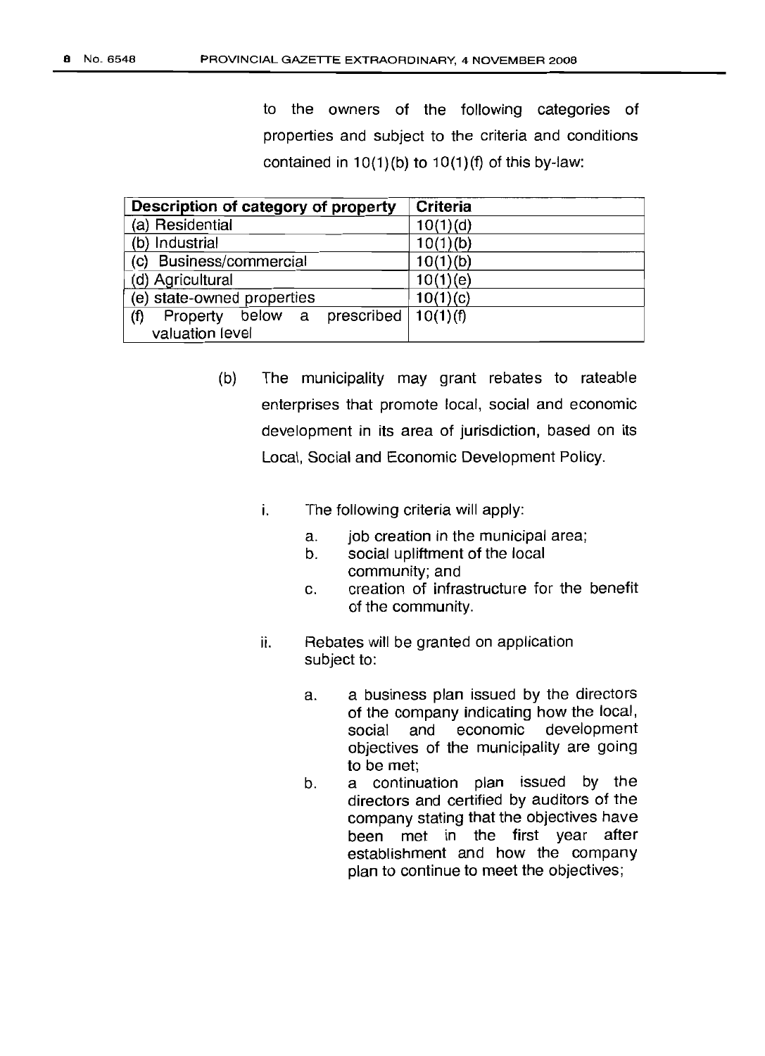to the owners of the following categories of properties and subject to the criteria and conditions contained in 10(1)(b) to 10(1)(f) of this by-law:

| Description of category of property | Criteria |
|---|---|
| (a) Residential | 10(1)(d) |
| (b) Industrial | 10(1)(b) |
| (c) Business/commercial | 10(1)(b) |
| (d) Agricultural | 10(1)(e) |
| (e) state-owned properties | 10(1)(c) |
| (f) Property below a prescribed valuation level | 10(1)(f) |

(b) The municipality may grant rebates to rateable enterprises that promote local, social and economic development in its area of jurisdiction, based on its Local, Social and Economic Development Policy.

i. The following criteria will apply:

   a. job creation in the municipal area;
   b. social upliftment of the local community; and
   c. creation of infrastructure for the benefit of the community.

ii. Rebates will be granted on application subject to:

   a. a business plan issued by the directors of the company indicating how the local, social and economic development objectives of the municipality are going to be met;
   b. a continuation plan issued by the directors and certified by auditors of the company stating that the objectives have been met in the first year after establishment and how the company plan to continue to meet the objectives;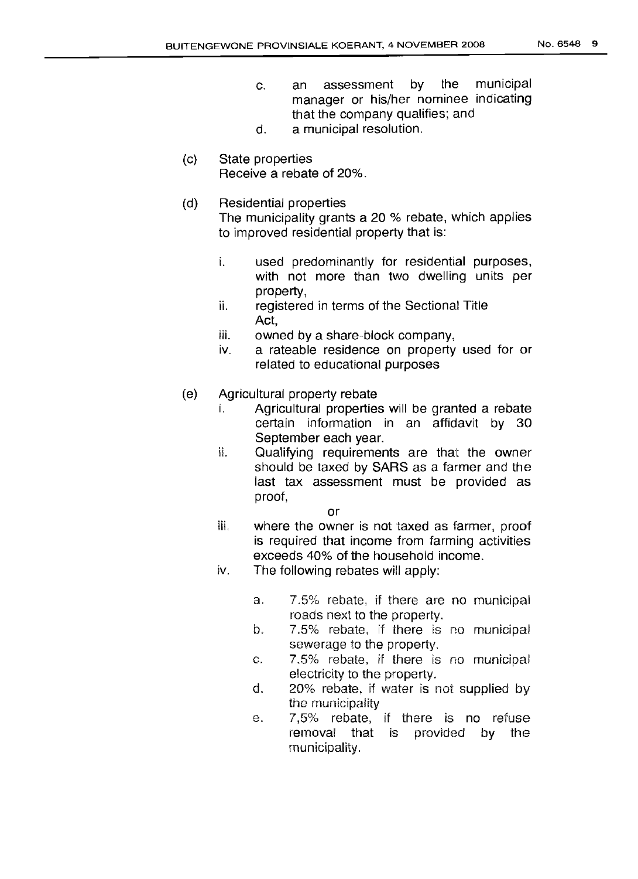c. an assessment by the municipal manager or his/her nominee indicating that the company qualifies; and

d. a municipal resolution.

(c) State properties

Receive a rebate of 20%.

(d) Residential properties

The municipality grants a 20 % rebate, which applies to improved residential property that is:

i. used predominantly for residential purposes, with not more than two dwelling units per property,
ii. registered in terms of the Sectional Title Act,
iii. owned by a share-block company,
iv. a rateable residence on property used for or related to educational purposes

(e) Agricultural property rebate

i. Agricultural properties will be granted a rebate certain information in an affidavit by 30 September each year.
ii. Qualifying requirements are that the owner should be taxed by SARS as a farmer and the last tax assessment must be provided as proof,

or

iii. where the owner is not taxed as farmer, proof is required that income from farming activities exceeds 40% of the household income.
iv. The following rebates will apply:

a. 7.5% rebate, if there are no municipal roads next to the property.
b. 7.5% rebate, if there is no municipal sewerage to the property.
c. 7.5% rebate, if there is no municipal electricity to the property.
d. 20% rebate, if water is not supplied by the municipality
e. 7,5% rebate, if there is no refuse removal that is provided by the municipality.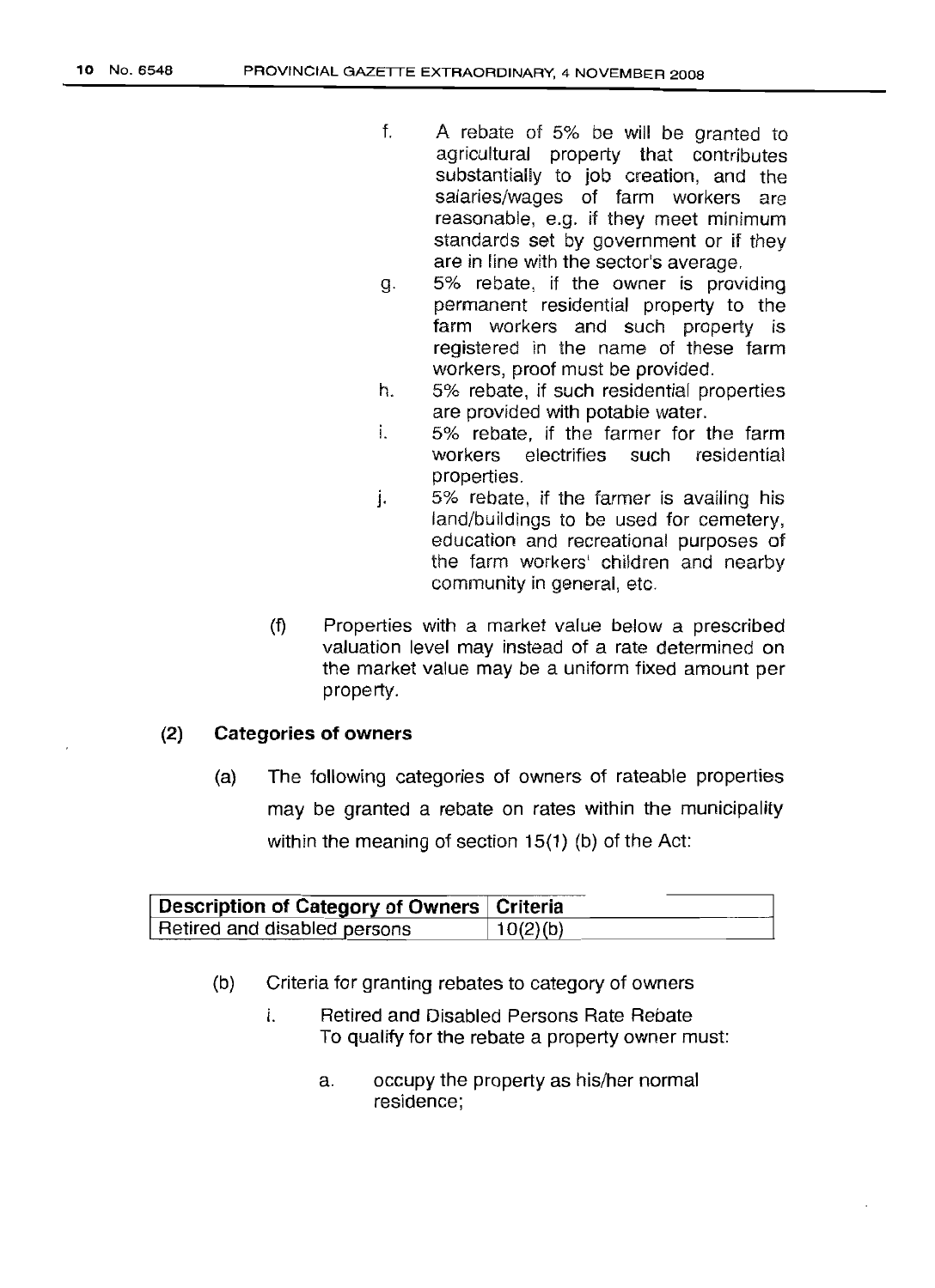f. A rebate of 5% be will be granted to agricultural property that contributes substantially to job creation, and the salaries/wages of farm workers are reasonable, e.g. if they meet minimum standards set by government or if they are in line with the sector's average.

g. 5% rebate, if the owner is providing permanent residential property to the farm workers and such property is registered in the name of these farm workers, proof must be provided.

h. 5% rebate, if such residential properties are provided with potable water.

i. 5% rebate, if the farmer for the farm workers electrifies such residential properties.

j. 5% rebate, if the farmer is availing his land/buildings to be used for cemetery, education and recreational purposes of the farm workers' children and nearby community in general, etc.

(f) Properties with a market value below a prescribed valuation level may instead of a rate determined on the market value may be a uniform fixed amount per property.

### (2) Categories of owners

(a) The following categories of owners of rateable properties may be granted a rebate on rates within the municipality within the meaning of section 15(1) (b) of the Act:

| Description of Category of Owners | Criteria |
|---|---|
| Retired and disabled persons | 10(2)(b) |

(b) Criteria for granting rebates to category of owners

i. Retired and Disabled Persons Rate Rebate
To qualify for the rebate a property owner must:

a. occupy the property as his/her normal residence;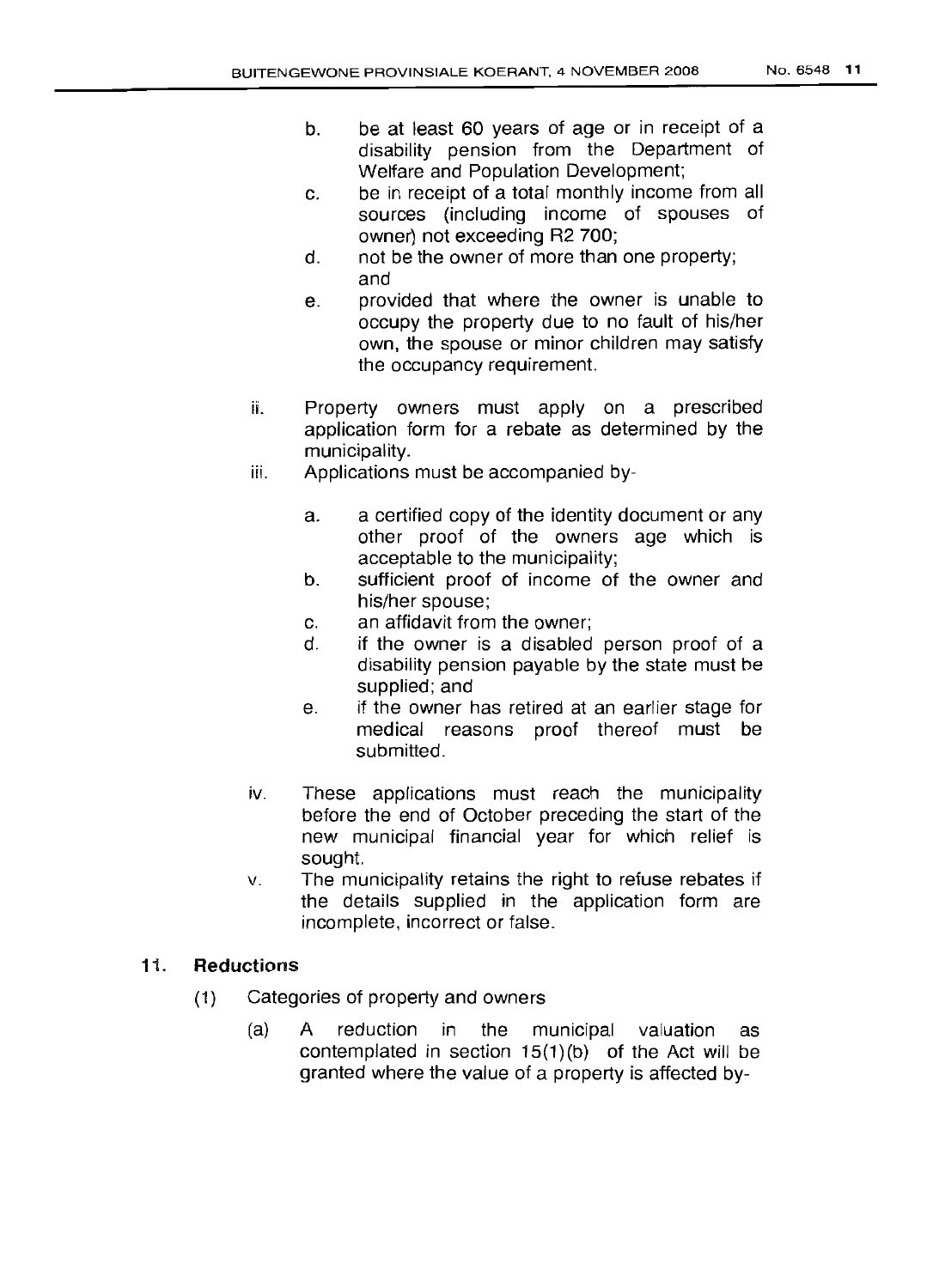b. be at least 60 years of age or in receipt of a disability pension from the Department of Welfare and Population Development;

c. be in receipt of a total monthly income from all sources (including income of spouses of owner) not exceeding R2 700;

d. not be the owner of more than one property; and

e. provided that where the owner is unable to occupy the property due to no fault of his/her own, the spouse or minor children may satisfy the occupancy requirement.

ii. Property owners must apply on a prescribed application form for a rebate as determined by the municipality.

iii. Applications must be accompanied by-

a. a certified copy of the identity document or any other proof of the owners age which is acceptable to the municipality;

b. sufficient proof of income of the owner and his/her spouse;

c. an affidavit from the owner;

d. if the owner is a disabled person proof of a disability pension payable by the state must be supplied; and

e. if the owner has retired at an earlier stage for medical reasons proof thereof must be submitted.

iv. These applications must reach the municipality before the end of October preceding the start of the new municipal financial year for which relief is sought.

v. The municipality retains the right to refuse rebates if the details supplied in the application form are incomplete, incorrect or false.

## 11. Reductions

(1) Categories of property and owners

(a) A reduction in the municipal valuation as contemplated in section 15(1)(b) of the Act will be granted where the value of a property is affected by-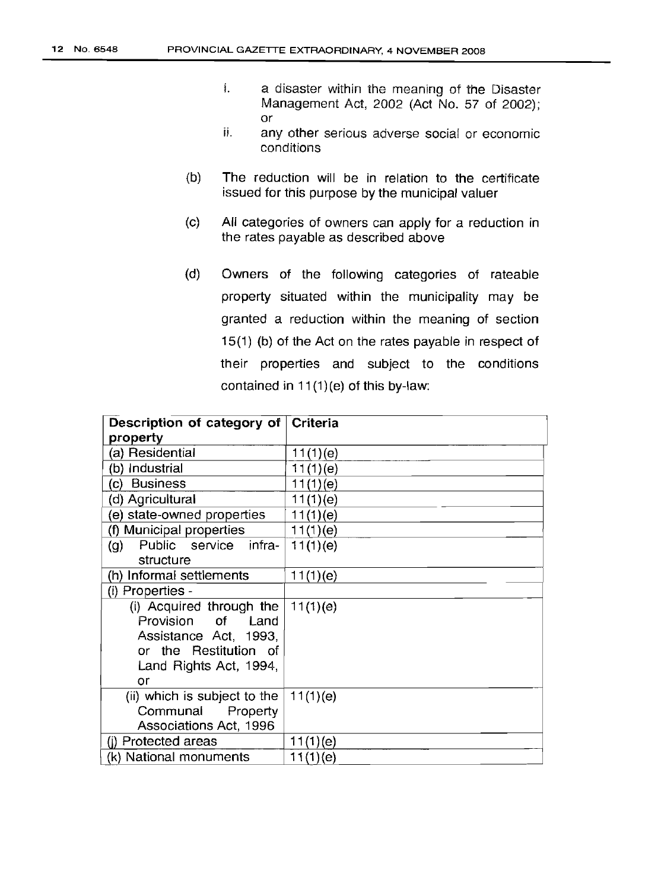i. a disaster within the meaning of the Disaster Management Act, 2002 (Act No. 57 of 2002); or

ii. any other serious adverse social or economic conditions

(b) The reduction will be in relation to the certificate issued for this purpose by the municipal valuer

(c) All categories of owners can apply for a reduction in the rates payable as described above

(d) Owners of the following categories of rateable property situated within the municipality may be granted a reduction within the meaning of section 15(1) (b) of the Act on the rates payable in respect of their properties and subject to the conditions contained in 11(1)(e) of this by-law:

| Description of category of property | Criteria |
|---|---|
| (a) Residential | 11(1)(e) |
| (b) Industrial | 11(1)(e) |
| (c) Business | 11(1)(e) |
| (d) Agricultural | 11(1)(e) |
| (e) state-owned properties | 11(1)(e) |
| (f) Municipal properties | 11(1)(e) |
| (g) Public service infra-structure | 11(1)(e) |
| (h) Informal settlements | 11(1)(e) |
| (i) Properties - | |
| (i) Acquired through the Provision of Land Assistance Act, 1993, or the Restitution of Land Rights Act, 1994, or | 11(1)(e) |
| (ii) which is subject to the Communal Property Associations Act, 1996 | 11(1)(e) |
| (j) Protected areas | 11(1)(e) |
| (k) National monuments | 11(1)(e) |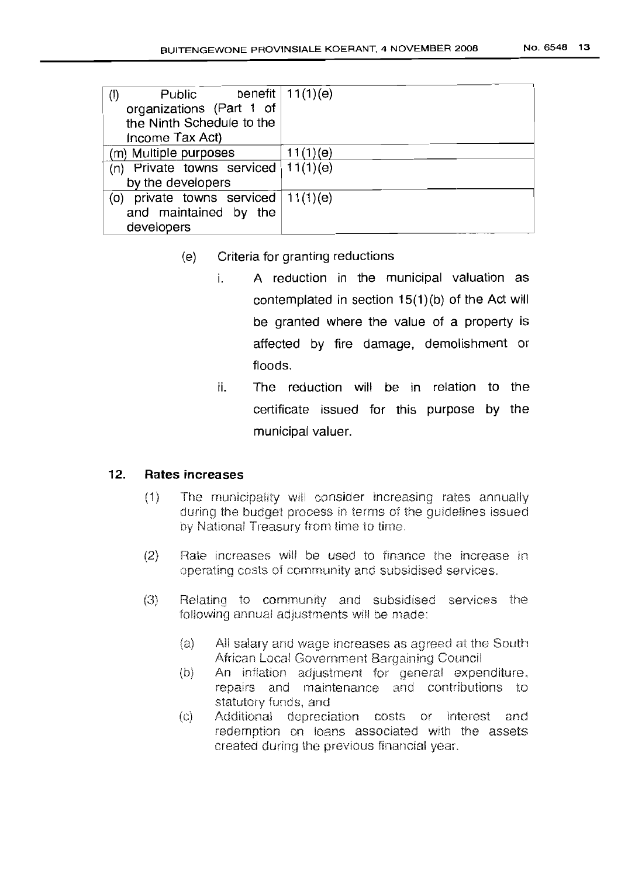| | |
|---|---|
| (l) Public benefit organizations (Part 1 of the Ninth Schedule to the Income Tax Act) | 11(1)(e) |
| (m) Multiple purposes | 11(1)(e) |
| (n) Private towns serviced by the developers | 11(1)(e) |
| (o) private towns serviced and maintained by the developers | 11(1)(e) |

(e) Criteria for granting reductions

i. A reduction in the municipal valuation as contemplated in section 15(1)(b) of the Act will be granted where the value of a property is affected by fire damage, demolishment or floods.

ii. The reduction will be in relation to the certificate issued for this purpose by the municipal valuer.

## 12. Rates increases

(1) The municipality will consider increasing rates annually during the budget process in terms of the guidelines issued by National Treasury from time to time.

(2) Rate increases will be used to finance the increase in operating costs of community and subsidised services.

(3) Relating to community and subsidised services the following annual adjustments will be made:

(a) All salary and wage increases as agreed at the South African Local Government Bargaining Council

(b) An inflation adjustment for general expenditure, repairs and maintenance and contributions to statutory funds, and

(c) Additional depreciation costs or interest and redemption on loans associated with the assets created during the previous financial year.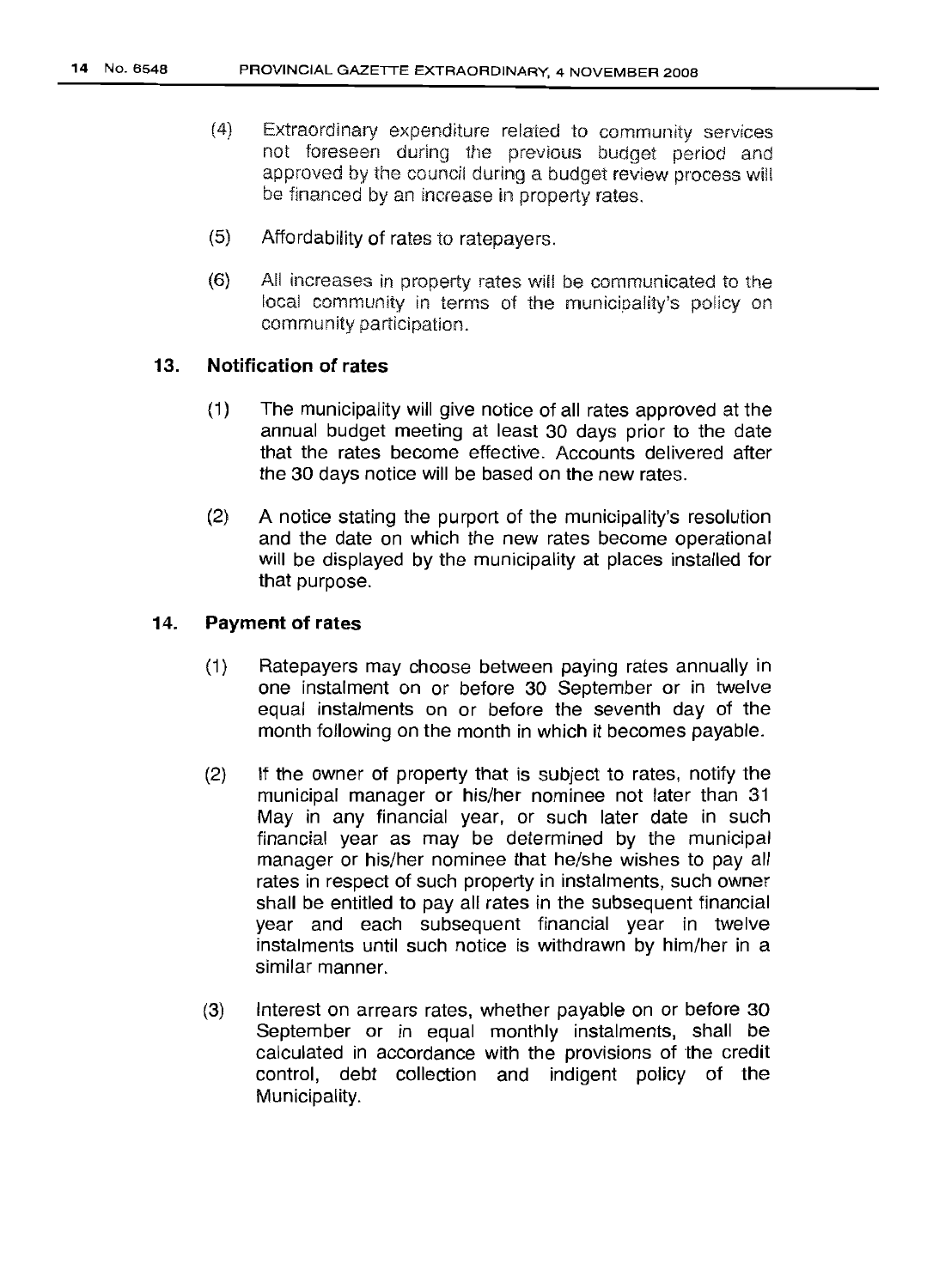(4) Extraordinary expenditure related to community services not foreseen during the previous budget period and approved by the council during a budget review process will be financed by an increase in property rates.

(5) Affordability of rates to ratepayers.

(6) All increases in property rates will be communicated to the local community in terms of the municipality's policy on community participation.

## 13. Notification of rates

(1) The municipality will give notice of all rates approved at the annual budget meeting at least 30 days prior to the date that the rates become effective. Accounts delivered after the 30 days notice will be based on the new rates.

(2) A notice stating the purport of the municipality's resolution and the date on which the new rates become operational will be displayed by the municipality at places installed for that purpose.

## 14. Payment of rates

(1) Ratepayers may choose between paying rates annually in one instalment on or before 30 September or in twelve equal instalments on or before the seventh day of the month following on the month in which it becomes payable.

(2) If the owner of property that is subject to rates, notify the municipal manager or his/her nominee not later than 31 May in any financial year, or such later date in such financial year as may be determined by the municipal manager or his/her nominee that he/she wishes to pay all rates in respect of such property in instalments, such owner shall be entitled to pay all rates in the subsequent financial year and each subsequent financial year in twelve instalments until such notice is withdrawn by him/her in a similar manner.

(3) Interest on arrears rates, whether payable on or before 30 September or in equal monthly instalments, shall be calculated in accordance with the provisions of the credit control, debt collection and indigent policy of the Municipality.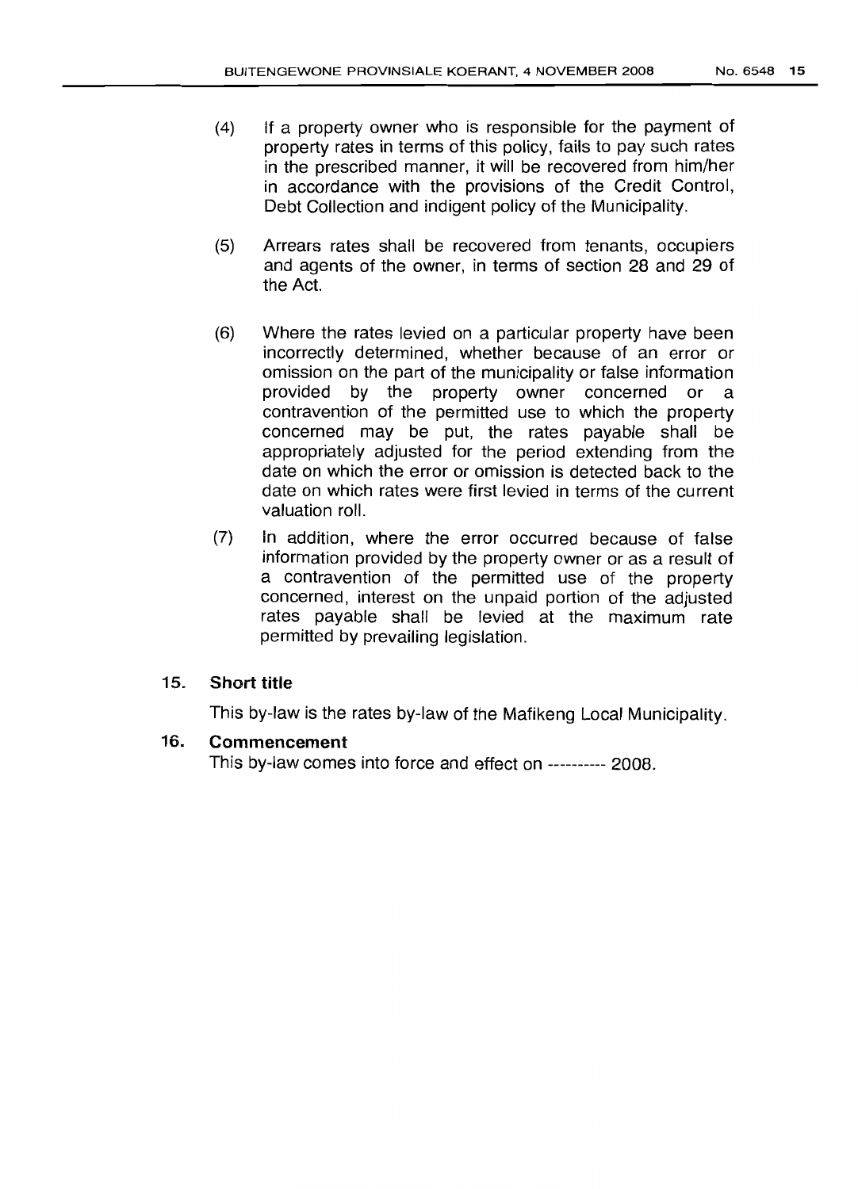(4) If a property owner who is responsible for the payment of property rates in terms of this policy, fails to pay such rates in the prescribed manner, it will be recovered from him/her in accordance with the provisions of the Credit Control, Debt Collection and indigent policy of the Municipality.

(5) Arrears rates shall be recovered from tenants, occupiers and agents of the owner, in terms of section 28 and 29 of the Act.

(6) Where the rates levied on a particular property have been incorrectly determined, whether because of an error or omission on the part of the municipality or false information provided by the property owner concerned or a contravention of the permitted use to which the property concerned may be put, the rates payable shall be appropriately adjusted for the period extending from the date on which the error or omission is detected back to the date on which rates were first levied in terms of the current valuation roll.

(7) In addition, where the error occurred because of false information provided by the property owner or as a result of a contravention of the permitted use of the property concerned, interest on the unpaid portion of the adjusted rates payable shall be levied at the maximum rate permitted by prevailing legislation.

## 15. Short title

This by-law is the rates by-law of the Mafikeng Local Municipality.

## 16. Commencement

This by-law comes into force and effect on ---------- 2008.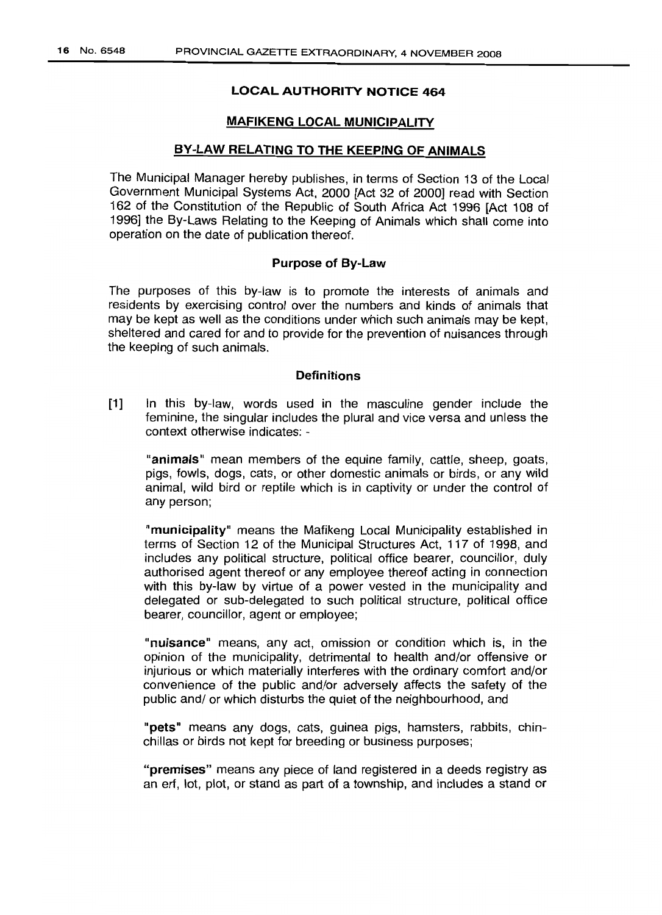## LOCAL AUTHORITY NOTICE 464

## MAFIKENG LOCAL MUNICIPALITY

## BY-LAW RELATING TO THE KEEPING OF ANIMALS

The Municipal Manager hereby publishes, in terms of Section 13 of the Local Government Municipal Systems Act, 2000 [Act 32 of 2000] read with Section 162 of the Constitution of the Republic of South Africa Act 1996 [Act 108 of 1996] the By-Laws Relating to the Keeping of Animals which shall come into operation on the date of publication thereof.

### Purpose of By-Law

The purposes of this by-law is to promote the interests of animals and residents by exercising control over the numbers and kinds of animals that may be kept as well as the conditions under which such animals may be kept, sheltered and cared for and to provide for the prevention of nuisances through the keeping of such animals.

### Definitions

[1] In this by-law, words used in the masculine gender include the feminine, the singular includes the plural and vice versa and unless the context otherwise indicates: -

"**animals**" mean members of the equine family, cattle, sheep, goats, pigs, fowls, dogs, cats, or other domestic animals or birds, or any wild animal, wild bird or reptile which is in captivity or under the control of any person;

"**municipality**" means the Mafikeng Local Municipality established in terms of Section 12 of the Municipal Structures Act, 117 of 1998, and includes any political structure, political office bearer, councillor, duly authorised agent thereof or any employee thereof acting in connection with this by-law by virtue of a power vested in the municipality and delegated or sub-delegated to such political structure, political office bearer, councillor, agent or employee;

"**nuisance**" means, any act, omission or condition which is, in the opinion of the municipality, detrimental to health and/or offensive or injurious or which materially interferes with the ordinary comfort and/or convenience of the public and/or adversely affects the safety of the public and/ or which disturbs the quiet of the neighbourhood, and

"**pets**" means any dogs, cats, guinea pigs, hamsters, rabbits, chinchillas or birds not kept for breeding or business purposes;

"**premises**" means any piece of land registered in a deeds registry as an erf, lot, plot, or stand as part of a township, and includes a stand or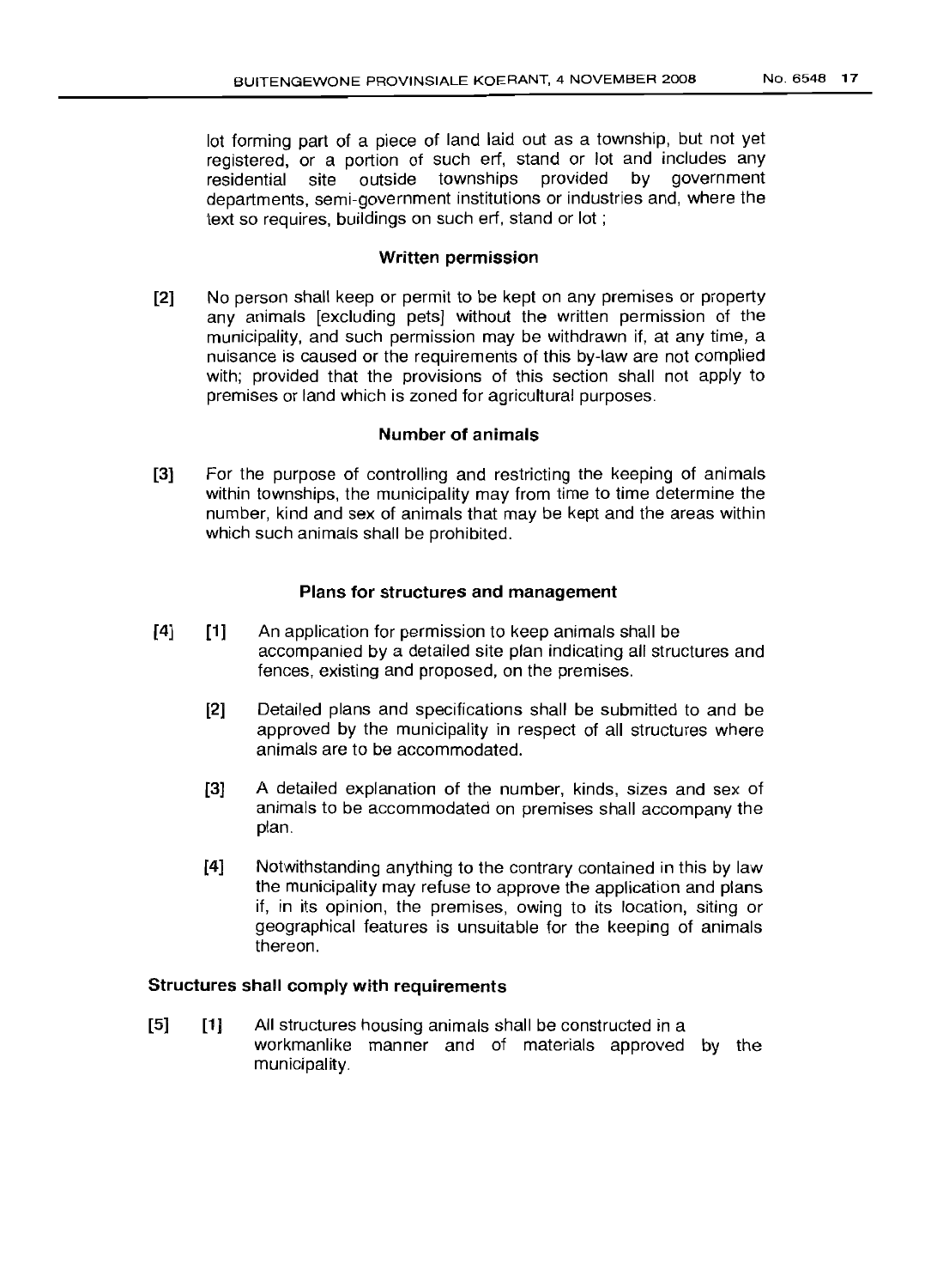lot forming part of a piece of land laid out as a township, but not yet registered, or a portion of such erf, stand or lot and includes any residential site outside townships provided by government departments, semi-government institutions or industries and, where the text so requires, buildings on such erf, stand or lot ;

### Written permission

[2] No person shall keep or permit to be kept on any premises or property any animals [excluding pets] without the written permission of the municipality, and such permission may be withdrawn if, at any time, a nuisance is caused or the requirements of this by-law are not complied with; provided that the provisions of this section shall not apply to premises or land which is zoned for agricultural purposes.

### Number of animals

[3] For the purpose of controlling and restricting the keeping of animals within townships, the municipality may from time to time determine the number, kind and sex of animals that may be kept and the areas within which such animals shall be prohibited.

### Plans for structures and management

[4] [1] An application for permission to keep animals shall be accompanied by a detailed site plan indicating all structures and fences, existing and proposed, on the premises.

[2] Detailed plans and specifications shall be submitted to and be approved by the municipality in respect of all structures where animals are to be accommodated.

[3] A detailed explanation of the number, kinds, sizes and sex of animals to be accommodated on premises shall accompany the plan.

[4] Notwithstanding anything to the contrary contained in this by law the municipality may refuse to approve the application and plans if, in its opinion, the premises, owing to its location, siting or geographical features is unsuitable for the keeping of animals thereon.

### Structures shall comply with requirements

[5] [1] All structures housing animals shall be constructed in a workmanlike manner and of materials approved by the municipality.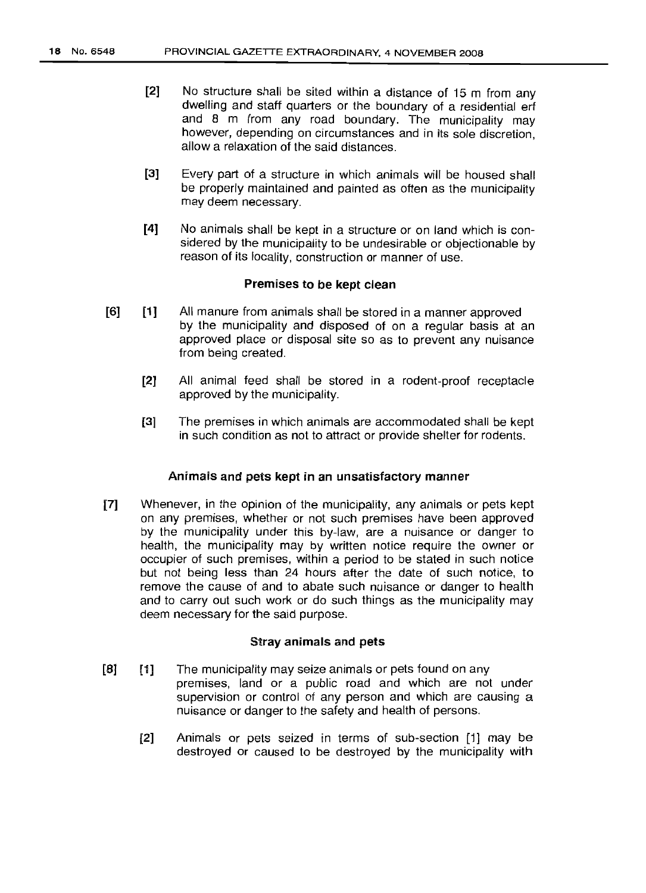[2] No structure shall be sited within a distance of 15 m from any dwelling and staff quarters or the boundary of a residential erf and 8 m from any road boundary. The municipality may however, depending on circumstances and in its sole discretion, allow a relaxation of the said distances.

[3] Every part of a structure in which animals will be housed shall be properly maintained and painted as often as the municipality may deem necessary.

[4] No animals shall be kept in a structure or on land which is considered by the municipality to be undesirable or objectionable by reason of its locality, construction or manner of use.

### Premises to be kept clean

[6] [1] All manure from animals shall be stored in a manner approved by the municipality and disposed of on a regular basis at an approved place or disposal site so as to prevent any nuisance from being created.

[2] All animal feed shall be stored in a rodent-proof receptacle approved by the municipality.

[3] The premises in which animals are accommodated shall be kept in such condition as not to attract or provide shelter for rodents.

### Animals and pets kept in an unsatisfactory manner

[7] Whenever, in the opinion of the municipality, any animals or pets kept on any premises, whether or not such premises have been approved by the municipality under this by-law, are a nuisance or danger to health, the municipality may by written notice require the owner or occupier of such premises, within a period to be stated in such notice but not being less than 24 hours after the date of such notice, to remove the cause of and to abate such nuisance or danger to health and to carry out such work or do such things as the municipality may deem necessary for the said purpose.

### Stray animals and pets

[8] [1] The municipality may seize animals or pets found on any premises, land or a public road and which are not under supervision or control of any person and which are causing a nuisance or danger to the safety and health of persons.

[2] Animals or pets seized in terms of sub-section [1] may be destroyed or caused to be destroyed by the municipality with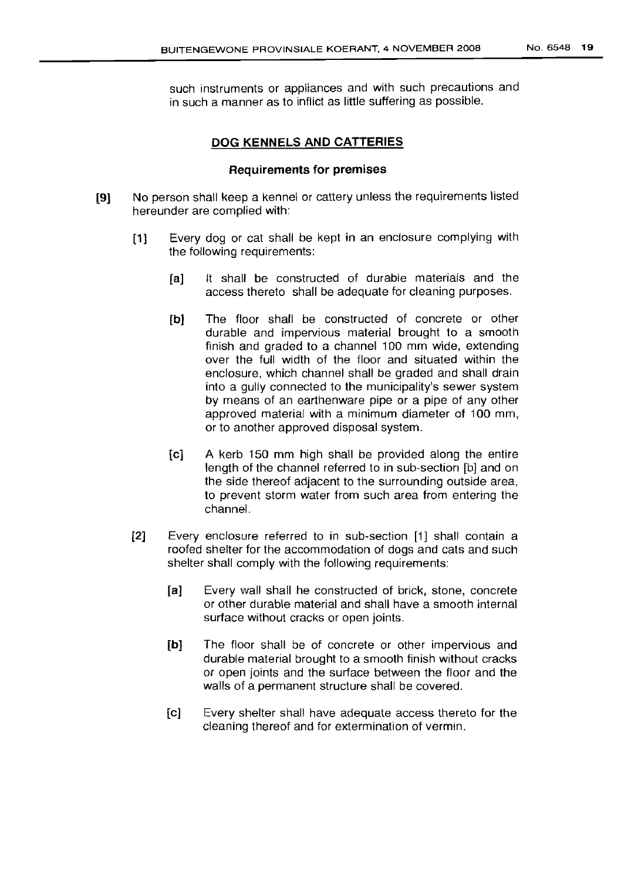such instruments or appliances and with such precautions and in such a manner as to inflict as little suffering as possible.

## DOG KENNELS AND CATTERIES

### Requirements for premises

[9] No person shall keep a kennel or cattery unless the requirements listed hereunder are complied with:

[1] Every dog or cat shall be kept in an enclosure complying with the following requirements:

[a] It shall be constructed of durable materials and the access thereto shall be adequate for cleaning purposes.

[b] The floor shall be constructed of concrete or other durable and impervious material brought to a smooth finish and graded to a channel 100 mm wide, extending over the full width of the floor and situated within the enclosure, which channel shall be graded and shall drain into a gully connected to the municipality's sewer system by means of an earthenware pipe or a pipe of any other approved material with a minimum diameter of 100 mm, or to another approved disposal system.

[c] A kerb 150 mm high shall be provided along the entire length of the channel referred to in sub-section [b] and on the side thereof adjacent to the surrounding outside area, to prevent storm water from such area from entering the channel.

[2] Every enclosure referred to in sub-section [1] shall contain a roofed shelter for the accommodation of dogs and cats and such shelter shall comply with the following requirements:

[a] Every wall shall he constructed of brick, stone, concrete or other durable material and shall have a smooth internal surface without cracks or open joints.

[b] The floor shall be of concrete or other impervious and durable material brought to a smooth finish without cracks or open joints and the surface between the floor and the walls of a permanent structure shall be covered.

[c] Every shelter shall have adequate access thereto for the cleaning thereof and for extermination of vermin.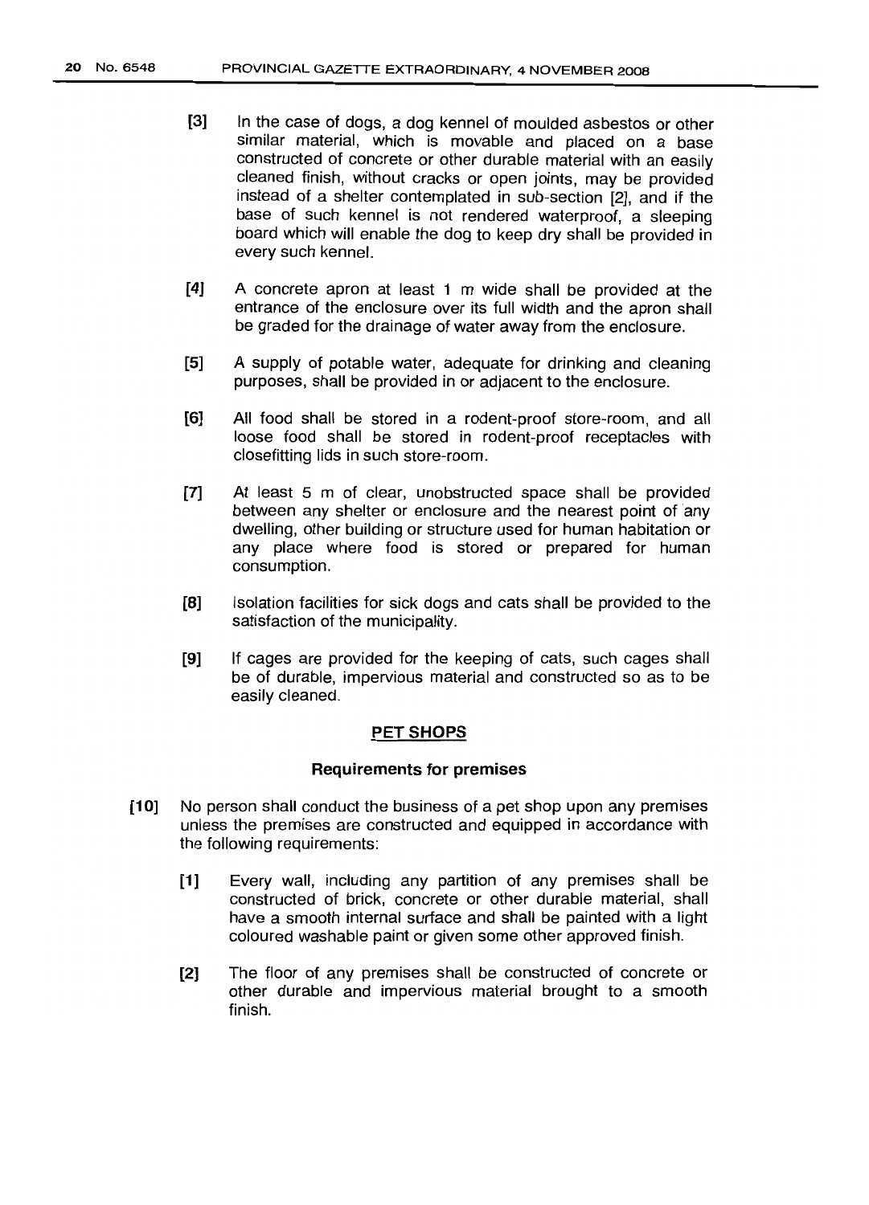[3] In the case of dogs, a dog kennel of moulded asbestos or other similar material, which is movable and placed on a base constructed of concrete or other durable material with an easily cleaned finish, without cracks or open joints, may be provided instead of a shelter contemplated in sub-section [2], and if the base of such kennel is not rendered waterproof, a sleeping board which will enable the dog to keep dry shall be provided in every such kennel.

[4] A concrete apron at least 1 m wide shall be provided at the entrance of the enclosure over its full width and the apron shall be graded for the drainage of water away from the enclosure.

[5] A supply of potable water, adequate for drinking and cleaning purposes, shall be provided in or adjacent to the enclosure.

[6] All food shall be stored in a rodent-proof store-room, and all loose food shall be stored in rodent-proof receptacles with closefitting lids in such store-room.

[7] At least 5 m of clear, unobstructed space shall be provided between any shelter or enclosure and the nearest point of any dwelling, other building or structure used for human habitation or any place where food is stored or prepared for human consumption.

[8] Isolation facilities for sick dogs and cats shall be provided to the satisfaction of the municipality.

[9] If cages are provided for the keeping of cats, such cages shall be of durable, impervious material and constructed so as to be easily cleaned.

## PET SHOPS

### Requirements for premises

[10] No person shall conduct the business of a pet shop upon any premises unless the premises are constructed and equipped in accordance with the following requirements:

[1] Every wall, including any partition of any premises shall be constructed of brick, concrete or other durable material, shall have a smooth internal surface and shall be painted with a light coloured washable paint or given some other approved finish.

[2] The floor of any premises shall be constructed of concrete or other durable and impervious material brought to a smooth finish.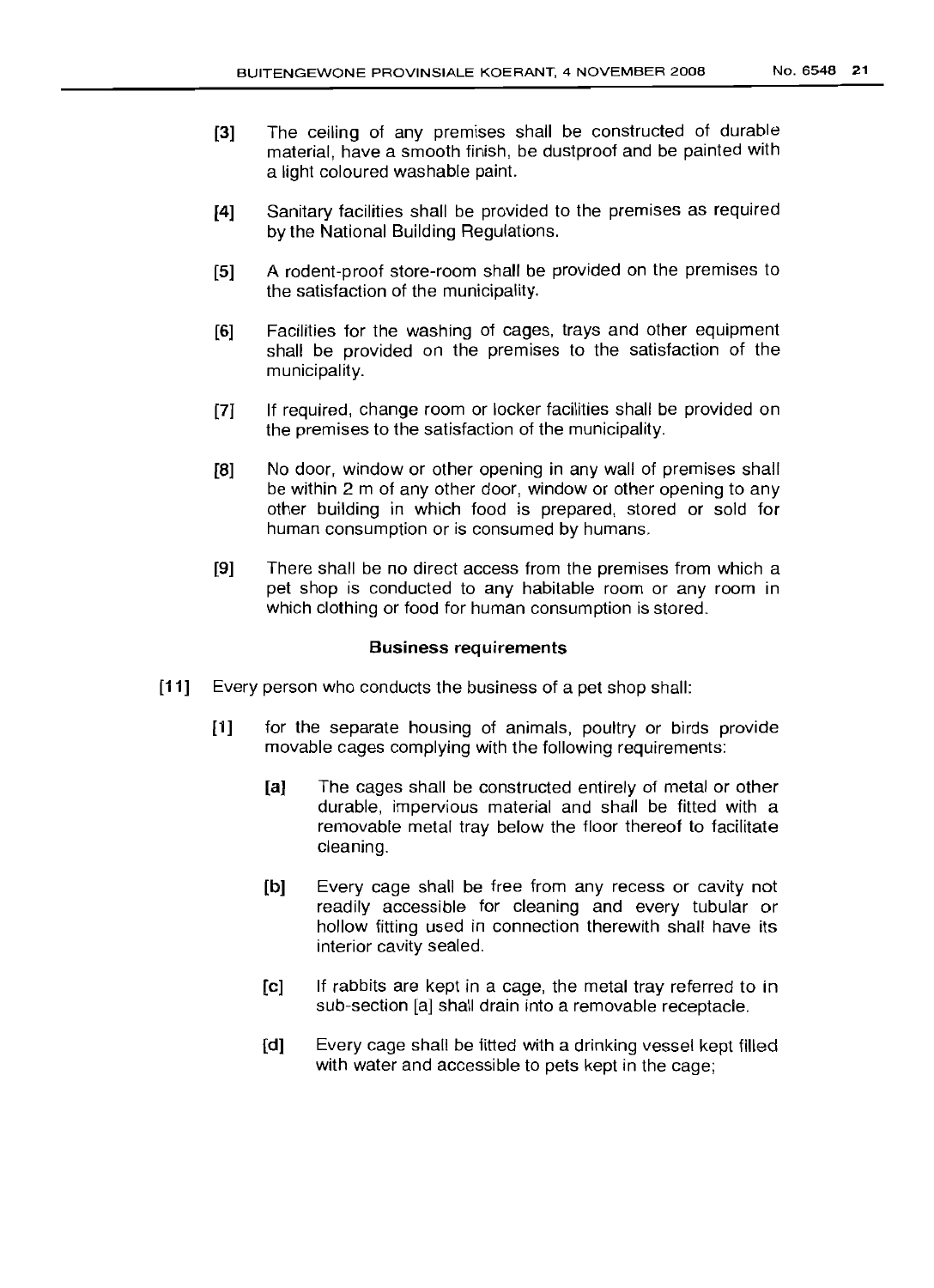[3] The ceiling of any premises shall be constructed of durable material, have a smooth finish, be dustproof and be painted with a light coloured washable paint.

[4] Sanitary facilities shall be provided to the premises as required by the National Building Regulations.

[5] A rodent-proof store-room shall be provided on the premises to the satisfaction of the municipality.

[6] Facilities for the washing of cages, trays and other equipment shall be provided on the premises to the satisfaction of the municipality.

[7] If required, change room or locker facilities shall be provided on the premises to the satisfaction of the municipality.

[8] No door, window or other opening in any wall of premises shall be within 2 m of any other door, window or other opening to any other building in which food is prepared, stored or sold for human consumption or is consumed by humans.

[9] There shall be no direct access from the premises from which a pet shop is conducted to any habitable room or any room in which clothing or food for human consumption is stored.

#### Business requirements

[11] Every person who conducts the business of a pet shop shall:

[1] for the separate housing of animals, poultry or birds provide movable cages complying with the following requirements:

[a] The cages shall be constructed entirely of metal or other durable, impervious material and shall be fitted with a removable metal tray below the floor thereof to facilitate cleaning.

[b] Every cage shall be free from any recess or cavity not readily accessible for cleaning and every tubular or hollow fitting used in connection therewith shall have its interior cavity sealed.

[c] If rabbits are kept in a cage, the metal tray referred to in sub-section [a] shall drain into a removable receptacle.

[d] Every cage shall be fitted with a drinking vessel kept filled with water and accessible to pets kept in the cage;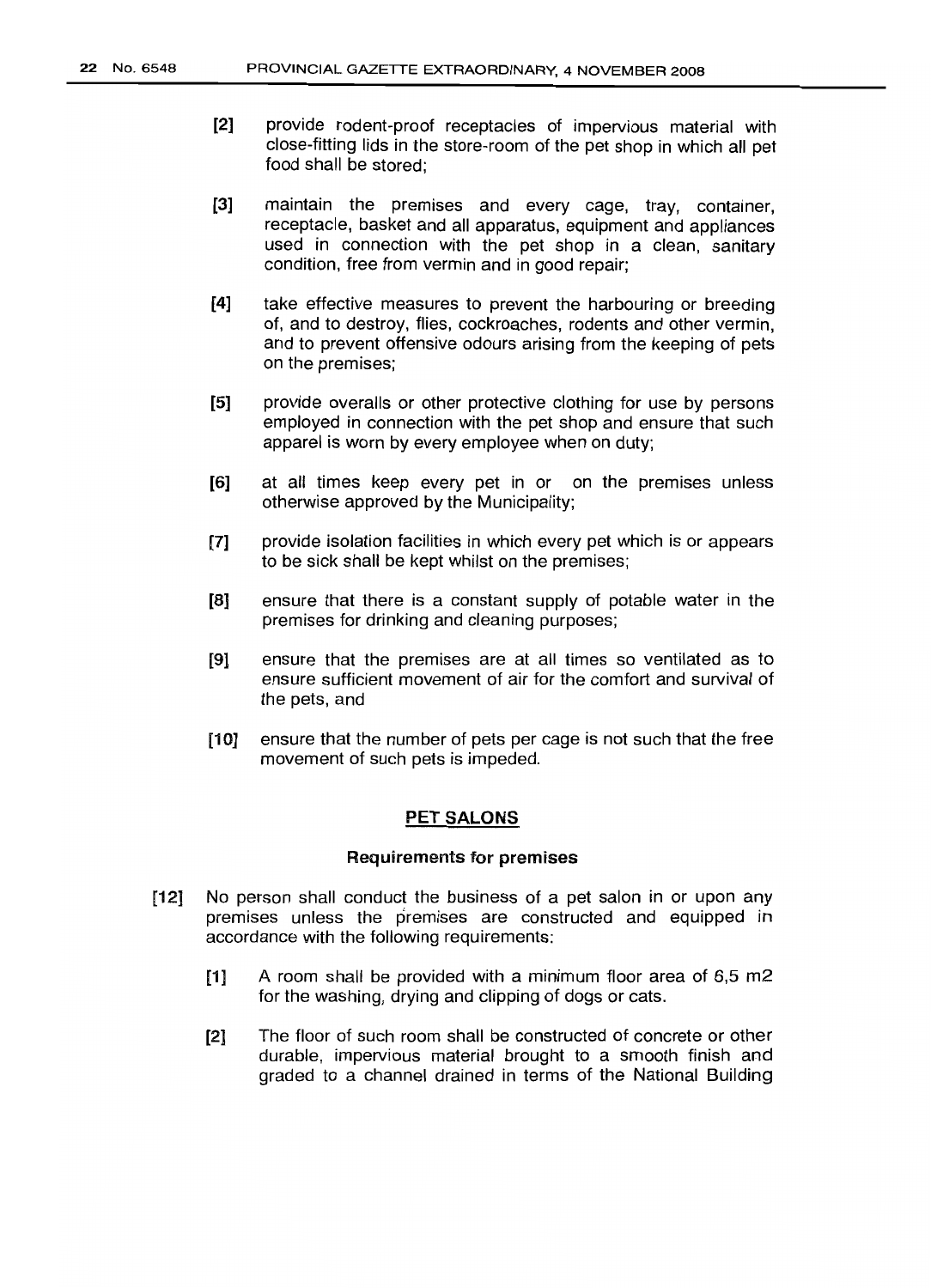[2] provide rodent-proof receptacles of impervious material with close-fitting lids in the store-room of the pet shop in which all pet food shall be stored;

[3] maintain the premises and every cage, tray, container, receptacle, basket and all apparatus, equipment and appliances used in connection with the pet shop in a clean, sanitary condition, free from vermin and in good repair;

[4] take effective measures to prevent the harbouring or breeding of, and to destroy, flies, cockroaches, rodents and other vermin, and to prevent offensive odours arising from the keeping of pets on the premises;

[5] provide overalls or other protective clothing for use by persons employed in connection with the pet shop and ensure that such apparel is worn by every employee when on duty;

[6] at all times keep every pet in or on the premises unless otherwise approved by the Municipality;

[7] provide isolation facilities in which every pet which is or appears to be sick shall be kept whilst on the premises;

[8] ensure that there is a constant supply of potable water in the premises for drinking and cleaning purposes;

[9] ensure that the premises are at all times so ventilated as to ensure sufficient movement of air for the comfort and survival of the pets, and

[10] ensure that the number of pets per cage is not such that the free movement of such pets is impeded.

## PET SALONS

### Requirements for premises

[12] No person shall conduct the business of a pet salon in or upon any premises unless the premises are constructed and equipped in accordance with the following requirements:

[1] A room shall be provided with a minimum floor area of 6,5 m2 for the washing, drying and clipping of dogs or cats.

[2] The floor of such room shall be constructed of concrete or other durable, impervious material brought to a smooth finish and graded to a channel drained in terms of the National Building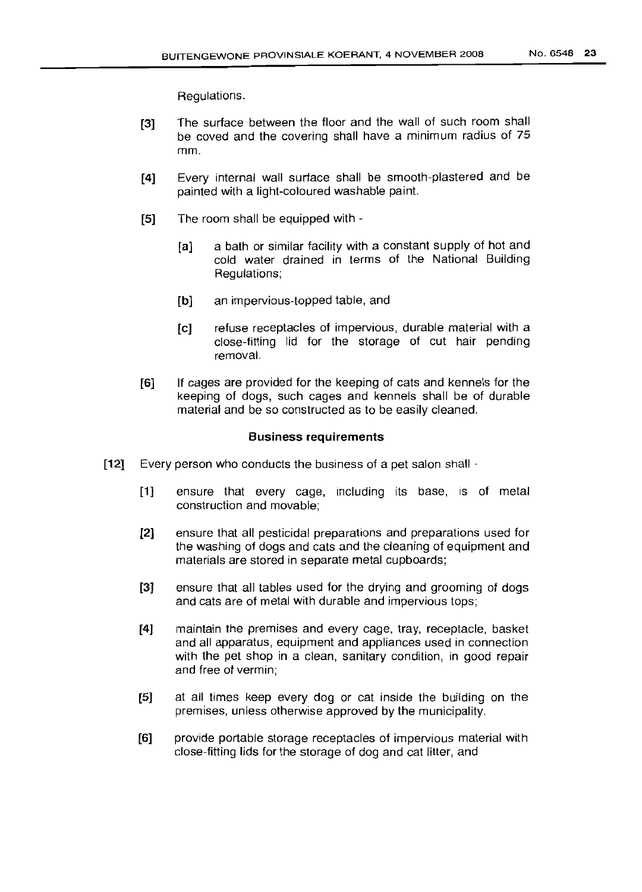Regulations.

[3] The surface between the floor and the wall of such room shall be coved and the covering shall have a minimum radius of 75 mm.

[4] Every internal wall surface shall be smooth-plastered and be painted with a light-coloured washable paint.

[5] The room shall be equipped with -

[a] a bath or similar facility with a constant supply of hot and cold water drained in terms of the National Building Regulations;

[b] an impervious-topped table, and

[c] refuse receptacles of impervious, durable material with a close-fitting lid for the storage of cut hair pending removal.

[6] If cages are provided for the keeping of cats and kennels for the keeping of dogs, such cages and kennels shall be of durable material and be so constructed as to be easily cleaned.

**Business requirements**

[12] Every person who conducts the business of a pet salon shall -

[1] ensure that every cage, including its base, is of metal construction and movable;

[2] ensure that all pesticidal preparations and preparations used for the washing of dogs and cats and the cleaning of equipment and materials are stored in separate metal cupboards;

[3] ensure that all tables used for the drying and grooming of dogs and cats are of metal with durable and impervious tops;

[4] maintain the premises and every cage, tray, receptacle, basket and all apparatus, equipment and appliances used in connection with the pet shop in a clean, sanitary condition, in good repair and free of vermin;

[5] at all times keep every dog or cat inside the building on the premises, unless otherwise approved by the municipality.

[6] provide portable storage receptacles of impervious material with close-fitting lids for the storage of dog and cat litter, and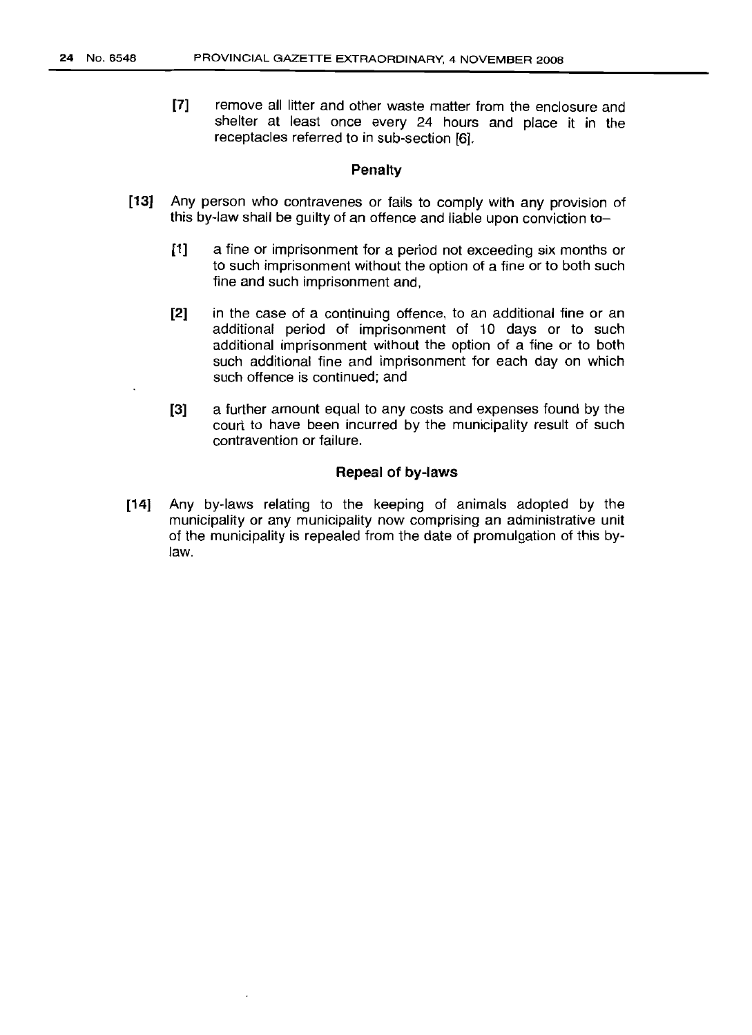[7] remove all litter and other waste matter from the enclosure and shelter at least once every 24 hours and place it in the receptacles referred to in sub-section [6].

### Penalty

[13] Any person who contravenes or fails to comply with any provision of this by-law shall be guilty of an offence and liable upon conviction to–

[1] a fine or imprisonment for a period not exceeding six months or to such imprisonment without the option of a fine or to both such fine and such imprisonment and,

[2] in the case of a continuing offence, to an additional fine or an additional period of imprisonment of 10 days or to such additional imprisonment without the option of a fine or to both such additional fine and imprisonment for each day on which such offence is continued; and

[3] a further amount equal to any costs and expenses found by the court to have been incurred by the municipality result of such contravention or failure.

### Repeal of by-laws

[14] Any by-laws relating to the keeping of animals adopted by the municipality or any municipality now comprising an administrative unit of the municipality is repealed from the date of promulgation of this by-law.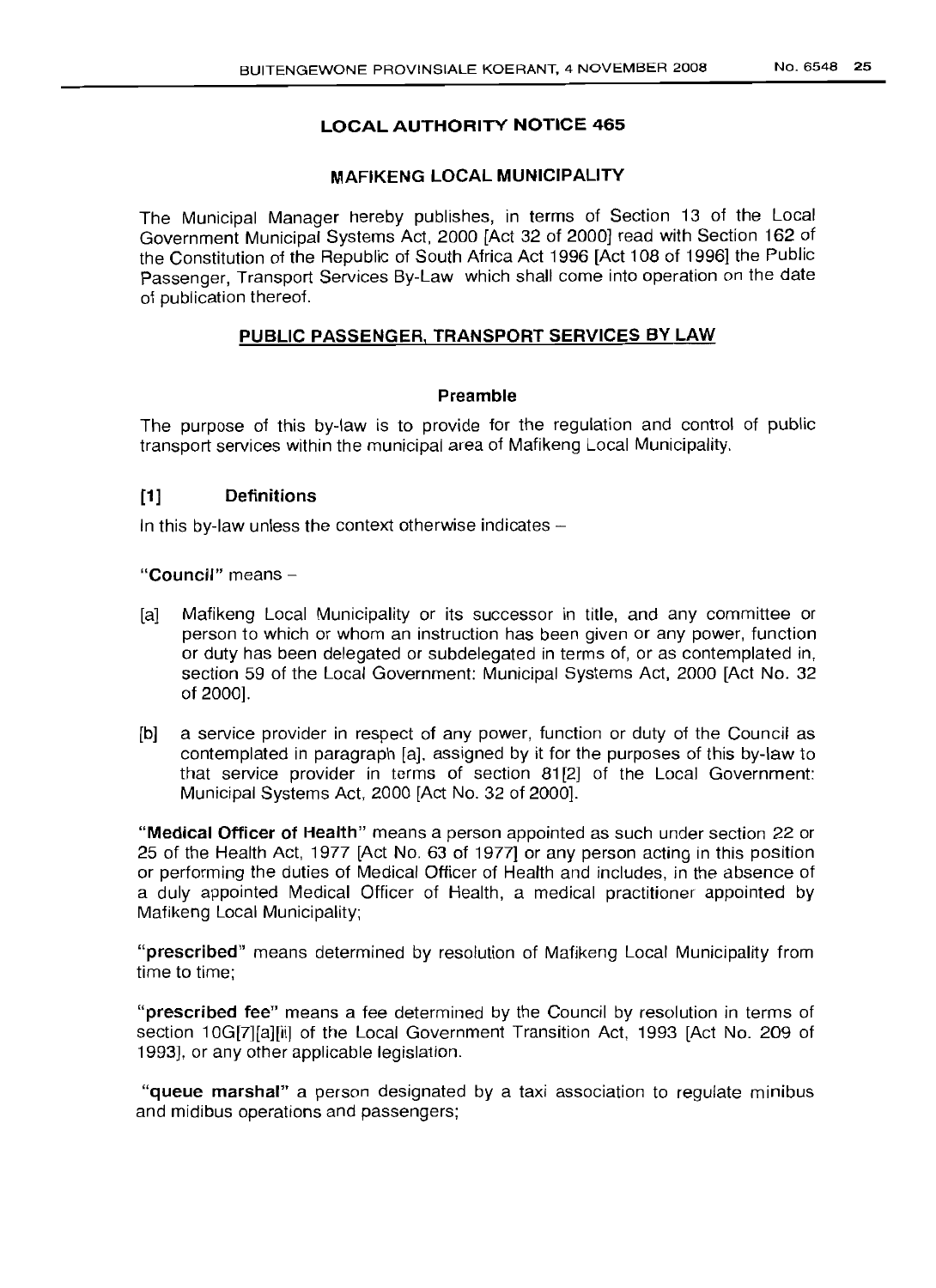## LOCAL AUTHORITY NOTICE 465

### MAFIKENG LOCAL MUNICIPALITY

The Municipal Manager hereby publishes, in terms of Section 13 of the Local Government Municipal Systems Act, 2000 [Act 32 of 2000] read with Section 162 of the Constitution of the Republic of South Africa Act 1996 [Act 108 of 1996] the Public Passenger, Transport Services By-Law which shall come into operation on the date of publication thereof.

### PUBLIC PASSENGER, TRANSPORT SERVICES BY LAW

#### Preamble

The purpose of this by-law is to provide for the regulation and control of public transport services within the municipal area of Mafikeng Local Municipality.

#### [1] Definitions

In this by-law unless the context otherwise indicates –

**"Council"** means –

[a] Mafikeng Local Municipality or its successor in title, and any committee or person to which or whom an instruction has been given or any power, function or duty has been delegated or subdelegated in terms of, or as contemplated in, section 59 of the Local Government: Municipal Systems Act, 2000 [Act No. 32 of 2000].

[b] a service provider in respect of any power, function or duty of the Council as contemplated in paragraph [a], assigned by it for the purposes of this by-law to that service provider in terms of section 81[2] of the Local Government: Municipal Systems Act, 2000 [Act No. 32 of 2000].

**"Medical Officer of Health"** means a person appointed as such under section 22 or 25 of the Health Act, 1977 [Act No. 63 of 1977] or any person acting in this position or performing the duties of Medical Officer of Health and includes, in the absence of a duly appointed Medical Officer of Health, a medical practitioner appointed by Mafikeng Local Municipality;

**"prescribed"** means determined by resolution of Mafikeng Local Municipality from time to time;

**"prescribed fee"** means a fee determined by the Council by resolution in terms of section 10G[7][a][ii] of the Local Government Transition Act, 1993 [Act No. 209 of 1993], or any other applicable legislation.

**"queue marshal"** a person designated by a taxi association to regulate minibus and midibus operations and passengers;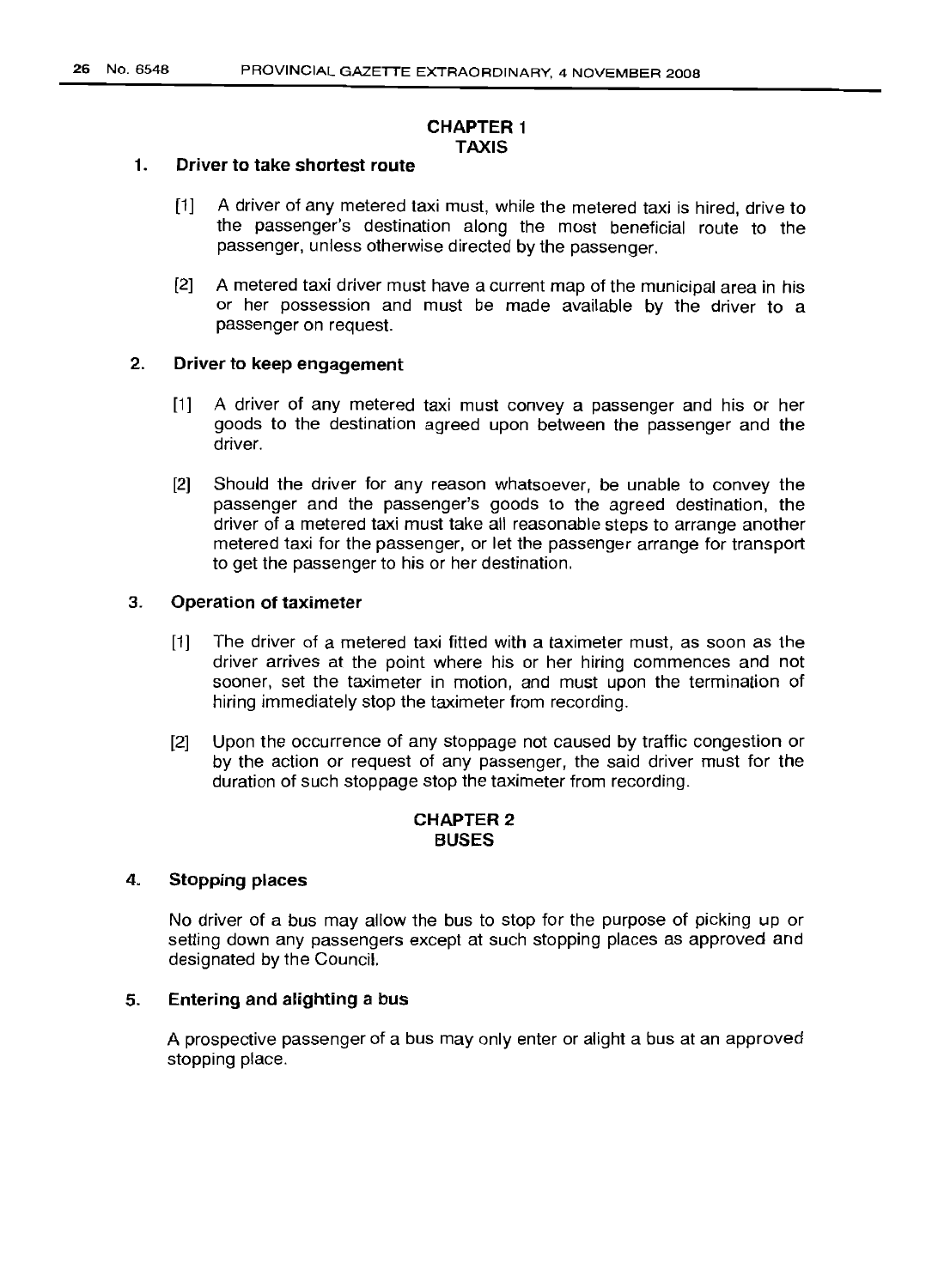## CHAPTER 1
## TAXIS

### 1. Driver to take shortest route

[1] A driver of any metered taxi must, while the metered taxi is hired, drive to the passenger's destination along the most beneficial route to the passenger, unless otherwise directed by the passenger.

[2] A metered taxi driver must have a current map of the municipal area in his or her possession and must be made available by the driver to a passenger on request.

### 2. Driver to keep engagement

[1] A driver of any metered taxi must convey a passenger and his or her goods to the destination agreed upon between the passenger and the driver.

[2] Should the driver for any reason whatsoever, be unable to convey the passenger and the passenger's goods to the agreed destination, the driver of a metered taxi must take all reasonable steps to arrange another metered taxi for the passenger, or let the passenger arrange for transport to get the passenger to his or her destination.

### 3. Operation of taximeter

[1] The driver of a metered taxi fitted with a taximeter must, as soon as the driver arrives at the point where his or her hiring commences and not sooner, set the taximeter in motion, and must upon the termination of hiring immediately stop the taximeter from recording.

[2] Upon the occurrence of any stoppage not caused by traffic congestion or by the action or request of any passenger, the said driver must for the duration of such stoppage stop the taximeter from recording.

## CHAPTER 2
## BUSES

### 4. Stopping places

No driver of a bus may allow the bus to stop for the purpose of picking up or setting down any passengers except at such stopping places as approved and designated by the Council.

### 5. Entering and alighting a bus

A prospective passenger of a bus may only enter or alight a bus at an approved stopping place.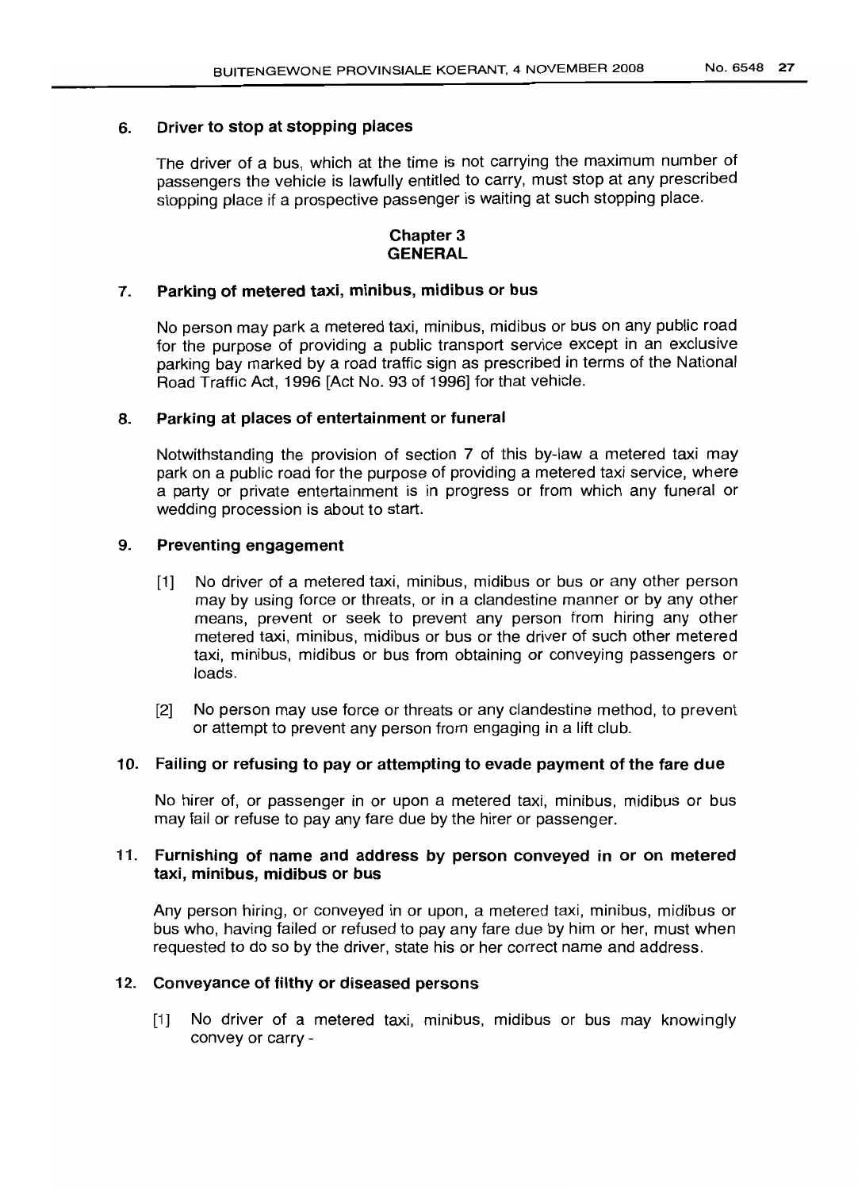### 6. Driver to stop at stopping places

The driver of a bus, which at the time is not carrying the maximum number of passengers the vehicle is lawfully entitled to carry, must stop at any prescribed stopping place if a prospective passenger is waiting at such stopping place.

## Chapter 3
## GENERAL

### 7. Parking of metered taxi, minibus, midibus or bus

No person may park a metered taxi, minibus, midibus or bus on any public road for the purpose of providing a public transport service except in an exclusive parking bay marked by a road traffic sign as prescribed in terms of the National Road Traffic Act, 1996 [Act No. 93 of 1996] for that vehicle.

### 8. Parking at places of entertainment or funeral

Notwithstanding the provision of section 7 of this by-law a metered taxi may park on a public road for the purpose of providing a metered taxi service, where a party or private entertainment is in progress or from which any funeral or wedding procession is about to start.

### 9. Preventing engagement

[1] No driver of a metered taxi, minibus, midibus or bus or any other person may by using force or threats, or in a clandestine manner or by any other means, prevent or seek to prevent any person from hiring any other metered taxi, minibus, midibus or bus or the driver of such other metered taxi, minibus, midibus or bus from obtaining or conveying passengers or loads.

[2] No person may use force or threats or any clandestine method, to prevent or attempt to prevent any person from engaging in a lift club.

### 10. Failing or refusing to pay or attempting to evade payment of the fare due

No hirer of, or passenger in or upon a metered taxi, minibus, midibus or bus may fail or refuse to pay any fare due by the hirer or passenger.

### 11. Furnishing of name and address by person conveyed in or on metered taxi, minibus, midibus or bus

Any person hiring, or conveyed in or upon, a metered taxi, minibus, midibus or bus who, having failed or refused to pay any fare due by him or her, must when requested to do so by the driver, state his or her correct name and address.

### 12. Conveyance of filthy or diseased persons

[1] No driver of a metered taxi, minibus, midibus or bus may knowingly convey or carry -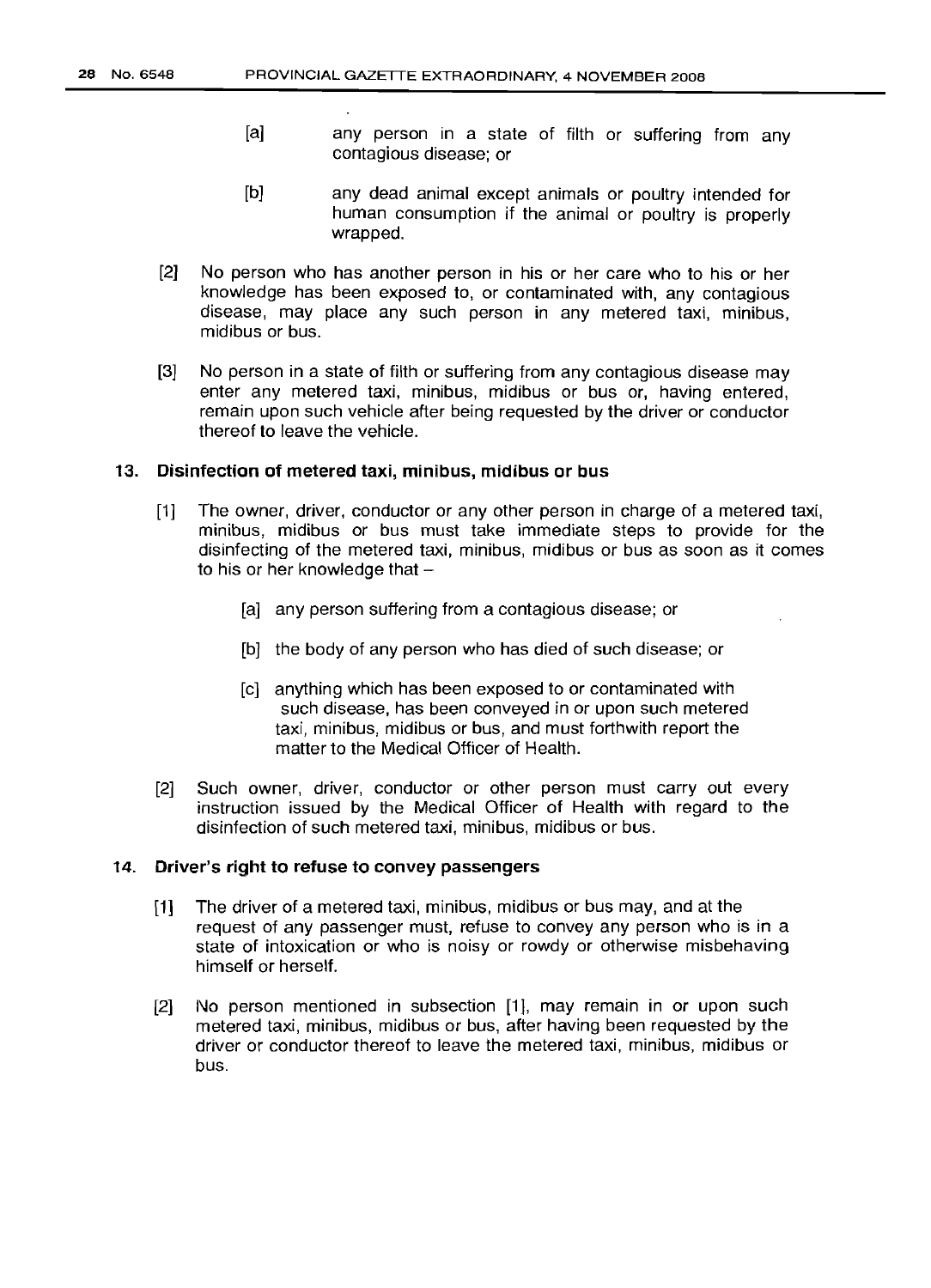[a] any person in a state of filth or suffering from any contagious disease; or

[b] any dead animal except animals or poultry intended for human consumption if the animal or poultry is properly wrapped.

[2] No person who has another person in his or her care who to his or her knowledge has been exposed to, or contaminated with, any contagious disease, may place any such person in any metered taxi, minibus, midibus or bus.

[3] No person in a state of filth or suffering from any contagious disease may enter any metered taxi, minibus, midibus or bus or, having entered, remain upon such vehicle after being requested by the driver or conductor thereof to leave the vehicle.

## 13. Disinfection of metered taxi, minibus, midibus or bus

[1] The owner, driver, conductor or any other person in charge of a metered taxi, minibus, midibus or bus must take immediate steps to provide for the disinfecting of the metered taxi, minibus, midibus or bus as soon as it comes to his or her knowledge that –

[a] any person suffering from a contagious disease; or

[b] the body of any person who has died of such disease; or

[c] anything which has been exposed to or contaminated with such disease, has been conveyed in or upon such metered taxi, minibus, midibus or bus, and must forthwith report the matter to the Medical Officer of Health.

[2] Such owner, driver, conductor or other person must carry out every instruction issued by the Medical Officer of Health with regard to the disinfection of such metered taxi, minibus, midibus or bus.

## 14. Driver's right to refuse to convey passengers

[1] The driver of a metered taxi, minibus, midibus or bus may, and at the request of any passenger must, refuse to convey any person who is in a state of intoxication or who is noisy or rowdy or otherwise misbehaving himself or herself.

[2] No person mentioned in subsection [1], may remain in or upon such metered taxi, minibus, midibus or bus, after having been requested by the driver or conductor thereof to leave the metered taxi, minibus, midibus or bus.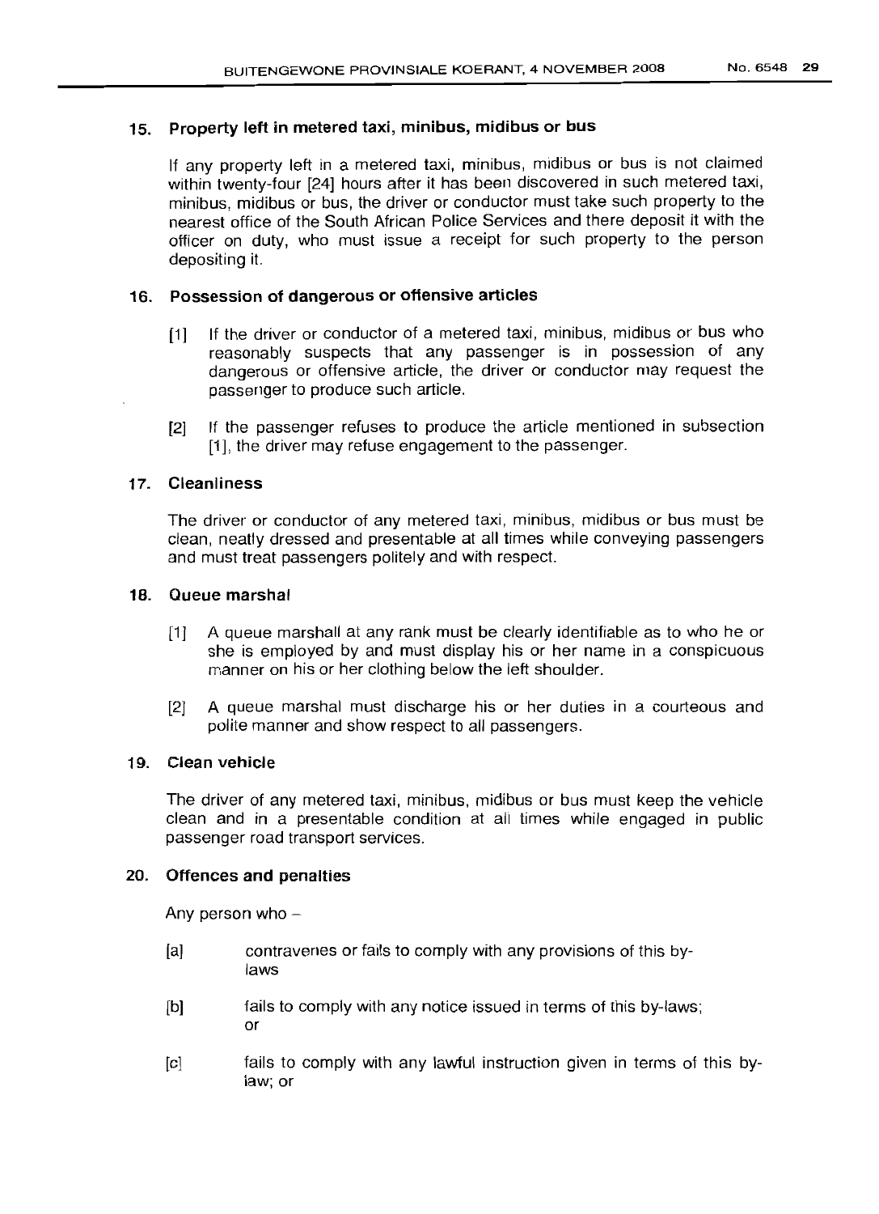## 15. Property left in metered taxi, minibus, midibus or bus

If any property left in a metered taxi, minibus, midibus or bus is not claimed within twenty-four [24] hours after it has been discovered in such metered taxi, minibus, midibus or bus, the driver or conductor must take such property to the nearest office of the South African Police Services and there deposit it with the officer on duty, who must issue a receipt for such property to the person depositing it.

## 16. Possession of dangerous or offensive articles

[1] If the driver or conductor of a metered taxi, minibus, midibus or bus who reasonably suspects that any passenger is in possession of any dangerous or offensive article, the driver or conductor may request the passenger to produce such article.

[2] If the passenger refuses to produce the article mentioned in subsection [1], the driver may refuse engagement to the passenger.

## 17. Cleanliness

The driver or conductor of any metered taxi, minibus, midibus or bus must be clean, neatly dressed and presentable at all times while conveying passengers and must treat passengers politely and with respect.

## 18. Queue marshal

[1] A queue marshall at any rank must be clearly identifiable as to who he or she is employed by and must display his or her name in a conspicuous manner on his or her clothing below the left shoulder.

[2] A queue marshal must discharge his or her duties in a courteous and polite manner and show respect to all passengers.

## 19. Clean vehicle

The driver of any metered taxi, minibus, midibus or bus must keep the vehicle clean and in a presentable condition at all times while engaged in public passenger road transport services.

## 20. Offences and penalties

Any person who –

[a] contravenes or fails to comply with any provisions of this by-laws

[b] fails to comply with any notice issued in terms of this by-laws; or

[c] fails to comply with any lawful instruction given in terms of this by-law; or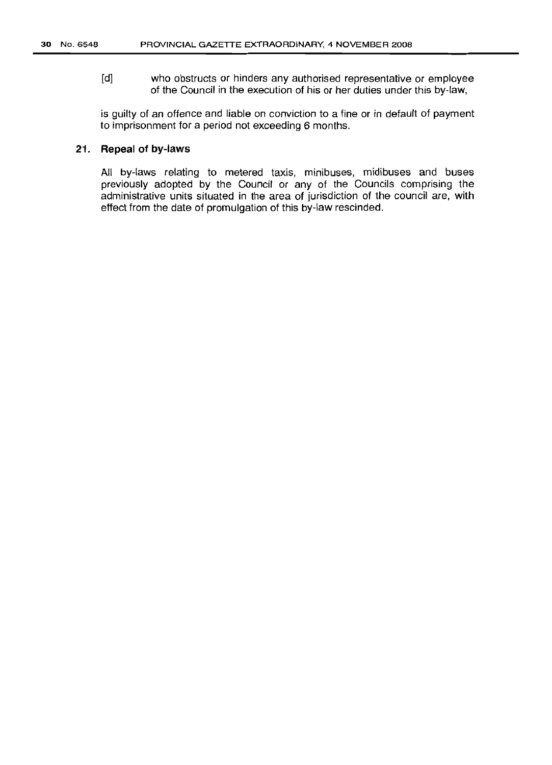[d] who obstructs or hinders any authorised representative or employee of the Council in the execution of his or her duties under this by-law,

is guilty of an offence and liable on conviction to a fine or in default of payment to imprisonment for a period not exceeding 6 months.

### 21. Repeal of by-laws

All by-laws relating to metered taxis, minibuses, midibuses and buses previously adopted by the Council or any of the Councils comprising the administrative units situated in the area of jurisdiction of the council are, with effect from the date of promulgation of this by-law rescinded.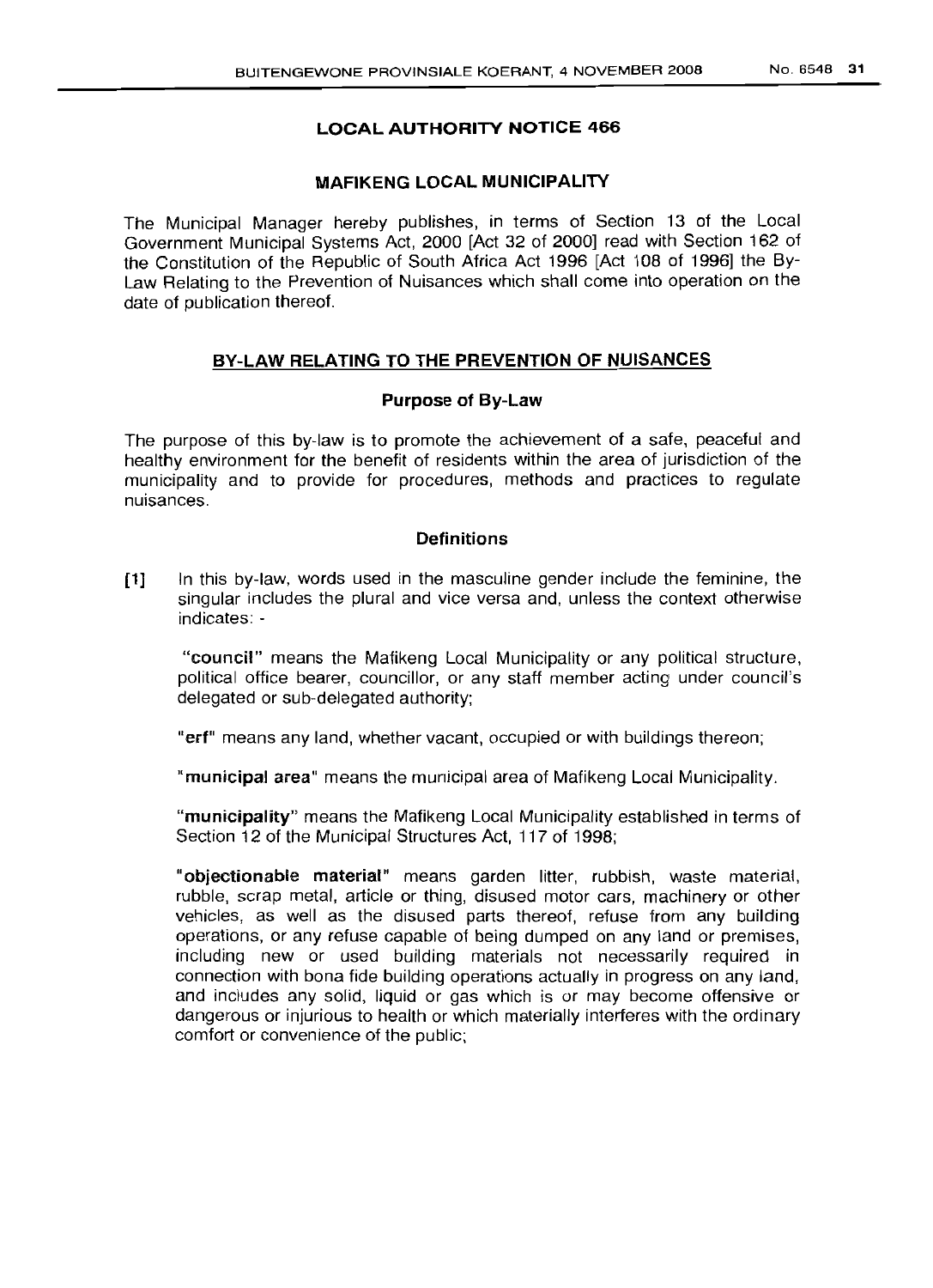## LOCAL AUTHORITY NOTICE 466

### MAFIKENG LOCAL MUNICIPALITY

The Municipal Manager hereby publishes, in terms of Section 13 of the Local Government Municipal Systems Act, 2000 [Act 32 of 2000] read with Section 162 of the Constitution of the Republic of South Africa Act 1996 [Act 108 of 1996] the By-Law Relating to the Prevention of Nuisances which shall come into operation on the date of publication thereof.

## BY-LAW RELATING TO THE PREVENTION OF NUISANCES

### Purpose of By-Law

The purpose of this by-law is to promote the achievement of a safe, peaceful and healthy environment for the benefit of residents within the area of jurisdiction of the municipality and to provide for procedures, methods and practices to regulate nuisances.

### Definitions

[1] In this by-law, words used in the masculine gender include the feminine, the singular includes the plural and vice versa and, unless the context otherwise indicates: -

"**council**" means the Mafikeng Local Municipality or any political structure, political office bearer, councillor, or any staff member acting under council's delegated or sub-delegated authority;

"**erf**" means any land, whether vacant, occupied or with buildings thereon;

"**municipal area**" means the municipal area of Mafikeng Local Municipality.

"**municipality**" means the Mafikeng Local Municipality established in terms of Section 12 of the Municipal Structures Act, 117 of 1998;

"**objectionable material**" means garden litter, rubbish, waste material, rubble, scrap metal, article or thing, disused motor cars, machinery or other vehicles, as well as the disused parts thereof, refuse from any building operations, or any refuse capable of being dumped on any land or premises, including new or used building materials not necessarily required in connection with bona fide building operations actually in progress on any land, and includes any solid, liquid or gas which is or may become offensive or dangerous or injurious to health or which materially interferes with the ordinary comfort or convenience of the public;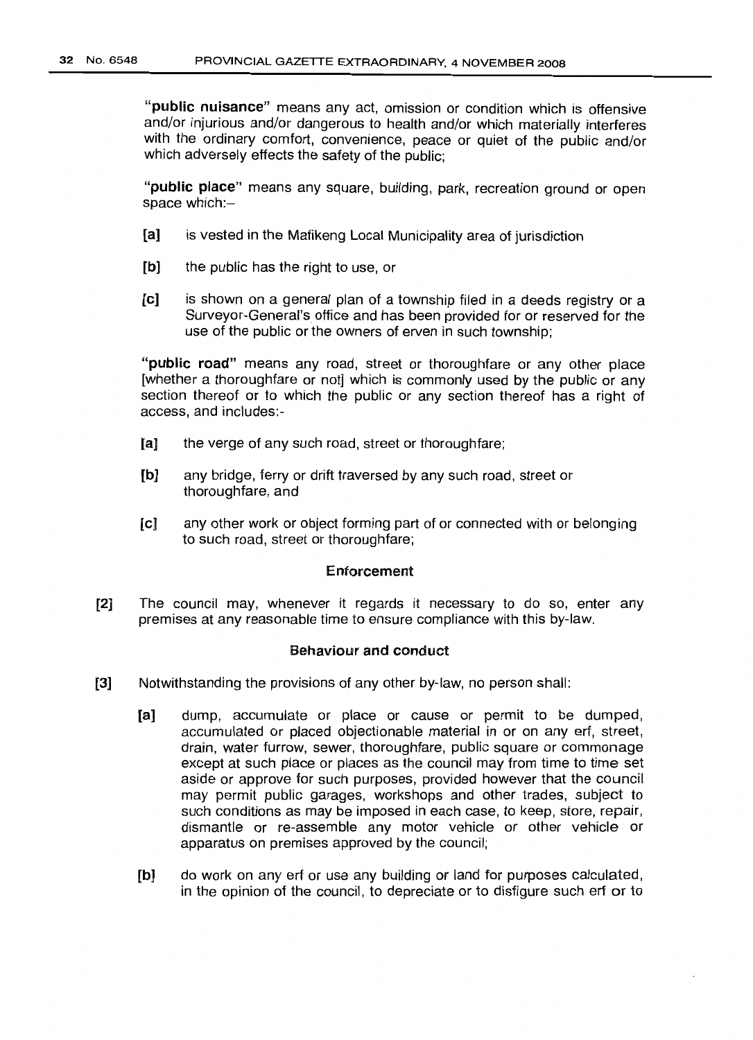"**public nuisance**" means any act, omission or condition which is offensive and/or injurious and/or dangerous to health and/or which materially interferes with the ordinary comfort, convenience, peace or quiet of the public and/or which adversely effects the safety of the public;

"**public place**" means any square, building, park, recreation ground or open space which:–

[a] is vested in the Mafikeng Local Municipality area of jurisdiction

[b] the public has the right to use, or

[c] is shown on a general plan of a township filed in a deeds registry or a Surveyor-General's office and has been provided for or reserved for the use of the public or the owners of erven in such township;

"**public road**" means any road, street or thoroughfare or any other place [whether a thoroughfare or not] which is commonly used by the public or any section thereof or to which the public or any section thereof has a right of access, and includes:-

[a] the verge of any such road, street or thoroughfare;

[b] any bridge, ferry or drift traversed by any such road, street or thoroughfare, and

[c] any other work or object forming part of or connected with or belonging to such road, street or thoroughfare;

### Enforcement

[2] The council may, whenever it regards it necessary to do so, enter any premises at any reasonable time to ensure compliance with this by-law.

### Behaviour and conduct

[3] Notwithstanding the provisions of any other by-law, no person shall:

[a] dump, accumulate or place or cause or permit to be dumped, accumulated or placed objectionable material in or on any erf, street, drain, water furrow, sewer, thoroughfare, public square or commonage except at such place or places as the council may from time to time set aside or approve for such purposes, provided however that the council may permit public garages, workshops and other trades, subject to such conditions as may be imposed in each case, to keep, store, repair, dismantle or re-assemble any motor vehicle or other vehicle or apparatus on premises approved by the council;

[b] do work on any erf or use any building or land for purposes calculated, in the opinion of the council, to depreciate or to disfigure such erf or to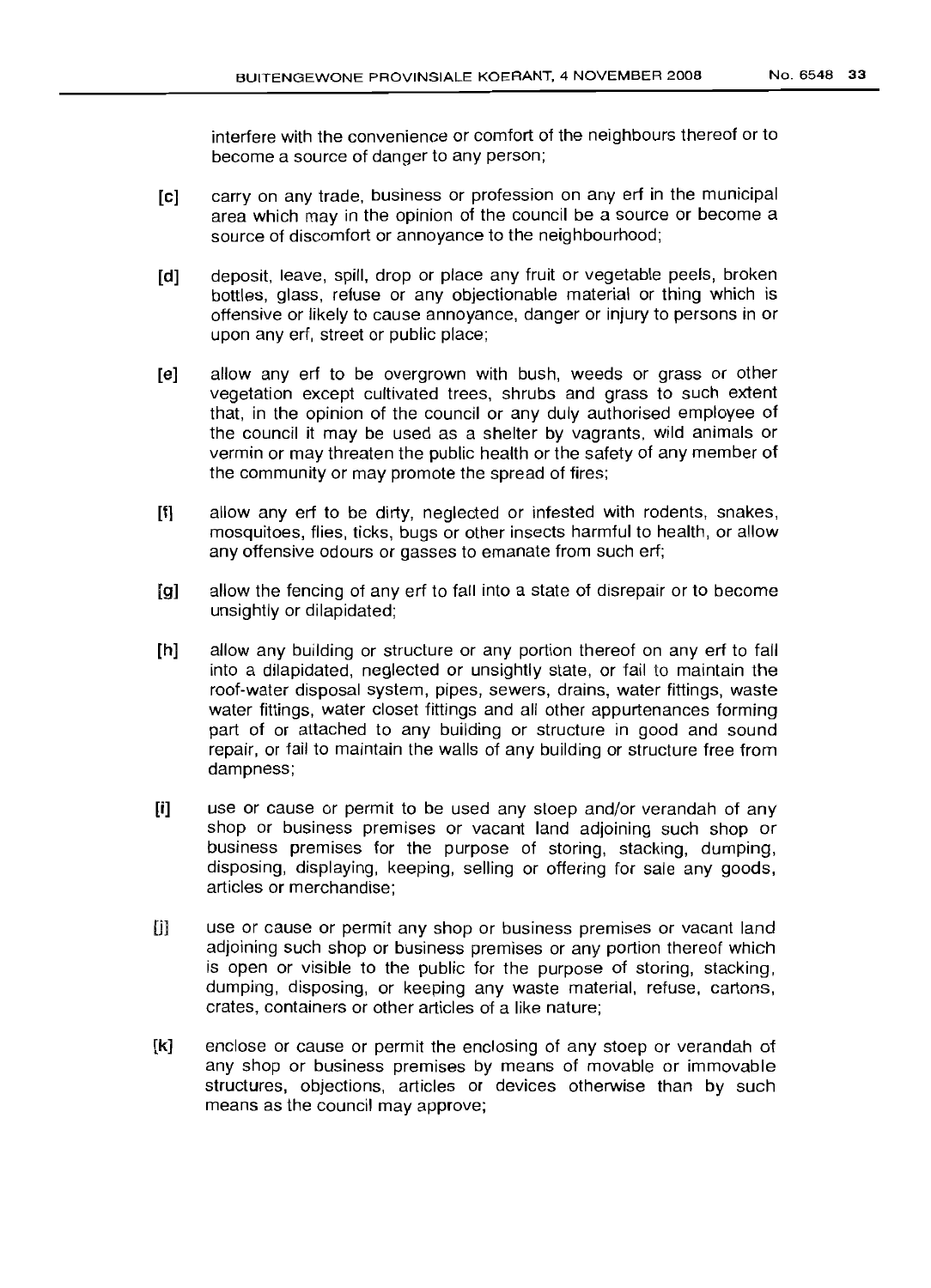interfere with the convenience or comfort of the neighbours thereof or to become a source of danger to any person;

[c] carry on any trade, business or profession on any erf in the municipal area which may in the opinion of the council be a source or become a source of discomfort or annoyance to the neighbourhood;

[d] deposit, leave, spill, drop or place any fruit or vegetable peels, broken bottles, glass, refuse or any objectionable material or thing which is offensive or likely to cause annoyance, danger or injury to persons in or upon any erf, street or public place;

[e] allow any erf to be overgrown with bush, weeds or grass or other vegetation except cultivated trees, shrubs and grass to such extent that, in the opinion of the council or any duly authorised employee of the council it may be used as a shelter by vagrants, wild animals or vermin or may threaten the public health or the safety of any member of the community or may promote the spread of fires;

[f] allow any erf to be dirty, neglected or infested with rodents, snakes, mosquitoes, flies, ticks, bugs or other insects harmful to health, or allow any offensive odours or gasses to emanate from such erf;

[g] allow the fencing of any erf to fall into a state of disrepair or to become unsightly or dilapidated;

[h] allow any building or structure or any portion thereof on any erf to fall into a dilapidated, neglected or unsightly state, or fail to maintain the roof-water disposal system, pipes, sewers, drains, water fittings, waste water fittings, water closet fittings and all other appurtenances forming part of or attached to any building or structure in good and sound repair, or fail to maintain the walls of any building or structure free from dampness;

[i] use or cause or permit to be used any stoep and/or verandah of any shop or business premises or vacant land adjoining such shop or business premises for the purpose of storing, stacking, dumping, disposing, displaying, keeping, selling or offering for sale any goods, articles or merchandise;

[j] use or cause or permit any shop or business premises or vacant land adjoining such shop or business premises or any portion thereof which is open or visible to the public for the purpose of storing, stacking, dumping, disposing, or keeping any waste material, refuse, cartons, crates, containers or other articles of a like nature;

[k] enclose or cause or permit the enclosing of any stoep or verandah of any shop or business premises by means of movable or immovable structures, objections, articles or devices otherwise than by such means as the council may approve;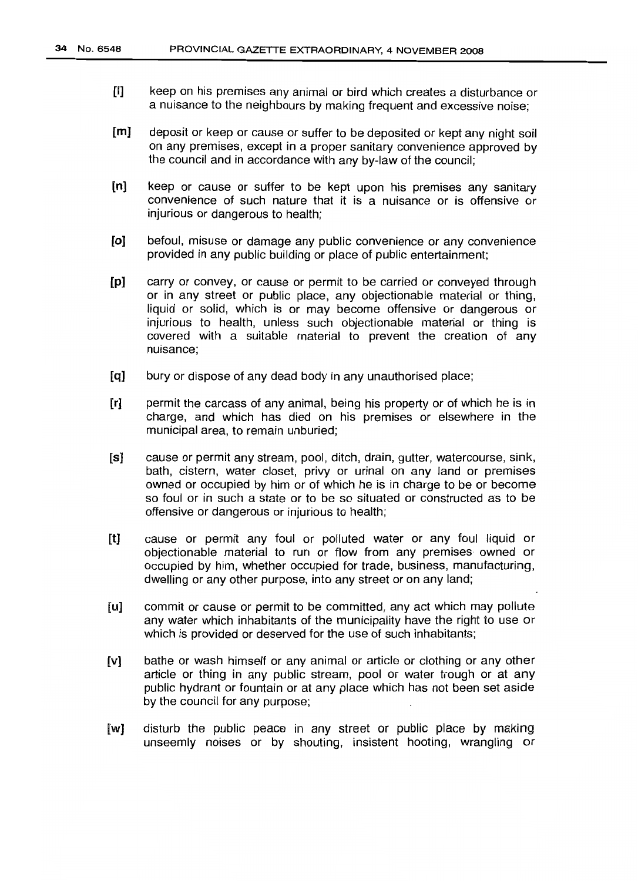[l] keep on his premises any animal or bird which creates a disturbance or a nuisance to the neighbours by making frequent and excessive noise;

[m] deposit or keep or cause or suffer to be deposited or kept any night soil on any premises, except in a proper sanitary convenience approved by the council and in accordance with any by-law of the council;

[n] keep or cause or suffer to be kept upon his premises any sanitary convenience of such nature that it is a nuisance or is offensive or injurious or dangerous to health;

[o] befoul, misuse or damage any public convenience or any convenience provided in any public building or place of public entertainment;

[p] carry or convey, or cause or permit to be carried or conveyed through or in any street or public place, any objectionable material or thing, liquid or solid, which is or may become offensive or dangerous or injurious to health, unless such objectionable material or thing is covered with a suitable material to prevent the creation of any nuisance;

[q] bury or dispose of any dead body in any unauthorised place;

[r] permit the carcass of any animal, being his property or of which he is in charge, and which has died on his premises or elsewhere in the municipal area, to remain unburied;

[s] cause or permit any stream, pool, ditch, drain, gutter, watercourse, sink, bath, cistern, water closet, privy or urinal on any land or premises owned or occupied by him or of which he is in charge to be or become so foul or in such a state or to be so situated or constructed as to be offensive or dangerous or injurious to health;

[t] cause or permit any foul or polluted water or any foul liquid or objectionable material to run or flow from any premises owned or occupied by him, whether occupied for trade, business, manufacturing, dwelling or any other purpose, into any street or on any land;

[u] commit or cause or permit to be committed, any act which may pollute any water which inhabitants of the municipality have the right to use or which is provided or deserved for the use of such inhabitants;

[v] bathe or wash himself or any animal or article or clothing or any other article or thing in any public stream, pool or water trough or at any public hydrant or fountain or at any place which has not been set aside by the council for any purpose;

[w] disturb the public peace in any street or public place by making unseemly noises or by shouting, insistent hooting, wrangling or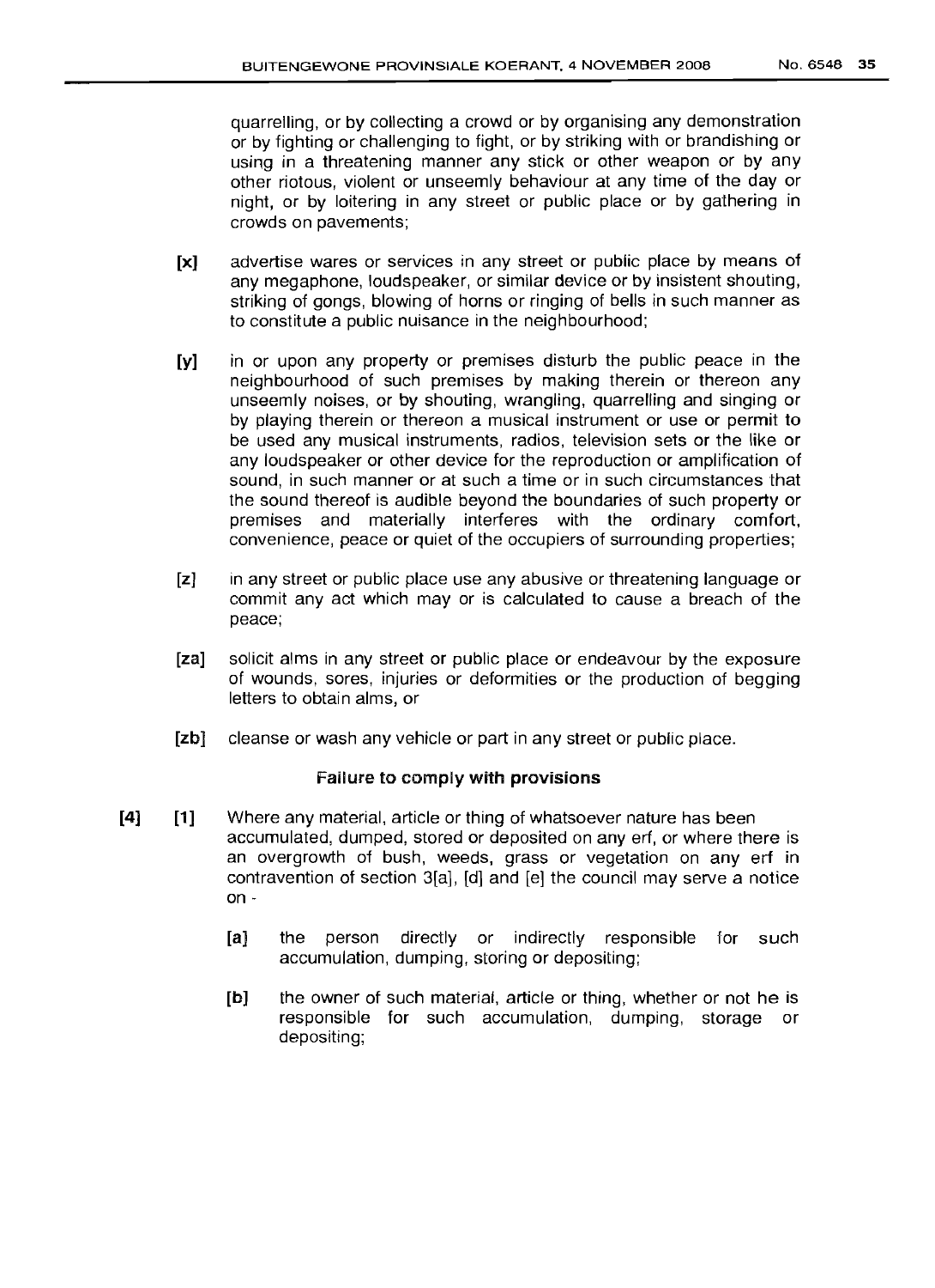quarrelling, or by collecting a crowd or by organising any demonstration or by fighting or challenging to fight, or by striking with or brandishing or using in a threatening manner any stick or other weapon or by any other riotous, violent or unseemly behaviour at any time of the day or night, or by loitering in any street or public place or by gathering in crowds on pavements;

[x] advertise wares or services in any street or public place by means of any megaphone, loudspeaker, or similar device or by insistent shouting, striking of gongs, blowing of horns or ringing of bells in such manner as to constitute a public nuisance in the neighbourhood;

[y] in or upon any property or premises disturb the public peace in the neighbourhood of such premises by making therein or thereon any unseemly noises, or by shouting, wrangling, quarrelling and singing or by playing therein or thereon a musical instrument or use or permit to be used any musical instruments, radios, television sets or the like or any loudspeaker or other device for the reproduction or amplification of sound, in such manner or at such a time or in such circumstances that the sound thereof is audible beyond the boundaries of such property or premises and materially interferes with the ordinary comfort, convenience, peace or quiet of the occupiers of surrounding properties;

[z] in any street or public place use any abusive or threatening language or commit any act which may or is calculated to cause a breach of the peace;

[za] solicit alms in any street or public place or endeavour by the exposure of wounds, sores, injuries or deformities or the production of begging letters to obtain alms, or

[zb] cleanse or wash any vehicle or part in any street or public place.

**Failure to comply with provisions**

[4] [1] Where any material, article or thing of whatsoever nature has been accumulated, dumped, stored or deposited on any erf, or where there is an overgrowth of bush, weeds, grass or vegetation on any erf in contravention of section 3[a], [d] and [e] the council may serve a notice on -

[a] the person directly or indirectly responsible for such accumulation, dumping, storing or depositing;

[b] the owner of such material, article or thing, whether or not he is responsible for such accumulation, dumping, storage or depositing;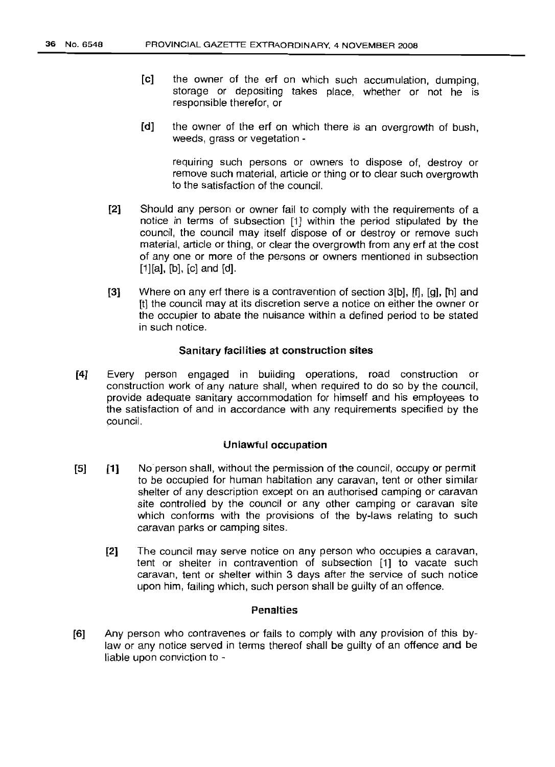[c] the owner of the erf on which such accumulation, dumping, storage or depositing takes place, whether or not he is responsible therefor, or

[d] the owner of the erf on which there is an overgrowth of bush, weeds, grass or vegetation -

requiring such persons or owners to dispose of, destroy or remove such material, article or thing or to clear such overgrowth to the satisfaction of the council.

[2] Should any person or owner fail to comply with the requirements of a notice in terms of subsection [1] within the period stipulated by the council, the council may itself dispose of or destroy or remove such material, article or thing, or clear the overgrowth from any erf at the cost of any one or more of the persons or owners mentioned in subsection [1][a], [b], [c] and [d].

[3] Where on any erf there is a contravention of section 3[b], [f], [g], [h] and [t] the council may at its discretion serve a notice on either the owner or the occupier to abate the nuisance within a defined period to be stated in such notice.

### Sanitary facilities at construction sites

[4] Every person engaged in building operations, road construction or construction work of any nature shall, when required to do so by the council, provide adequate sanitary accommodation for himself and his employees to the satisfaction of and in accordance with any requirements specified by the council.

### Unlawful occupation

[5] [1] No person shall, without the permission of the council, occupy or permit to be occupied for human habitation any caravan, tent or other similar shelter of any description except on an authorised camping or caravan site controlled by the council or any other camping or caravan site which conforms with the provisions of the by-laws relating to such caravan parks or camping sites.

[2] The council may serve notice on any person who occupies a caravan, tent or shelter in contravention of subsection [1] to vacate such caravan, tent or shelter within 3 days after the service of such notice upon him, failing which, such person shall be guilty of an offence.

### Penalties

[6] Any person who contravenes or fails to comply with any provision of this by-law or any notice served in terms thereof shall be guilty of an offence and be liable upon conviction to -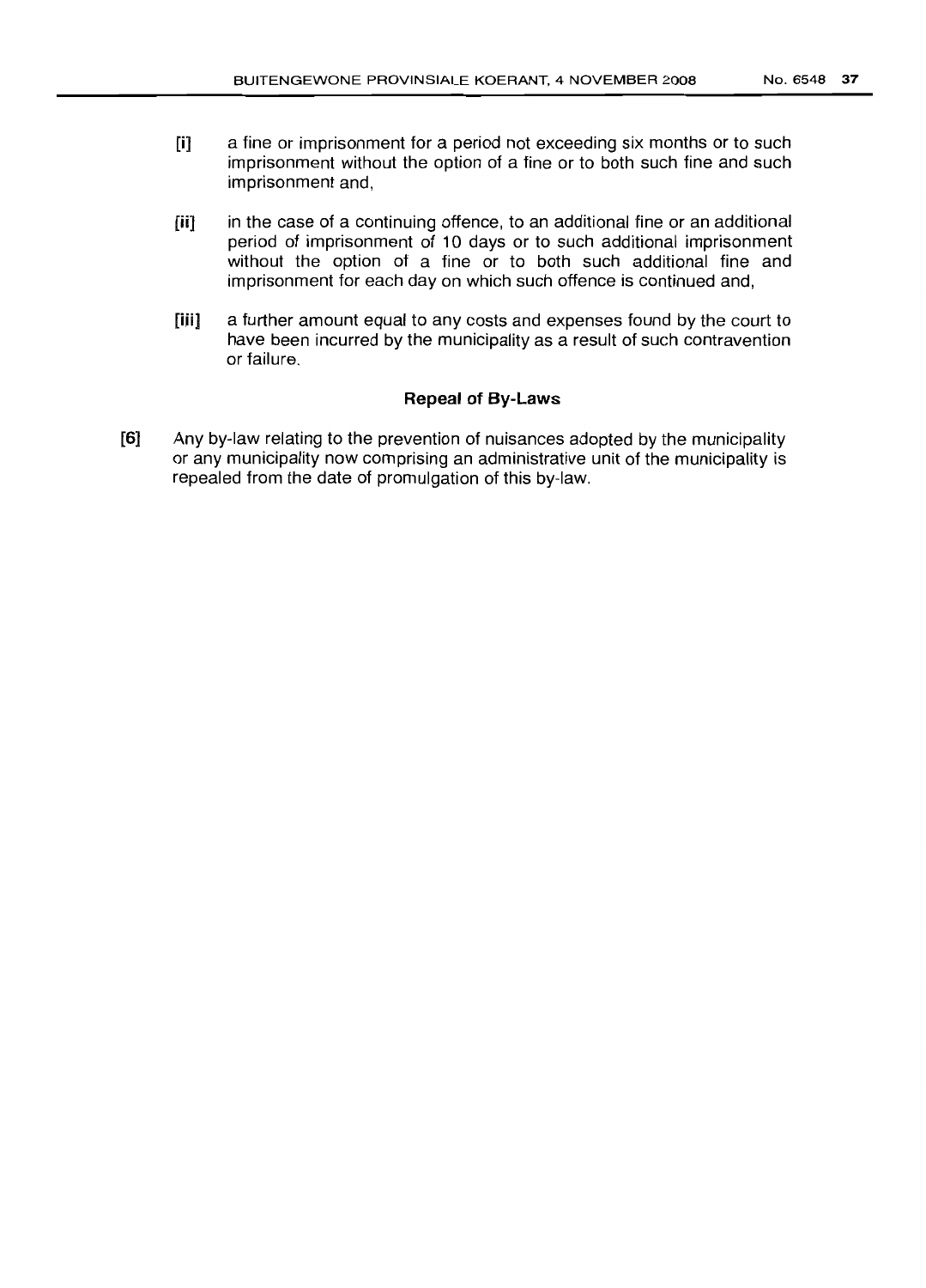[i] a fine or imprisonment for a period not exceeding six months or to such imprisonment without the option of a fine or to both such fine and such imprisonment and,

[ii] in the case of a continuing offence, to an additional fine or an additional period of imprisonment of 10 days or to such additional imprisonment without the option of a fine or to both such additional fine and imprisonment for each day on which such offence is continued and,

[iii] a further amount equal to any costs and expenses found by the court to have been incurred by the municipality as a result of such contravention or failure.

### Repeal of By-Laws

[6] Any by-law relating to the prevention of nuisances adopted by the municipality or any municipality now comprising an administrative unit of the municipality is repealed from the date of promulgation of this by-law.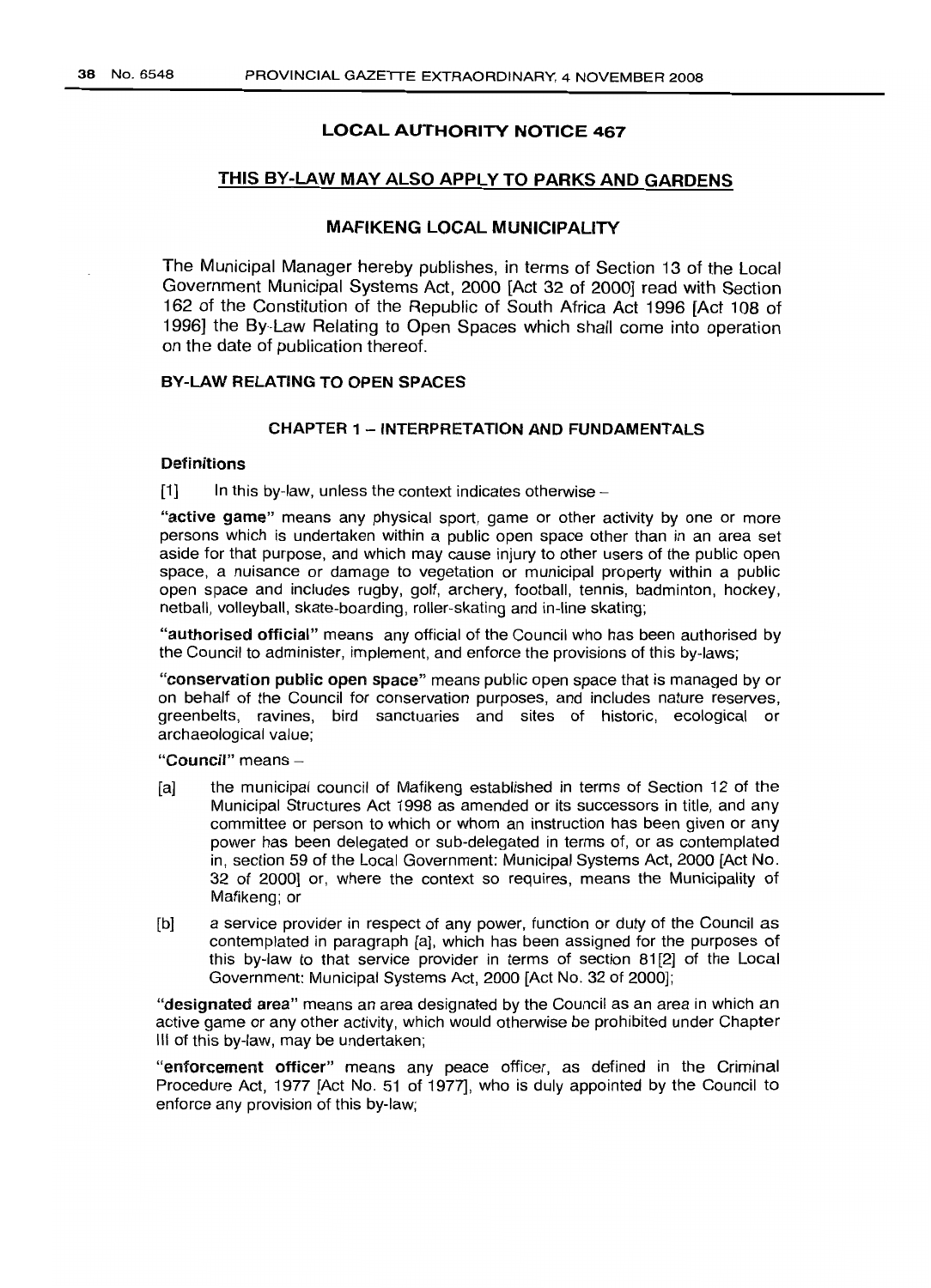## LOCAL AUTHORITY NOTICE 467

## THIS BY-LAW MAY ALSO APPLY TO PARKS AND GARDENS

## MAFIKENG LOCAL MUNICIPALITY

The Municipal Manager hereby publishes, in terms of Section 13 of the Local Government Municipal Systems Act, 2000 [Act 32 of 2000] read with Section 162 of the Constitution of the Republic of South Africa Act 1996 [Act 108 of 1996] the By-Law Relating to Open Spaces which shall come into operation on the date of publication thereof.

### BY-LAW RELATING TO OPEN SPACES

#### CHAPTER 1 – INTERPRETATION AND FUNDAMENTALS

**Definitions**

[1] In this by-law, unless the context indicates otherwise –

**"active game"** means any physical sport, game or other activity by one or more persons which is undertaken within a public open space other than in an area set aside for that purpose, and which may cause injury to other users of the public open space, a nuisance or damage to vegetation or municipal property within a public open space and includes rugby, golf, archery, football, tennis, badminton, hockey, netball, volleyball, skate-boarding, roller-skating and in-line skating;

**"authorised official"** means any official of the Council who has been authorised by the Council to administer, implement, and enforce the provisions of this by-laws;

**"conservation public open space"** means public open space that is managed by or on behalf of the Council for conservation purposes, and includes nature reserves, greenbelts, ravines, bird sanctuaries and sites of historic, ecological or archaeological value;

**"Council"** means –

[a] the municipal council of Mafikeng established in terms of Section 12 of the Municipal Structures Act 1998 as amended or its successors in title, and any committee or person to which or whom an instruction has been given or any power has been delegated or sub-delegated in terms of, or as contemplated in, section 59 of the Local Government: Municipal Systems Act, 2000 [Act No. 32 of 2000] or, where the context so requires, means the Municipality of Mafikeng; or

[b] a service provider in respect of any power, function or duty of the Council as contemplated in paragraph [a], which has been assigned for the purposes of this by-law to that service provider in terms of section 81[2] of the Local Government: Municipal Systems Act, 2000 [Act No. 32 of 2000];

**"designated area"** means an area designated by the Council as an area in which an active game or any other activity, which would otherwise be prohibited under Chapter III of this by-law, may be undertaken;

**"enforcement officer"** means any peace officer, as defined in the Criminal Procedure Act, 1977 [Act No. 51 of 1977], who is duly appointed by the Council to enforce any provision of this by-law;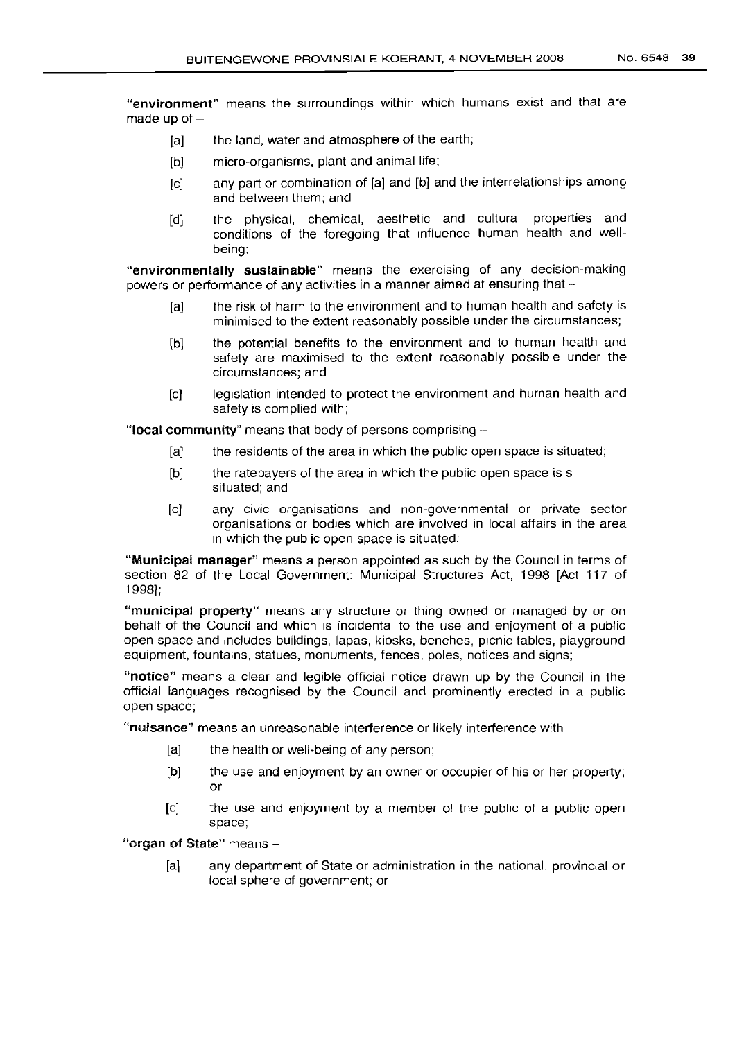**"environment"** means the surroundings within which humans exist and that are made up of –

- [a] the land, water and atmosphere of the earth;
- [b] micro-organisms, plant and animal life;
- [c] any part or combination of [a] and [b] and the interrelationships among and between them; and
- [d] the physical, chemical, aesthetic and cultural properties and conditions of the foregoing that influence human health and well-being;

**"environmentally sustainable"** means the exercising of any decision-making powers or performance of any activities in a manner aimed at ensuring that –

- [a] the risk of harm to the environment and to human health and safety is minimised to the extent reasonably possible under the circumstances;
- [b] the potential benefits to the environment and to human health and safety are maximised to the extent reasonably possible under the circumstances; and
- [c] legislation intended to protect the environment and human health and safety is complied with;

**"local community"** means that body of persons comprising –

- [a] the residents of the area in which the public open space is situated;
- [b] the ratepayers of the area in which the public open space is s situated; and
- [c] any civic organisations and non-governmental or private sector organisations or bodies which are involved in local affairs in the area in which the public open space is situated;

**"Municipal manager"** means a person appointed as such by the Council in terms of section 82 of the Local Government: Municipal Structures Act, 1998 [Act 117 of 1998];

**"municipal property"** means any structure or thing owned or managed by or on behalf of the Council and which is incidental to the use and enjoyment of a public open space and includes buildings, lapas, kiosks, benches, picnic tables, playground equipment, fountains, statues, monuments, fences, poles, notices and signs;

**"notice"** means a clear and legible official notice drawn up by the Council in the official languages recognised by the Council and prominently erected in a public open space;

**"nuisance"** means an unreasonable interference or likely interference with –

- [a] the health or well-being of any person;
- [b] the use and enjoyment by an owner or occupier of his or her property; or
- [c] the use and enjoyment by a member of the public of a public open space;

**"organ of State"** means –

- [a] any department of State or administration in the national, provincial or local sphere of government; or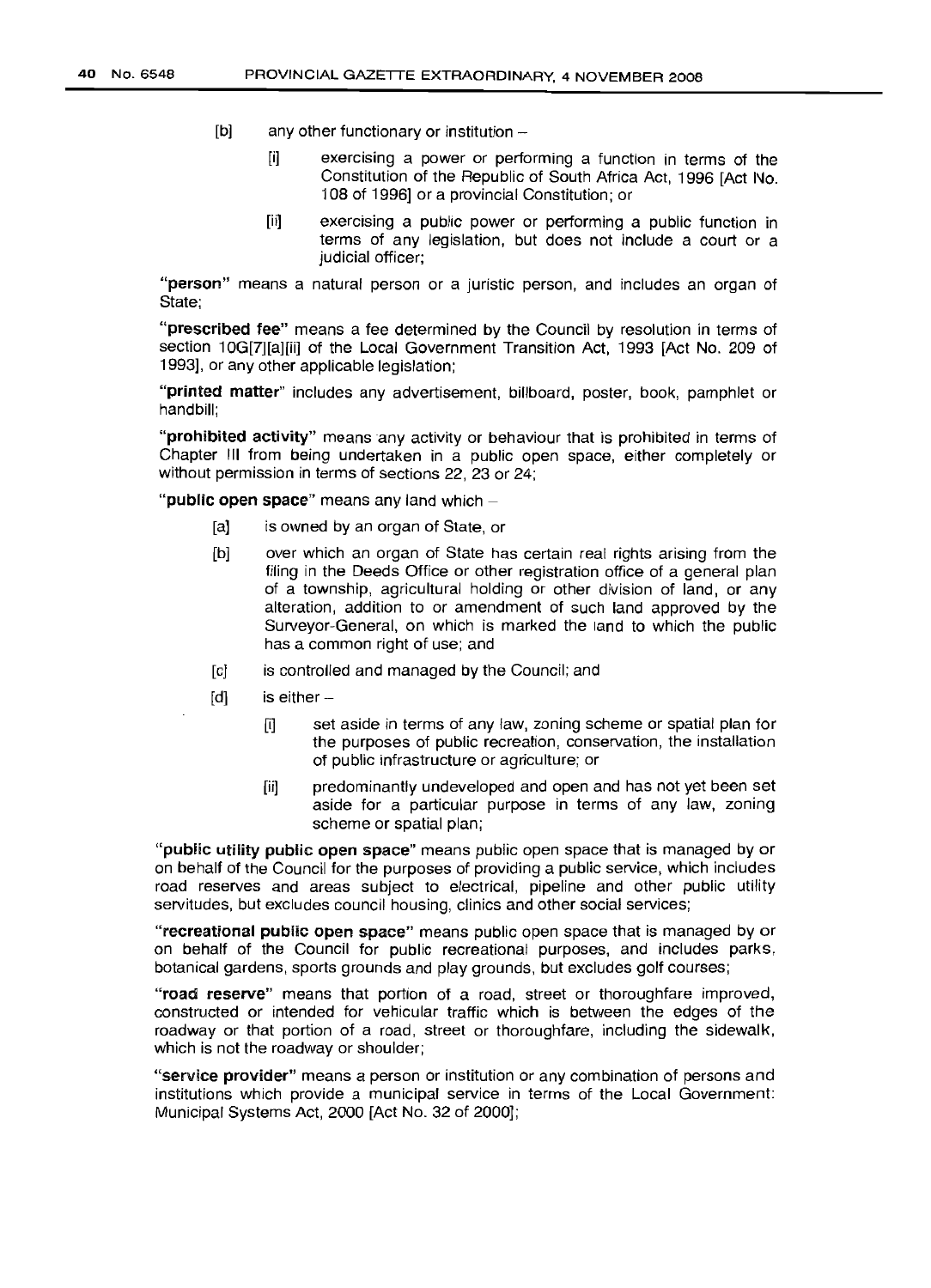[b] any other functionary or institution –

[i] exercising a power or performing a function in terms of the Constitution of the Republic of South Africa Act, 1996 [Act No. 108 of 1996] or a provincial Constitution; or

[ii] exercising a public power or performing a public function in terms of any legislation, but does not include a court or a judicial officer;

"**person**" means a natural person or a juristic person, and includes an organ of State;

"**prescribed fee**" means a fee determined by the Council by resolution in terms of section 10G[7][a][ii] of the Local Government Transition Act, 1993 [Act No. 209 of 1993], or any other applicable legislation;

"**printed matter**" includes any advertisement, billboard, poster, book, pamphlet or handbill;

"**prohibited activity**" means any activity or behaviour that is prohibited in terms of Chapter III from being undertaken in a public open space, either completely or without permission in terms of sections 22, 23 or 24;

"**public open space**" means any land which –

[a] is owned by an organ of State, or

[b] over which an organ of State has certain real rights arising from the filing in the Deeds Office or other registration office of a general plan of a township, agricultural holding or other division of land, or any alteration, addition to or amendment of such land approved by the Surveyor-General, on which is marked the land to which the public has a common right of use; and

[c] is controlled and managed by the Council; and

[d] is either –

[i] set aside in terms of any law, zoning scheme or spatial plan for the purposes of public recreation, conservation, the installation of public infrastructure or agriculture; or

[ii] predominantly undeveloped and open and has not yet been set aside for a particular purpose in terms of any law, zoning scheme or spatial plan;

"**public utility public open space**" means public open space that is managed by or on behalf of the Council for the purposes of providing a public service, which includes road reserves and areas subject to electrical, pipeline and other public utility servitudes, but excludes council housing, clinics and other social services;

"**recreational public open space**" means public open space that is managed by or on behalf of the Council for public recreational purposes, and includes parks, botanical gardens, sports grounds and play grounds, but excludes golf courses;

"**road reserve**" means that portion of a road, street or thoroughfare improved, constructed or intended for vehicular traffic which is between the edges of the roadway or that portion of a road, street or thoroughfare, including the sidewalk, which is not the roadway or shoulder;

"**service provider**" means a person or institution or any combination of persons and institutions which provide a municipal service in terms of the Local Government: Municipal Systems Act, 2000 [Act No. 32 of 2000];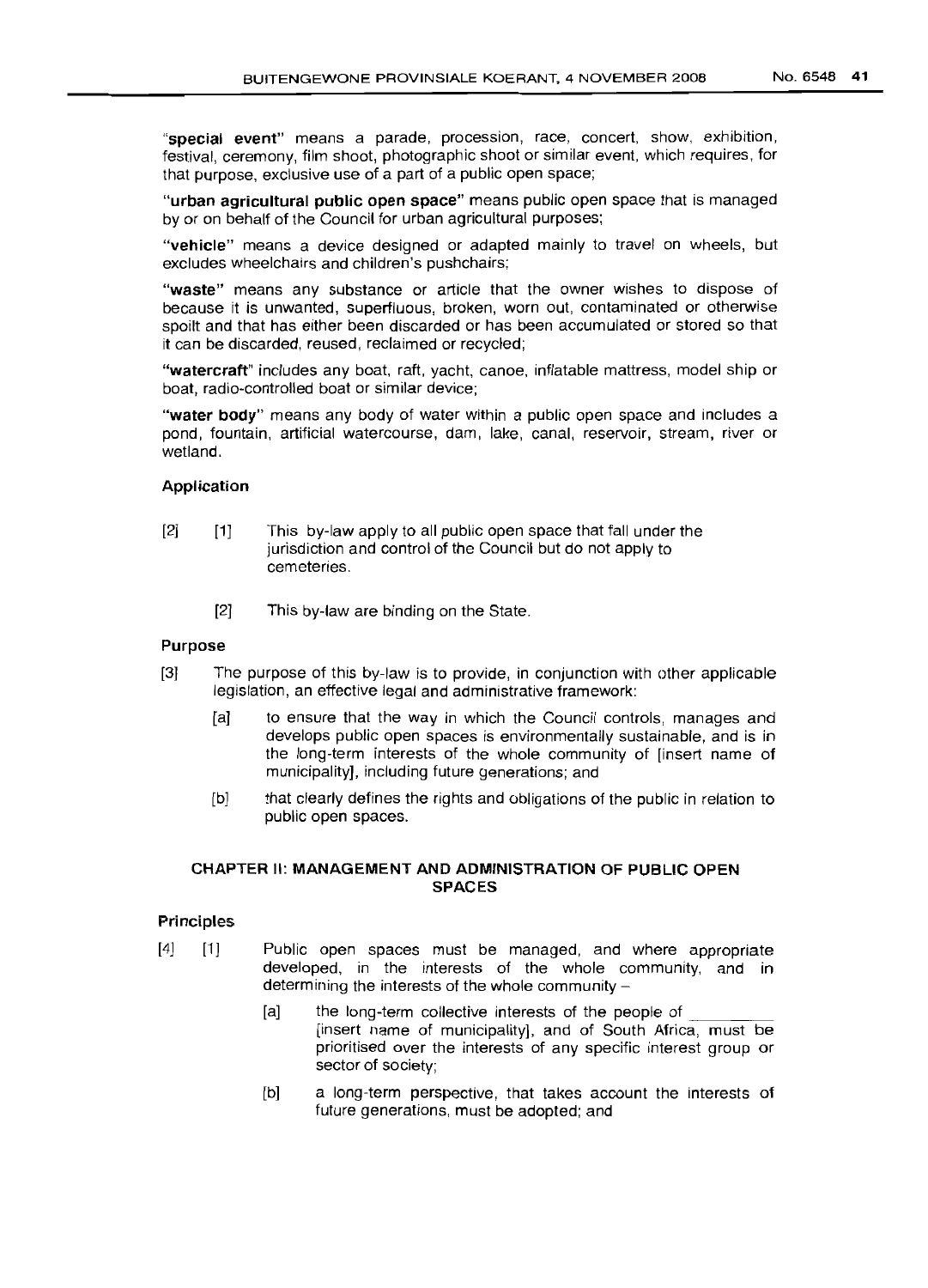"**special event**" means a parade, procession, race, concert, show, exhibition, festival, ceremony, film shoot, photographic shoot or similar event, which requires, for that purpose, exclusive use of a part of a public open space;

"**urban agricultural public open space**" means public open space that is managed by or on behalf of the Council for urban agricultural purposes;

"**vehicle**" means a device designed or adapted mainly to travel on wheels, but excludes wheelchairs and children's pushchairs;

"**waste**" means any substance or article that the owner wishes to dispose of because it is unwanted, superfluous, broken, worn out, contaminated or otherwise spoilt and that has either been discarded or has been accumulated or stored so that it can be discarded, reused, reclaimed or recycled;

"**watercraft**" includes any boat, raft, yacht, canoe, inflatable mattress, model ship or boat, radio-controlled boat or similar device;

"**water body**" means any body of water within a public open space and includes a pond, fountain, artificial watercourse, dam, lake, canal, reservoir, stream, river or wetland.

**Application**

[2] [1] This by-law apply to all public open space that fall under the jurisdiction and control of the Council but do not apply to cemeteries.

[2] This by-law are binding on the State.

**Purpose**

[3] The purpose of this by-law is to provide, in conjunction with other applicable legislation, an effective legal and administrative framework:

[a] to ensure that the way in which the Council controls, manages and develops public open spaces is environmentally sustainable, and is in the long-term interests of the whole community of [insert name of municipality], including future generations; and

[b] that clearly defines the rights and obligations of the public in relation to public open spaces.

## CHAPTER II: MANAGEMENT AND ADMINISTRATION OF PUBLIC OPEN SPACES

**Principles**

[4] [1] Public open spaces must be managed, and where appropriate developed, in the interests of the whole community, and in determining the interests of the whole community –

[a] the long-term collective interests of the people of \_\_\_\_\_\_\_\_ [insert name of municipality], and of South Africa, must be prioritised over the interests of any specific interest group or sector of society;

[b] a long-term perspective, that takes account the interests of future generations, must be adopted; and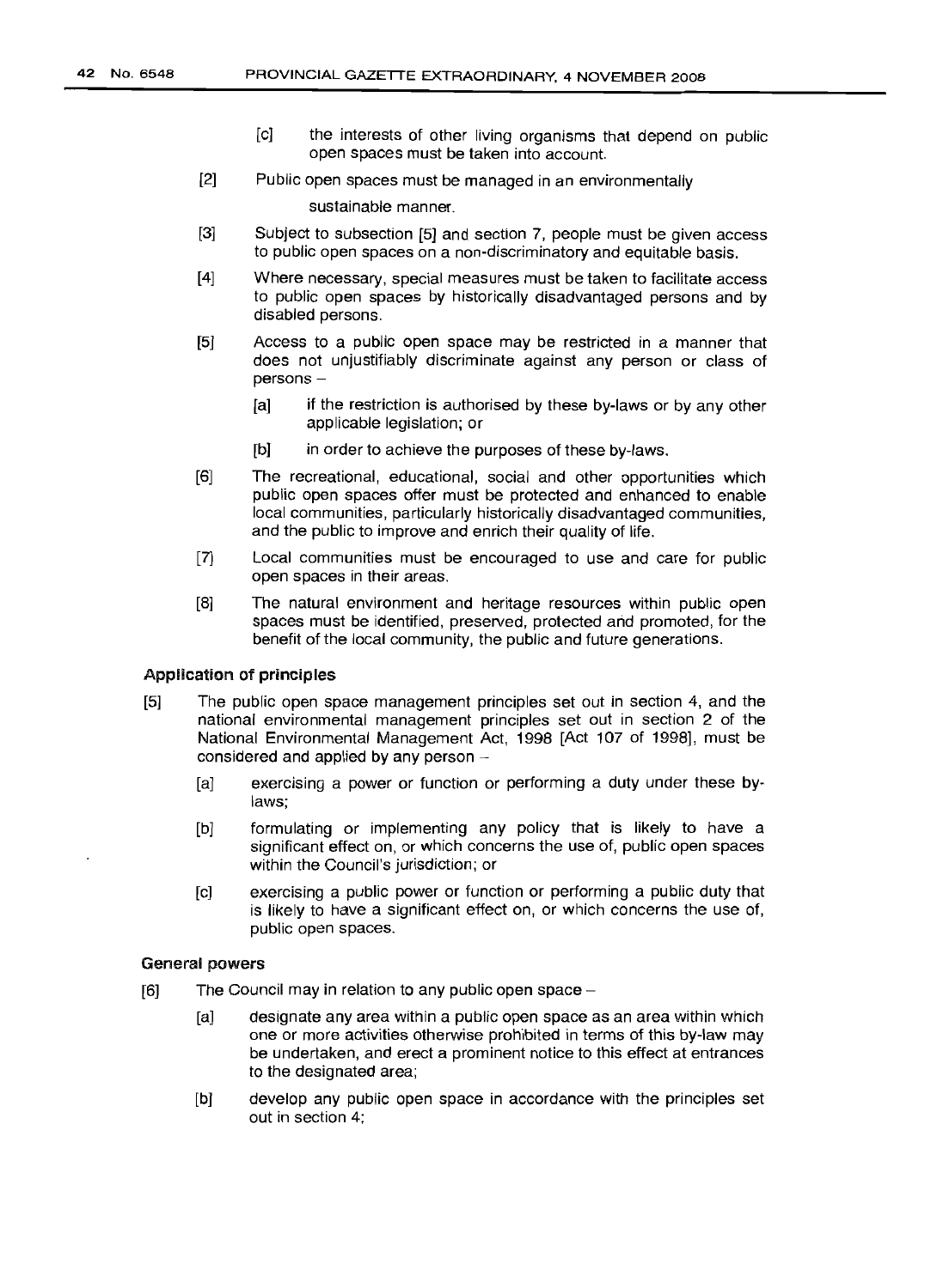[c] the interests of other living organisms that depend on public open spaces must be taken into account.

[2] Public open spaces must be managed in an environmentally sustainable manner.

[3] Subject to subsection [5] and section 7, people must be given access to public open spaces on a non-discriminatory and equitable basis.

[4] Where necessary, special measures must be taken to facilitate access to public open spaces by historically disadvantaged persons and by disabled persons.

[5] Access to a public open space may be restricted in a manner that does not unjustifiably discriminate against any person or class of persons –

[a] if the restriction is authorised by these by-laws or by any other applicable legislation; or

[b] in order to achieve the purposes of these by-laws.

[6] The recreational, educational, social and other opportunities which public open spaces offer must be protected and enhanced to enable local communities, particularly historically disadvantaged communities, and the public to improve and enrich their quality of life.

[7] Local communities must be encouraged to use and care for public open spaces in their areas.

[8] The natural environment and heritage resources within public open spaces must be identified, preserved, protected and promoted, for the benefit of the local community, the public and future generations.

#### Application of principles

[5] The public open space management principles set out in section 4, and the national environmental management principles set out in section 2 of the National Environmental Management Act, 1998 [Act 107 of 1998], must be considered and applied by any person –

[a] exercising a power or function or performing a duty under these by-laws;

[b] formulating or implementing any policy that is likely to have a significant effect on, or which concerns the use of, public open spaces within the Council's jurisdiction; or

[c] exercising a public power or function or performing a public duty that is likely to have a significant effect on, or which concerns the use of, public open spaces.

#### General powers

[6] The Council may in relation to any public open space –

[a] designate any area within a public open space as an area within which one or more activities otherwise prohibited in terms of this by-law may be undertaken, and erect a prominent notice to this effect at entrances to the designated area;

[b] develop any public open space in accordance with the principles set out in section 4;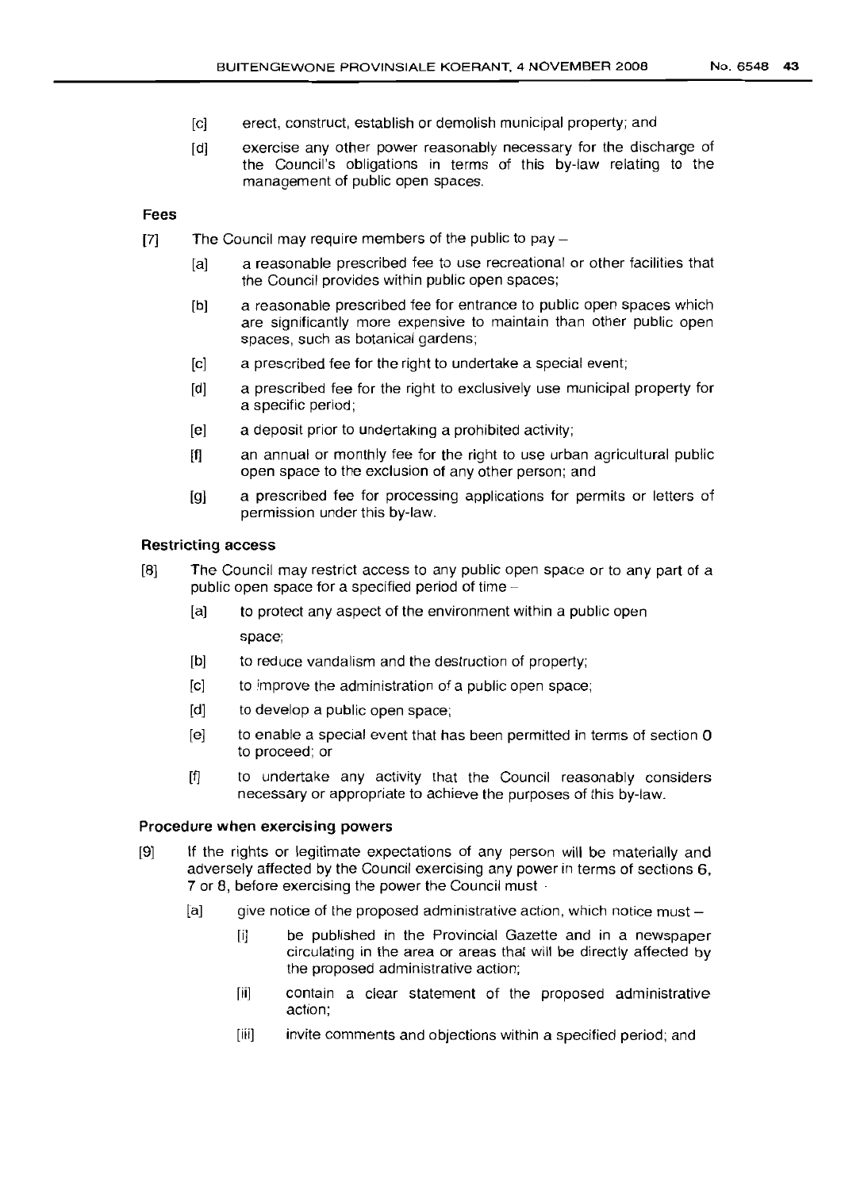[c] erect, construct, establish or demolish municipal property; and

[d] exercise any other power reasonably necessary for the discharge of the Council's obligations in terms of this by-law relating to the management of public open spaces.

**Fees**

[7] The Council may require members of the public to pay –

[a] a reasonable prescribed fee to use recreational or other facilities that the Council provides within public open spaces;

[b] a reasonable prescribed fee for entrance to public open spaces which are significantly more expensive to maintain than other public open spaces, such as botanical gardens;

[c] a prescribed fee for the right to undertake a special event;

[d] a prescribed fee for the right to exclusively use municipal property for a specific period;

[e] a deposit prior to undertaking a prohibited activity;

[f] an annual or monthly fee for the right to use urban agricultural public open space to the exclusion of any other person; and

[g] a prescribed fee for processing applications for permits or letters of permission under this by-law.

**Restricting access**

[8] The Council may restrict access to any public open space or to any part of a public open space for a specified period of time –

[a] to protect any aspect of the environment within a public open space;

[b] to reduce vandalism and the destruction of property;

[c] to improve the administration of a public open space;

[d] to develop a public open space;

[e] to enable a special event that has been permitted in terms of section 0 to proceed; or

[f] to undertake any activity that the Council reasonably considers necessary or appropriate to achieve the purposes of this by-law.

**Procedure when exercising powers**

[9] If the rights or legitimate expectations of any person will be materially and adversely affected by the Council exercising any power in terms of sections 6, 7 or 8, before exercising the power the Council must -

[a] give notice of the proposed administrative action, which notice must –

[i] be published in the Provincial Gazette and in a newspaper circulating in the area or areas that will be directly affected by the proposed administrative action;

[ii] contain a clear statement of the proposed administrative action;

[iii] invite comments and objections within a specified period; and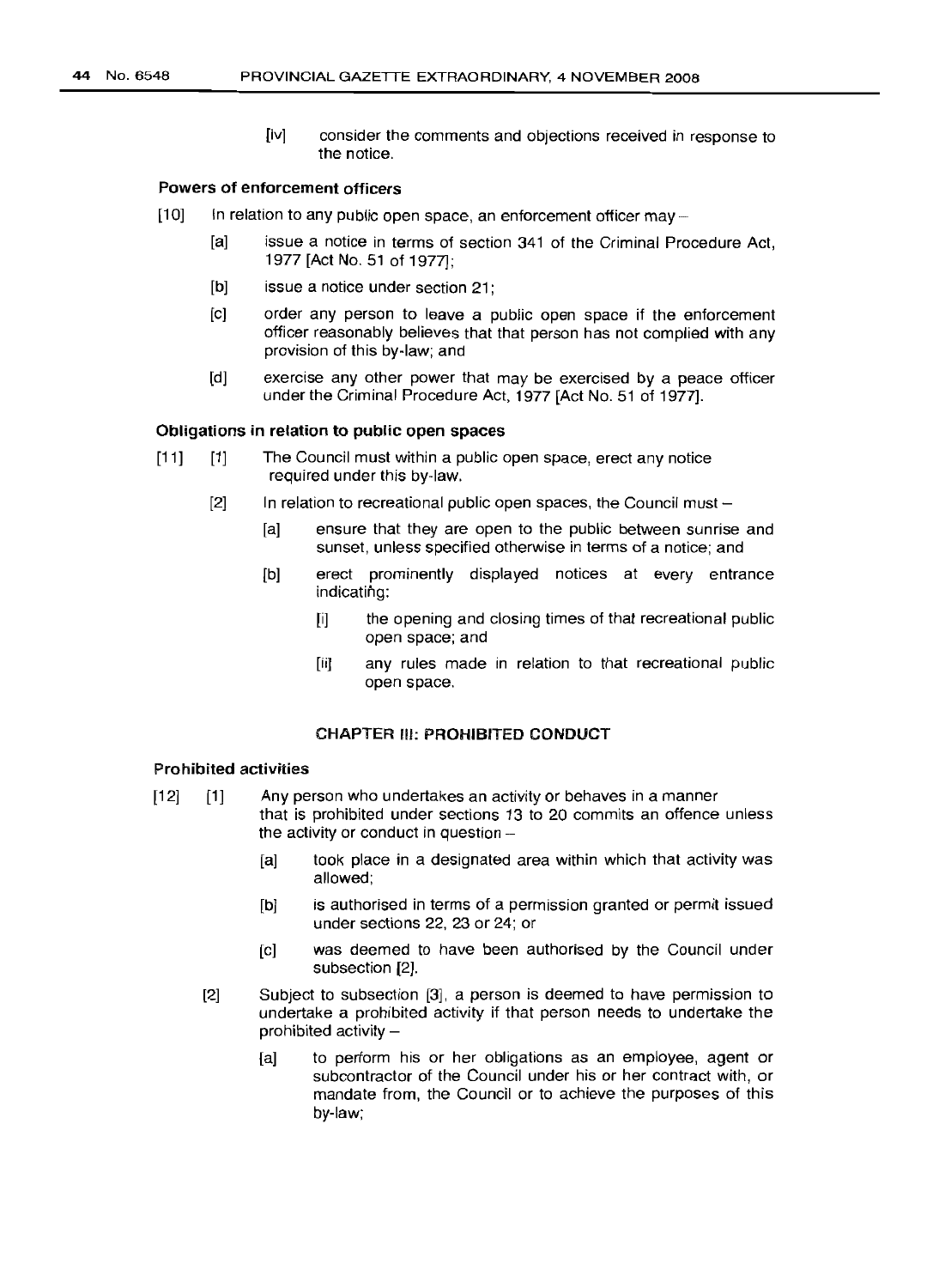[iv] consider the comments and objections received in response to the notice.

### Powers of enforcement officers

[10] In relation to any public open space, an enforcement officer may –

[a] issue a notice in terms of section 341 of the Criminal Procedure Act, 1977 [Act No. 51 of 1977];

[b] issue a notice under section 21;

[c] order any person to leave a public open space if the enforcement officer reasonably believes that that person has not complied with any provision of this by-law; and

[d] exercise any other power that may be exercised by a peace officer under the Criminal Procedure Act, 1977 [Act No. 51 of 1977].

### Obligations in relation to public open spaces

[11] [1] The Council must within a public open space, erect any notice required under this by-law.

[2] In relation to recreational public open spaces, the Council must –

[a] ensure that they are open to the public between sunrise and sunset, unless specified otherwise in terms of a notice; and

[b] erect prominently displayed notices at every entrance indicating:

[i] the opening and closing times of that recreational public open space; and

[ii] any rules made in relation to that recreational public open space.

## CHAPTER III: PROHIBITED CONDUCT

### Prohibited activities

[12] [1] Any person who undertakes an activity or behaves in a manner that is prohibited under sections 13 to 20 commits an offence unless the activity or conduct in question –

[a] took place in a designated area within which that activity was allowed;

[b] is authorised in terms of a permission granted or permit issued under sections 22, 23 or 24; or

[c] was deemed to have been authorised by the Council under subsection [2].

[2] Subject to subsection [3], a person is deemed to have permission to undertake a prohibited activity if that person needs to undertake the prohibited activity –

[a] to perform his or her obligations as an employee, agent or subcontractor of the Council under his or her contract with, or mandate from, the Council or to achieve the purposes of this by-law;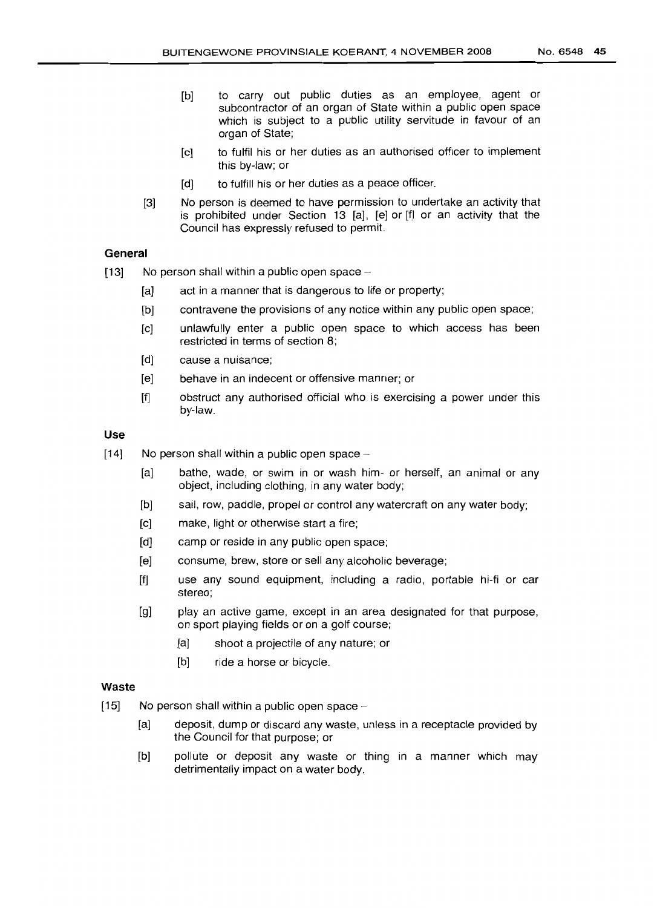[b] to carry out public duties as an employee, agent or subcontractor of an organ of State within a public open space which is subject to a public utility servitude in favour of an organ of State;

[c] to fulfil his or her duties as an authorised officer to implement this by-law; or

[d] to fulfill his or her duties as a peace officer.

[3] No person is deemed to have permission to undertake an activity that is prohibited under Section 13 [a], [e] or [f] or an activity that the Council has expressly refused to permit.

### General

[13] No person shall within a public open space –

[a] act in a manner that is dangerous to life or property;

[b] contravene the provisions of any notice within any public open space;

[c] unlawfully enter a public open space to which access has been restricted in terms of section 8;

[d] cause a nuisance;

[e] behave in an indecent or offensive manner; or

[f] obstruct any authorised official who is exercising a power under this by-law.

### Use

[14] No person shall within a public open space –

[a] bathe, wade, or swim in or wash him- or herself, an animal or any object, including clothing, in any water body;

[b] sail, row, paddle, propel or control any watercraft on any water body;

[c] make, light or otherwise start a fire;

[d] camp or reside in any public open space;

[e] consume, brew, store or sell any alcoholic beverage;

[f] use any sound equipment, including a radio, portable hi-fi or car stereo;

[g] play an active game, except in an area designated for that purpose, on sport playing fields or on a golf course;

  [a] shoot a projectile of any nature; or

  [b] ride a horse or bicycle.

### Waste

[15] No person shall within a public open space –

[a] deposit, dump or discard any waste, unless in a receptacle provided by the Council for that purpose; or

[b] pollute or deposit any waste or thing in a manner which may detrimentally impact on a water body.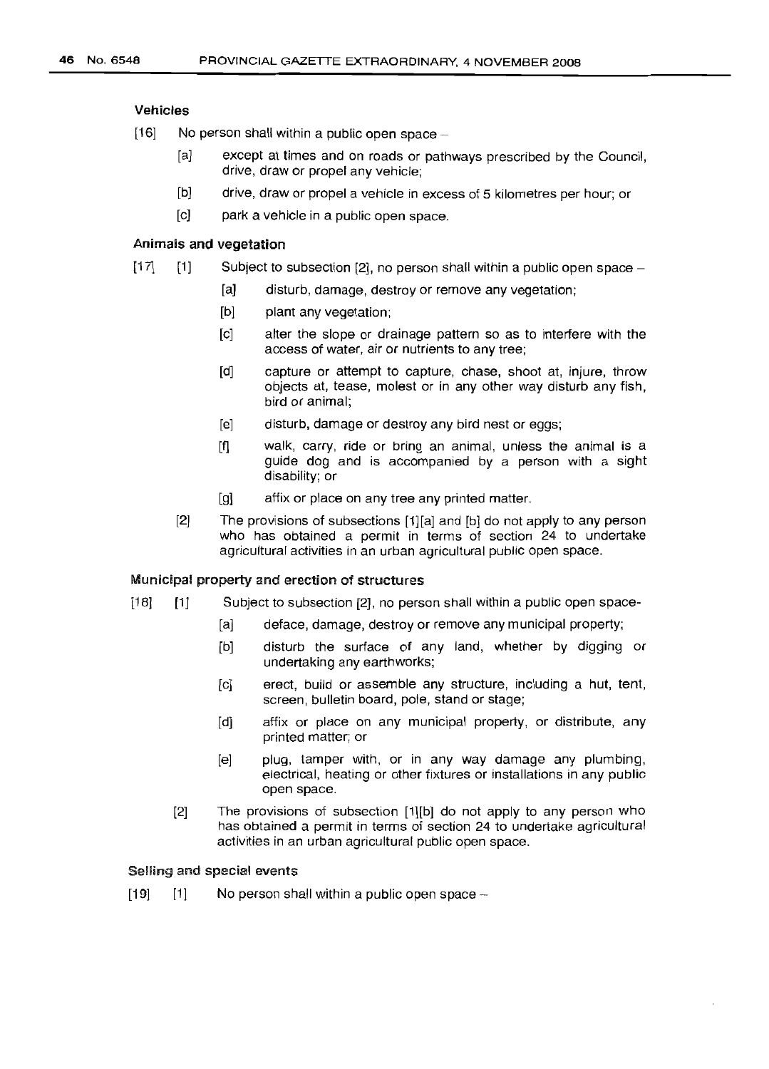#### Vehicles

[16] No person shall within a public open space –

- [a] except at times and on roads or pathways prescribed by the Council, drive, draw or propel any vehicle;
- [b] drive, draw or propel a vehicle in excess of 5 kilometres per hour; or
- [c] park a vehicle in a public open space.

#### Animals and vegetation

[17] [1] Subject to subsection [2], no person shall within a public open space –

- [a] disturb, damage, destroy or remove any vegetation;
- [b] plant any vegetation;
- [c] alter the slope or drainage pattern so as to interfere with the access of water, air or nutrients to any tree;
- [d] capture or attempt to capture, chase, shoot at, injure, throw objects at, tease, molest or in any other way disturb any fish, bird or animal;
- [e] disturb, damage or destroy any bird nest or eggs;
- [f] walk, carry, ride or bring an animal, unless the animal is a guide dog and is accompanied by a person with a sight disability; or
- [g] affix or place on any tree any printed matter.

[2] The provisions of subsections [1][a] and [b] do not apply to any person who has obtained a permit in terms of section 24 to undertake agricultural activities in an urban agricultural public open space.

#### Municipal property and erection of structures

[18] [1] Subject to subsection [2], no person shall within a public open space-

- [a] deface, damage, destroy or remove any municipal property;
- [b] disturb the surface of any land, whether by digging or undertaking any earthworks;
- [c] erect, build or assemble any structure, including a hut, tent, screen, bulletin board, pole, stand or stage;
- [d] affix or place on any municipal property, or distribute, any printed matter; or
- [e] plug, tamper with, or in any way damage any plumbing, electrical, heating or other fixtures or installations in any public open space.

[2] The provisions of subsection [1][b] do not apply to any person who has obtained a permit in terms of section 24 to undertake agricultural activities in an urban agricultural public open space.

#### Selling and special events

[19] [1] No person shall within a public open space –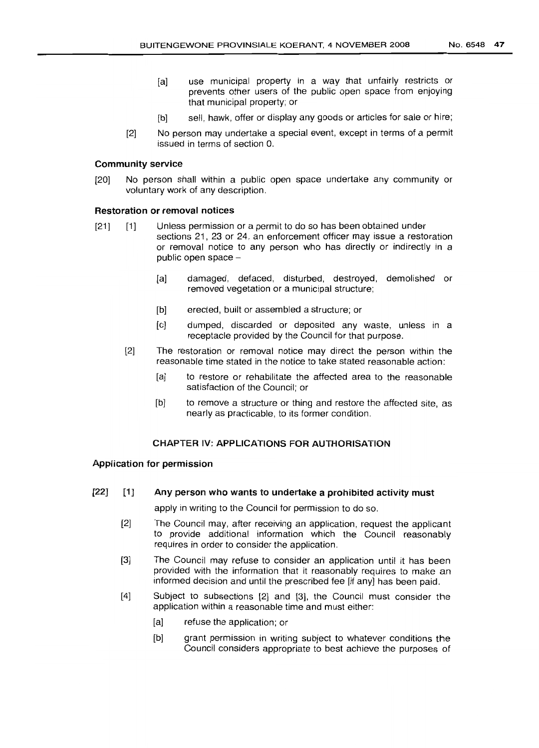[a] use municipal property in a way that unfairly restricts or prevents other users of the public open space from enjoying that municipal property; or

[b] sell, hawk, offer or display any goods or articles for sale or hire;

[2] No person may undertake a special event, except in terms of a permit issued in terms of section 0.

### Community service

[20] No person shall within a public open space undertake any community or voluntary work of any description.

### Restoration or removal notices

[21] [1] Unless permission or a permit to do so has been obtained under sections 21, 23 or 24, an enforcement officer may issue a restoration or removal notice to any person who has directly or indirectly in a public open space –

[a] damaged, defaced, disturbed, destroyed, demolished or removed vegetation or a municipal structure;

[b] erected, built or assembled a structure; or

[c] dumped, discarded or deposited any waste, unless in a receptacle provided by the Council for that purpose.

[2] The restoration or removal notice may direct the person within the reasonable time stated in the notice to take stated reasonable action:

[a] to restore or rehabilitate the affected area to the reasonable satisfaction of the Council; or

[b] to remove a structure or thing and restore the affected site, as nearly as practicable, to its former condition.

## CHAPTER IV: APPLICATIONS FOR AUTHORISATION

### Application for permission

[22] [1] **Any person who wants to undertake a prohibited activity must** apply in writing to the Council for permission to do so.

[2] The Council may, after receiving an application, request the applicant to provide additional information which the Council reasonably requires in order to consider the application.

[3] The Council may refuse to consider an application until it has been provided with the information that it reasonably requires to make an informed decision and until the prescribed fee [if any] has been paid.

[4] Subject to subsections [2] and [3], the Council must consider the application within a reasonable time and must either:

[a] refuse the application; or

[b] grant permission in writing subject to whatever conditions the Council considers appropriate to best achieve the purposes of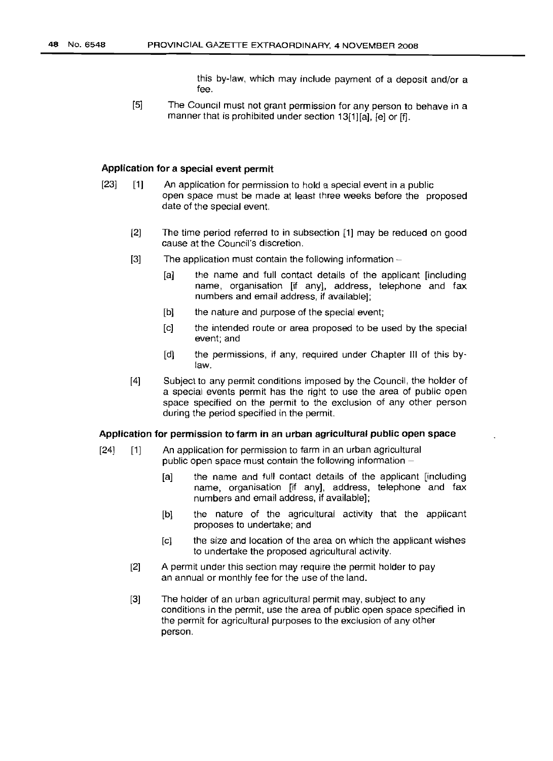this by-law, which may include payment of a deposit and/or a fee.

[5] The Council must not grant permission for any person to behave in a manner that is prohibited under section 13[1][a], [e] or [f].

### Application for a special event permit

[23] [1] An application for permission to hold a special event in a public open space must be made at least three weeks before the proposed date of the special event.

[2] The time period referred to in subsection [1] may be reduced on good cause at the Council's discretion.

[3] The application must contain the following information –

[a] the name and full contact details of the applicant [including name, organisation [if any], address, telephone and fax numbers and email address, if available];

[b] the nature and purpose of the special event;

[c] the intended route or area proposed to be used by the special event; and

[d] the permissions, if any, required under Chapter III of this by-law.

[4] Subject to any permit conditions imposed by the Council, the holder of a special events permit has the right to use the area of public open space specified on the permit to the exclusion of any other person during the period specified in the permit.

### Application for permission to farm in an urban agricultural public open space

[24] [1] An application for permission to farm in an urban agricultural public open space must contain the following information –

[a] the name and full contact details of the applicant [including name, organisation [if any], address, telephone and fax numbers and email address, if available];

[b] the nature of the agricultural activity that the applicant proposes to undertake; and

[c] the size and location of the area on which the applicant wishes to undertake the proposed agricultural activity.

[2] A permit under this section may require the permit holder to pay an annual or monthly fee for the use of the land.

[3] The holder of an urban agricultural permit may, subject to any conditions in the permit, use the area of public open space specified in the permit for agricultural purposes to the exclusion of any other person.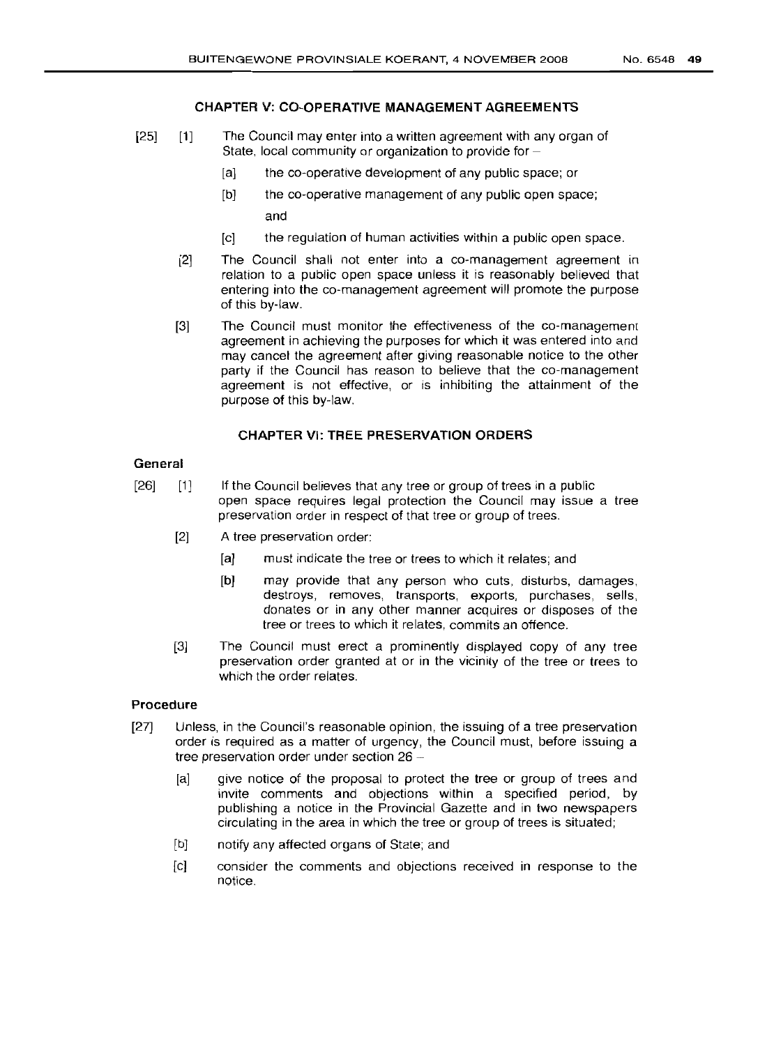## CHAPTER V: CO-OPERATIVE MANAGEMENT AGREEMENTS

[25] [1] The Council may enter into a written agreement with any organ of State, local community or organization to provide for –

[a] the co-operative development of any public space; or

[b] the co-operative management of any public open space; and

[c] the regulation of human activities within a public open space.

[2] The Council shall not enter into a co-management agreement in relation to a public open space unless it is reasonably believed that entering into the co-management agreement will promote the purpose of this by-law.

[3] The Council must monitor the effectiveness of the co-management agreement in achieving the purposes for which it was entered into and may cancel the agreement after giving reasonable notice to the other party if the Council has reason to believe that the co-management agreement is not effective, or is inhibiting the attainment of the purpose of this by-law.

## CHAPTER VI: TREE PRESERVATION ORDERS

### General

[26] [1] If the Council believes that any tree or group of trees in a public open space requires legal protection the Council may issue a tree preservation order in respect of that tree or group of trees.

[2] A tree preservation order:

[a] must indicate the tree or trees to which it relates; and

[b] may provide that any person who cuts, disturbs, damages, destroys, removes, transports, exports, purchases, sells, donates or in any other manner acquires or disposes of the tree or trees to which it relates, commits an offence.

[3] The Council must erect a prominently displayed copy of any tree preservation order granted at or in the vicinity of the tree or trees to which the order relates.

### Procedure

[27] Unless, in the Council's reasonable opinion, the issuing of a tree preservation order is required as a matter of urgency, the Council must, before issuing a tree preservation order under section 26 –

[a] give notice of the proposal to protect the tree or group of trees and invite comments and objections within a specified period, by publishing a notice in the Provincial Gazette and in two newspapers circulating in the area in which the tree or group of trees is situated;

[b] notify any affected organs of State; and

[c] consider the comments and objections received in response to the notice.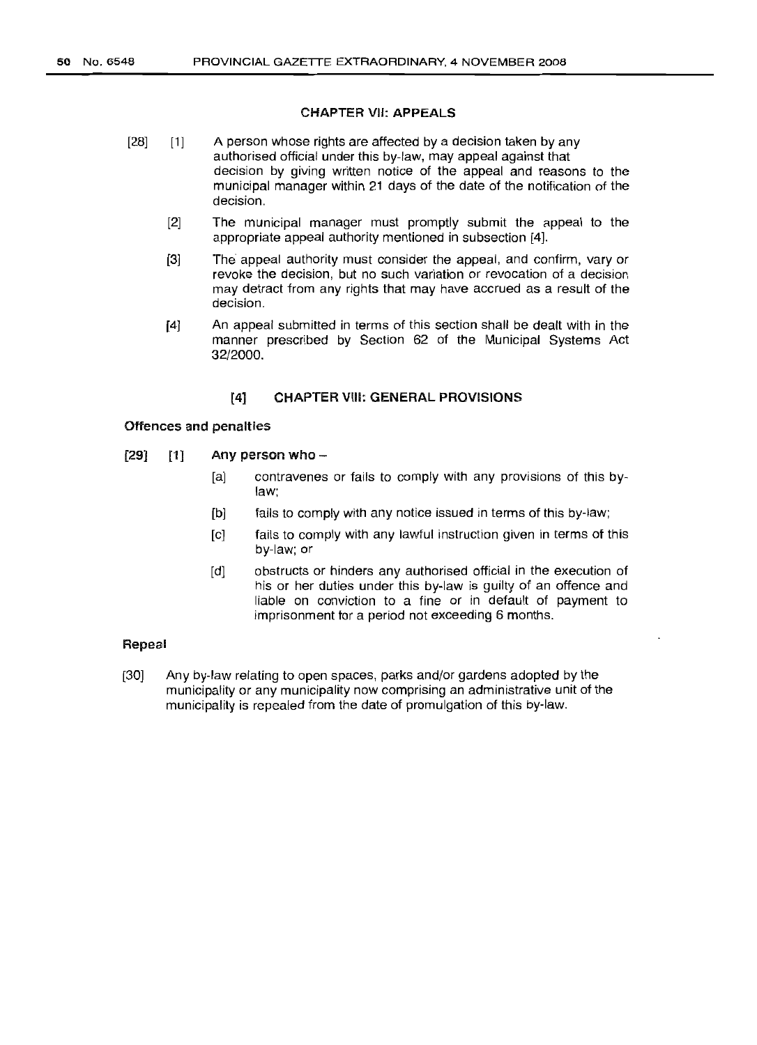## CHAPTER VII: APPEALS

[28] [1] A person whose rights are affected by a decision taken by any authorised official under this by-law, may appeal against that decision by giving written notice of the appeal and reasons to the municipal manager within 21 days of the date of the notification of the decision.

[2] The municipal manager must promptly submit the appeal to the appropriate appeal authority mentioned in subsection [4].

[3] The appeal authority must consider the appeal, and confirm, vary or revoke the decision, but no such variation or revocation of a decision may detract from any rights that may have accrued as a result of the decision.

[4] An appeal submitted in terms of this section shall be dealt with in the manner prescribed by Section 62 of the Municipal Systems Act 32/2000.

## [4] CHAPTER VIII: GENERAL PROVISIONS

### Offences and penalties

[29] [1] **Any person who –**

[a] contravenes or fails to comply with any provisions of this by-law;

[b] fails to comply with any notice issued in terms of this by-law;

[c] fails to comply with any lawful instruction given in terms of this by-law; or

[d] obstructs or hinders any authorised official in the execution of his or her duties under this by-law is guilty of an offence and liable on conviction to a fine or in default of payment to imprisonment for a period not exceeding 6 months.

### Repeal

[30] Any by-law relating to open spaces, parks and/or gardens adopted by the municipality or any municipality now comprising an administrative unit of the municipality is repealed from the date of promulgation of this by-law.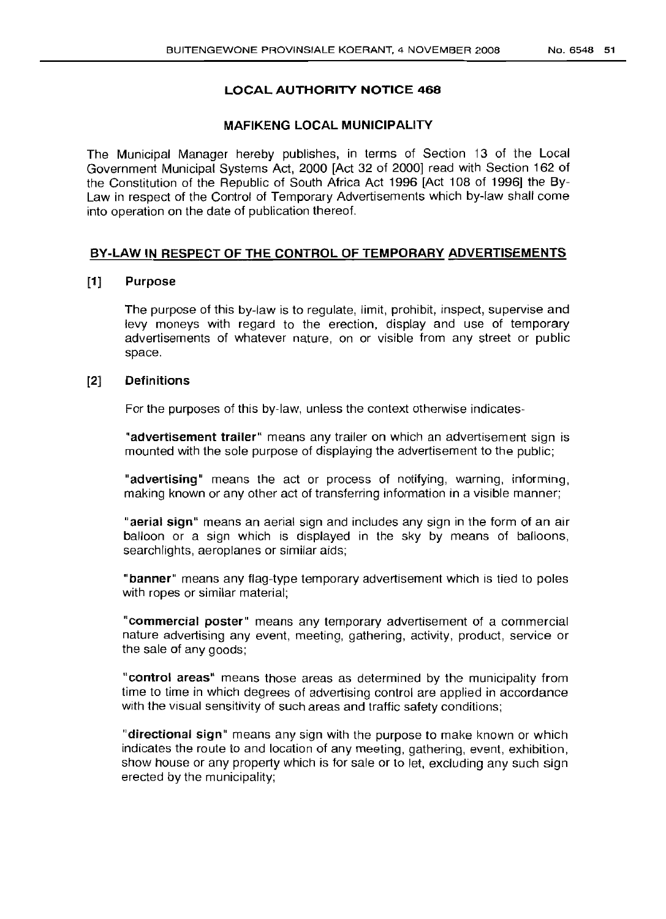## LOCAL AUTHORITY NOTICE 468

### MAFIKENG LOCAL MUNICIPALITY

The Municipal Manager hereby publishes, in terms of Section 13 of the Local Government Municipal Systems Act, 2000 [Act 32 of 2000] read with Section 162 of the Constitution of the Republic of South Africa Act 1996 [Act 108 of 1996] the By-Law in respect of the Control of Temporary Advertisements which by-law shall come into operation on the date of publication thereof.

## BY-LAW IN RESPECT OF THE CONTROL OF TEMPORARY ADVERTISEMENTS

### [1] Purpose

The purpose of this by-law is to regulate, limit, prohibit, inspect, supervise and levy moneys with regard to the erection, display and use of temporary advertisements of whatever nature, on or visible from any street or public space.

### [2] Definitions

For the purposes of this by-law, unless the context otherwise indicates-

"**advertisement trailer**" means any trailer on which an advertisement sign is mounted with the sole purpose of displaying the advertisement to the public;

"**advertising**" means the act or process of notifying, warning, informing, making known or any other act of transferring information in a visible manner;

"**aerial sign**" means an aerial sign and includes any sign in the form of an air balloon or a sign which is displayed in the sky by means of balloons, searchlights, aeroplanes or similar aids;

"**banner**" means any flag-type temporary advertisement which is tied to poles with ropes or similar material;

"**commercial poster**" means any temporary advertisement of a commercial nature advertising any event, meeting, gathering, activity, product, service or the sale of any goods;

"**control areas**" means those areas as determined by the municipality from time to time in which degrees of advertising control are applied in accordance with the visual sensitivity of such areas and traffic safety conditions;

"**directional sign**" means any sign with the purpose to make known or which indicates the route to and location of any meeting, gathering, event, exhibition, show house or any property which is for sale or to let, excluding any such sign erected by the municipality;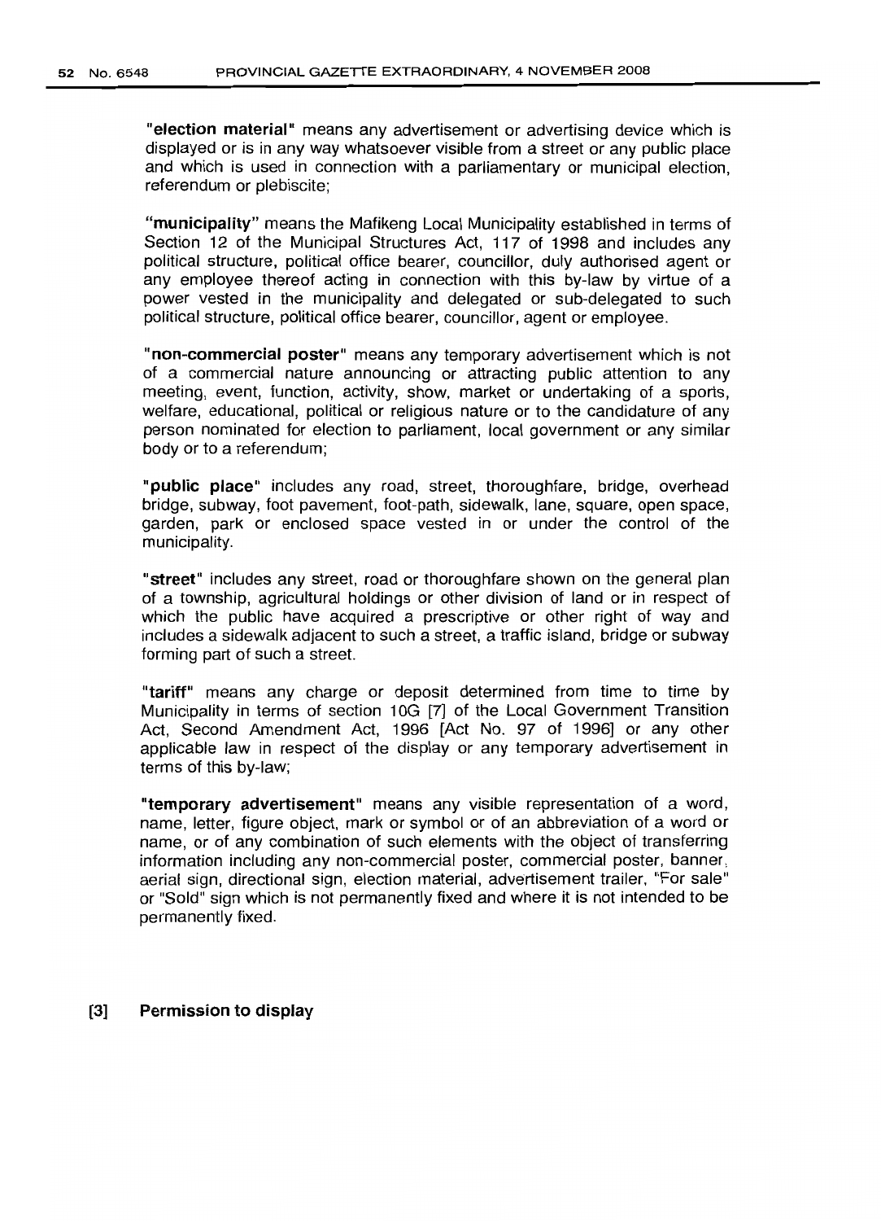"**election material**" means any advertisement or advertising device which is displayed or is in any way whatsoever visible from a street or any public place and which is used in connection with a parliamentary or municipal election, referendum or plebiscite;

"**municipality**" means the Mafikeng Local Municipality established in terms of Section 12 of the Municipal Structures Act, 117 of 1998 and includes any political structure, political office bearer, councillor, duly authorised agent or any employee thereof acting in connection with this by-law by virtue of a power vested in the municipality and delegated or sub-delegated to such political structure, political office bearer, councillor, agent or employee.

"**non-commercial poster**" means any temporary advertisement which is not of a commercial nature announcing or attracting public attention to any meeting, event, function, activity, show, market or undertaking of a sports, welfare, educational, political or religious nature or to the candidature of any person nominated for election to parliament, local government or any similar body or to a referendum;

"**public place**" includes any road, street, thoroughfare, bridge, overhead bridge, subway, foot pavement, foot-path, sidewalk, lane, square, open space, garden, park or enclosed space vested in or under the control of the municipality.

"**street**" includes any street, road or thoroughfare shown on the general plan of a township, agricultural holdings or other division of land or in respect of which the public have acquired a prescriptive or other right of way and includes a sidewalk adjacent to such a street, a traffic island, bridge or subway forming part of such a street.

"**tariff**" means any charge or deposit determined from time to time by Municipality in terms of section 10G [7] of the Local Government Transition Act, Second Amendment Act, 1996 [Act No. 97 of 1996] or any other applicable law in respect of the display or any temporary advertisement in terms of this by-law;

"**temporary advertisement**" means any visible representation of a word, name, letter, figure object, mark or symbol or of an abbreviation of a word or name, or of any combination of such elements with the object of transferring information including any non-commercial poster, commercial poster, banner, aerial sign, directional sign, election material, advertisement trailer, "For sale" or "Sold" sign which is not permanently fixed and where it is not intended to be permanently fixed.

## [3] Permission to display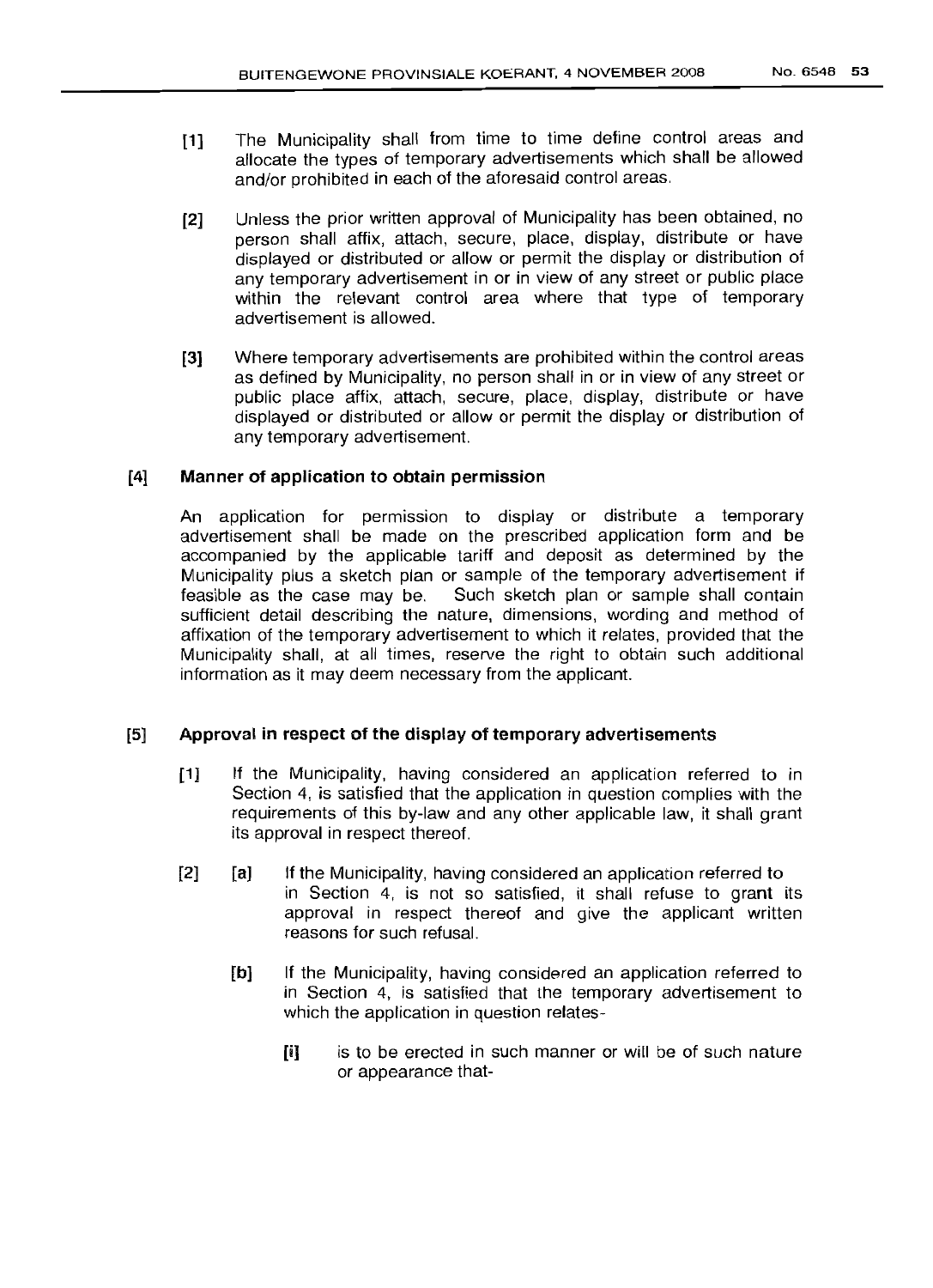[1] The Municipality shall from time to time define control areas and allocate the types of temporary advertisements which shall be allowed and/or prohibited in each of the aforesaid control areas.

[2] Unless the prior written approval of Municipality has been obtained, no person shall affix, attach, secure, place, display, distribute or have displayed or distributed or allow or permit the display or distribution of any temporary advertisement in or in view of any street or public place within the relevant control area where that type of temporary advertisement is allowed.

[3] Where temporary advertisements are prohibited within the control areas as defined by Municipality, no person shall in or in view of any street or public place affix, attach, secure, place, display, distribute or have displayed or distributed or allow or permit the display or distribution of any temporary advertisement.

## [4] Manner of application to obtain permission

An application for permission to display or distribute a temporary advertisement shall be made on the prescribed application form and be accompanied by the applicable tariff and deposit as determined by the Municipality plus a sketch plan or sample of the temporary advertisement if feasible as the case may be. Such sketch plan or sample shall contain sufficient detail describing the nature, dimensions, wording and method of affixation of the temporary advertisement to which it relates, provided that the Municipality shall, at all times, reserve the right to obtain such additional information as it may deem necessary from the applicant.

## [5] Approval in respect of the display of temporary advertisements

[1] If the Municipality, having considered an application referred to in Section 4, is satisfied that the application in question complies with the requirements of this by-law and any other applicable law, it shall grant its approval in respect thereof.

[2] [a] If the Municipality, having considered an application referred to in Section 4, is not so satisfied, it shall refuse to grant its approval in respect thereof and give the applicant written reasons for such refusal.

[b] If the Municipality, having considered an application referred to in Section 4, is satisfied that the temporary advertisement to which the application in question relates-

[i] is to be erected in such manner or will be of such nature or appearance that-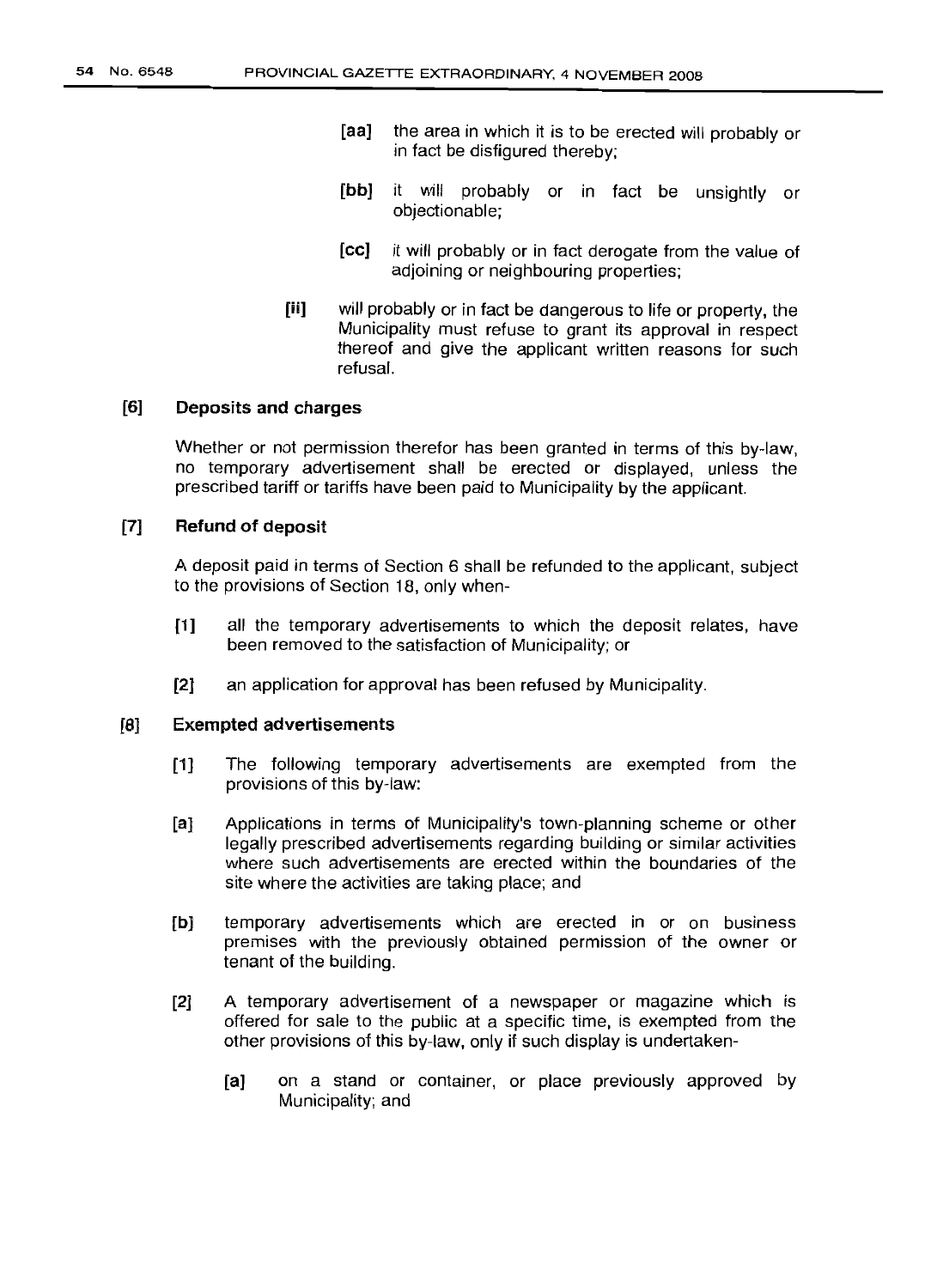[aa] the area in which it is to be erected will probably or in fact be disfigured thereby;

[bb] it will probably or in fact be unsightly or objectionable;

[cc] it will probably or in fact derogate from the value of adjoining or neighbouring properties;

[ii] will probably or in fact be dangerous to life or property, the Municipality must refuse to grant its approval in respect thereof and give the applicant written reasons for such refusal.

## [6] Deposits and charges

Whether or not permission therefor has been granted in terms of this by-law, no temporary advertisement shall be erected or displayed, unless the prescribed tariff or tariffs have been paid to Municipality by the applicant.

## [7] Refund of deposit

A deposit paid in terms of Section 6 shall be refunded to the applicant, subject to the provisions of Section 18, only when-

[1] all the temporary advertisements to which the deposit relates, have been removed to the satisfaction of Municipality; or

[2] an application for approval has been refused by Municipality.

## [8] Exempted advertisements

[1] The following temporary advertisements are exempted from the provisions of this by-law:

[a] Applications in terms of Municipality's town-planning scheme or other legally prescribed advertisements regarding building or similar activities where such advertisements are erected within the boundaries of the site where the activities are taking place; and

[b] temporary advertisements which are erected in or on business premises with the previously obtained permission of the owner or tenant of the building.

[2] A temporary advertisement of a newspaper or magazine which is offered for sale to the public at a specific time, is exempted from the other provisions of this by-law, only if such display is undertaken-

[a] on a stand or container, or place previously approved by Municipality; and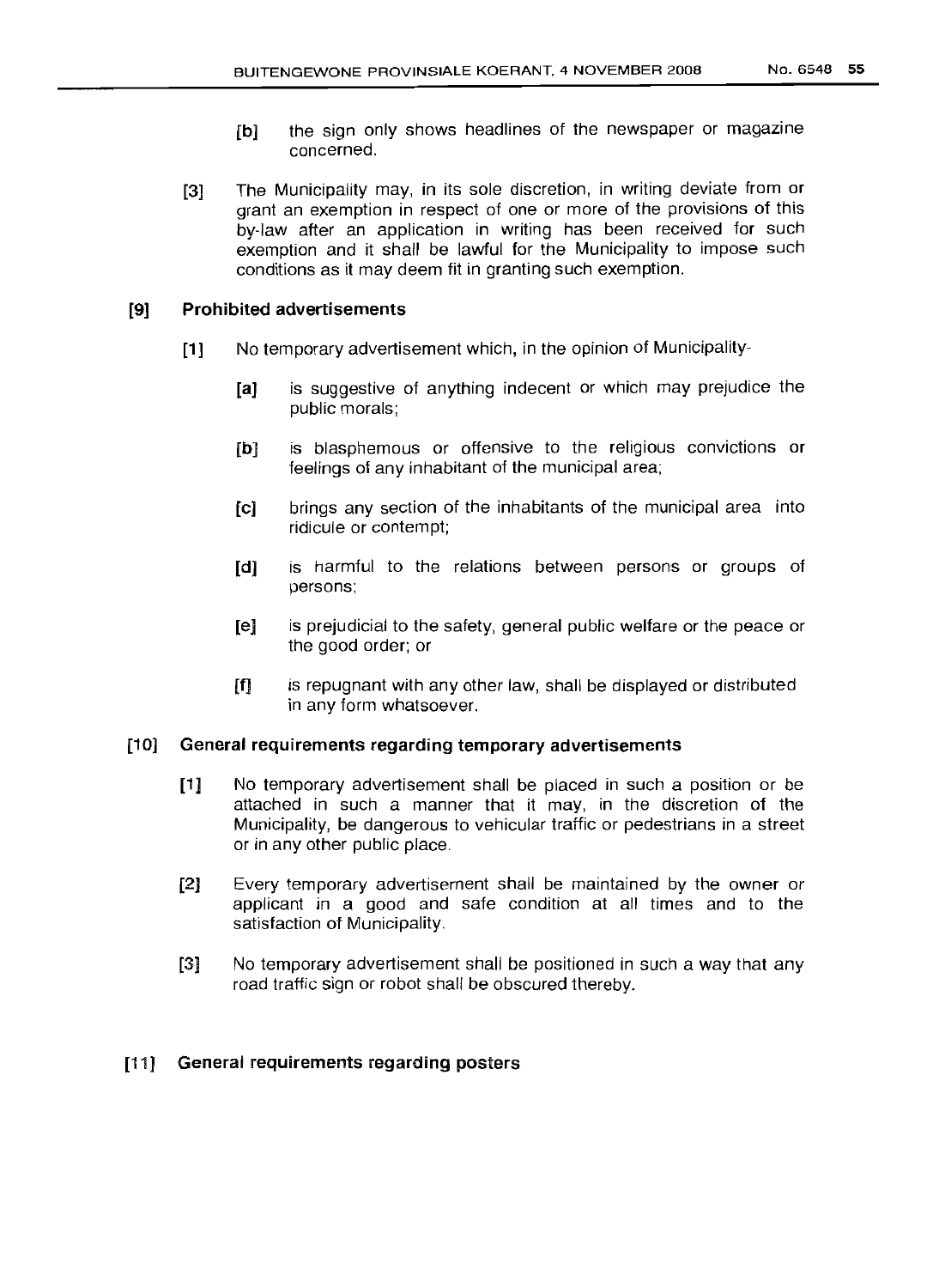[b] the sign only shows headlines of the newspaper or magazine concerned.

[3] The Municipality may, in its sole discretion, in writing deviate from or grant an exemption in respect of one or more of the provisions of this by-law after an application in writing has been received for such exemption and it shall be lawful for the Municipality to impose such conditions as it may deem fit in granting such exemption.

## [9] Prohibited advertisements

[1] No temporary advertisement which, in the opinion of Municipality-

[a] is suggestive of anything indecent or which may prejudice the public morals;

[b] is blasphemous or offensive to the religious convictions or feelings of any inhabitant of the municipal area;

[c] brings any section of the inhabitants of the municipal area into ridicule or contempt;

[d] is harmful to the relations between persons or groups of persons;

[e] is prejudicial to the safety, general public welfare or the peace or the good order; or

[f] is repugnant with any other law, shall be displayed or distributed in any form whatsoever.

## [10] General requirements regarding temporary advertisements

[1] No temporary advertisement shall be placed in such a position or be attached in such a manner that it may, in the discretion of the Municipality, be dangerous to vehicular traffic or pedestrians in a street or in any other public place.

[2] Every temporary advertisement shall be maintained by the owner or applicant in a good and safe condition at all times and to the satisfaction of Municipality.

[3] No temporary advertisement shall be positioned in such a way that any road traffic sign or robot shall be obscured thereby.

## [11] General requirements regarding posters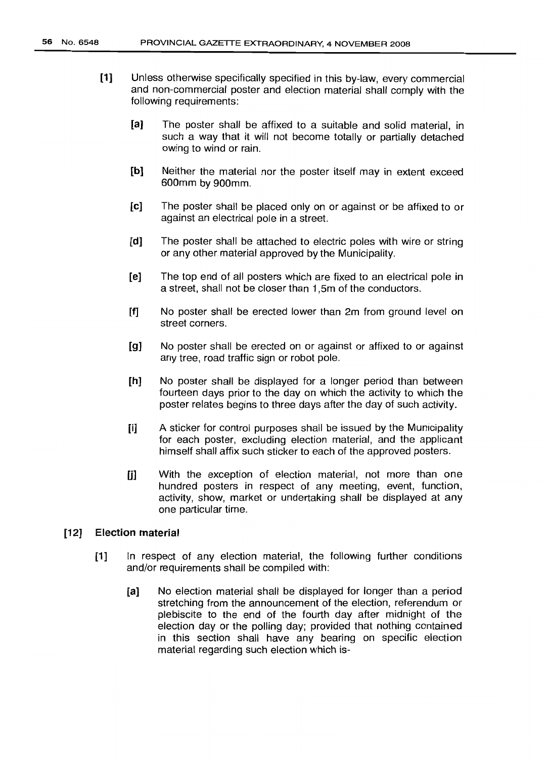[1] Unless otherwise specifically specified in this by-law, every commercial and non-commercial poster and election material shall comply with the following requirements:

[a] The poster shall be affixed to a suitable and solid material, in such a way that it will not become totally or partially detached owing to wind or rain.

[b] Neither the material nor the poster itself may in extent exceed 600mm by 900mm.

[c] The poster shall be placed only on or against or be affixed to or against an electrical pole in a street.

[d] The poster shall be attached to electric poles with wire or string or any other material approved by the Municipality.

[e] The top end of all posters which are fixed to an electrical pole in a street, shall not be closer than 1,5m of the conductors.

[f] No poster shall be erected lower than 2m from ground level on street corners.

[g] No poster shall be erected on or against or affixed to or against any tree, road traffic sign or robot pole.

[h] No poster shall be displayed for a longer period than between fourteen days prior to the day on which the activity to which the poster relates begins to three days after the day of such activity.

[i] A sticker for control purposes shall be issued by the Municipality for each poster, excluding election material, and the applicant himself shall affix such sticker to each of the approved posters.

[j] With the exception of election material, not more than one hundred posters in respect of any meeting, event, function, activity, show, market or undertaking shall be displayed at any one particular time.

**[12] Election material**

[1] In respect of any election material, the following further conditions and/or requirements shall be compiled with:

[a] No election material shall be displayed for longer than a period stretching from the announcement of the election, referendum or plebiscite to the end of the fourth day after midnight of the election day or the polling day; provided that nothing contained in this section shall have any bearing on specific election material regarding such election which is-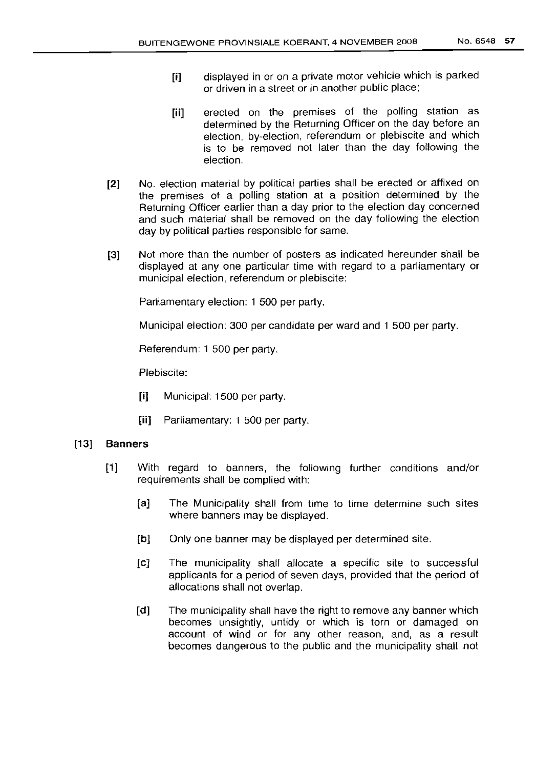[i] displayed in or on a private motor vehicle which is parked or driven in a street or in another public place;

[ii] erected on the premises of the polling station as determined by the Returning Officer on the day before an election, by-election, referendum or plebiscite and which is to be removed not later than the day following the election.

[2] No. election material by political parties shall be erected or affixed on the premises of a polling station at a position determined by the Returning Officer earlier than a day prior to the election day concerned and such material shall be removed on the day following the election day by political parties responsible for same.

[3] Not more than the number of posters as indicated hereunder shall be displayed at any one particular time with regard to a parliamentary or municipal election, referendum or plebiscite:

Parliamentary election: 1 500 per party.

Municipal election: 300 per candidate per ward and 1 500 per party.

Referendum: 1 500 per party.

Plebiscite:

[i] Municipal: 1500 per party.

[ii] Parliamentary: 1 500 per party.

**[13] Banners**

[1] With regard to banners, the following further conditions and/or requirements shall be complied with:

[a] The Municipality shall from time to time determine such sites where banners may be displayed.

[b] Only one banner may be displayed per determined site.

[c] The municipality shall allocate a specific site to successful applicants for a period of seven days, provided that the period of allocations shall not overlap.

[d] The municipality shall have the right to remove any banner which becomes unsightly, untidy or which is torn or damaged on account of wind or for any other reason, and, as a result becomes dangerous to the public and the municipality shall not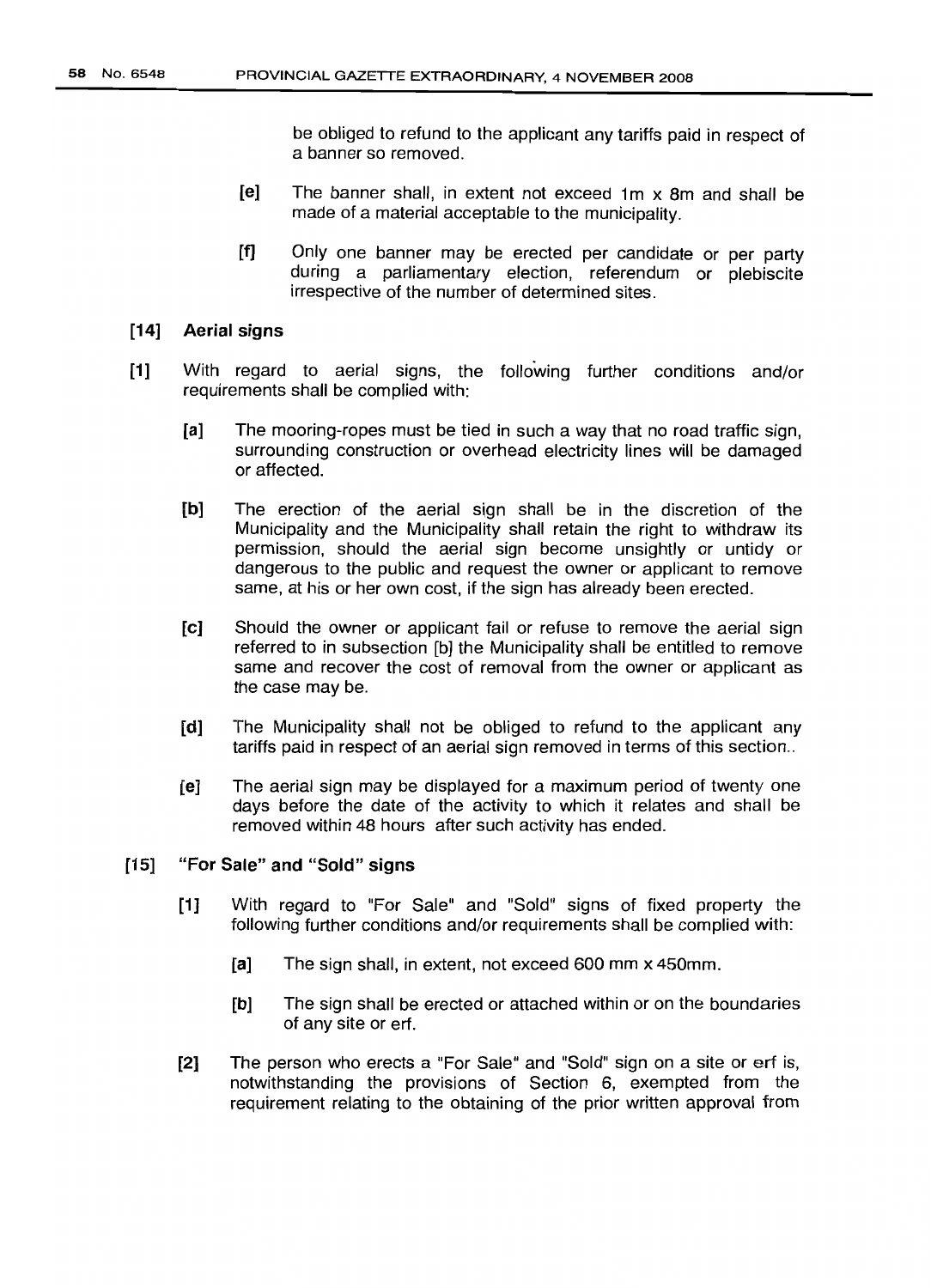be obliged to refund to the applicant any tariffs paid in respect of a banner so removed.

[e] The banner shall, in extent not exceed 1m x 8m and shall be made of a material acceptable to the municipality.

[f] Only one banner may be erected per candidate or per party during a parliamentary election, referendum or plebiscite irrespective of the number of determined sites.

### [14] Aerial signs

[1] With regard to aerial signs, the following further conditions and/or requirements shall be complied with:

[a] The mooring-ropes must be tied in such a way that no road traffic sign, surrounding construction or overhead electricity lines will be damaged or affected.

[b] The erection of the aerial sign shall be in the discretion of the Municipality and the Municipality shall retain the right to withdraw its permission, should the aerial sign become unsightly or untidy or dangerous to the public and request the owner or applicant to remove same, at his or her own cost, if the sign has already been erected.

[c] Should the owner or applicant fail or refuse to remove the aerial sign referred to in subsection [b] the Municipality shall be entitled to remove same and recover the cost of removal from the owner or applicant as the case may be.

[d] The Municipality shall not be obliged to refund to the applicant any tariffs paid in respect of an aerial sign removed in terms of this section..

[e] The aerial sign may be displayed for a maximum period of twenty one days before the date of the activity to which it relates and shall be removed within 48 hours after such activity has ended.

### [15] "For Sale" and "Sold" signs

[1] With regard to "For Sale" and "Sold" signs of fixed property the following further conditions and/or requirements shall be complied with:

[a] The sign shall, in extent, not exceed 600 mm x 450mm.

[b] The sign shall be erected or attached within or on the boundaries of any site or erf.

[2] The person who erects a "For Sale" and "Sold" sign on a site or erf is, notwithstanding the provisions of Section 6, exempted from the requirement relating to the obtaining of the prior written approval from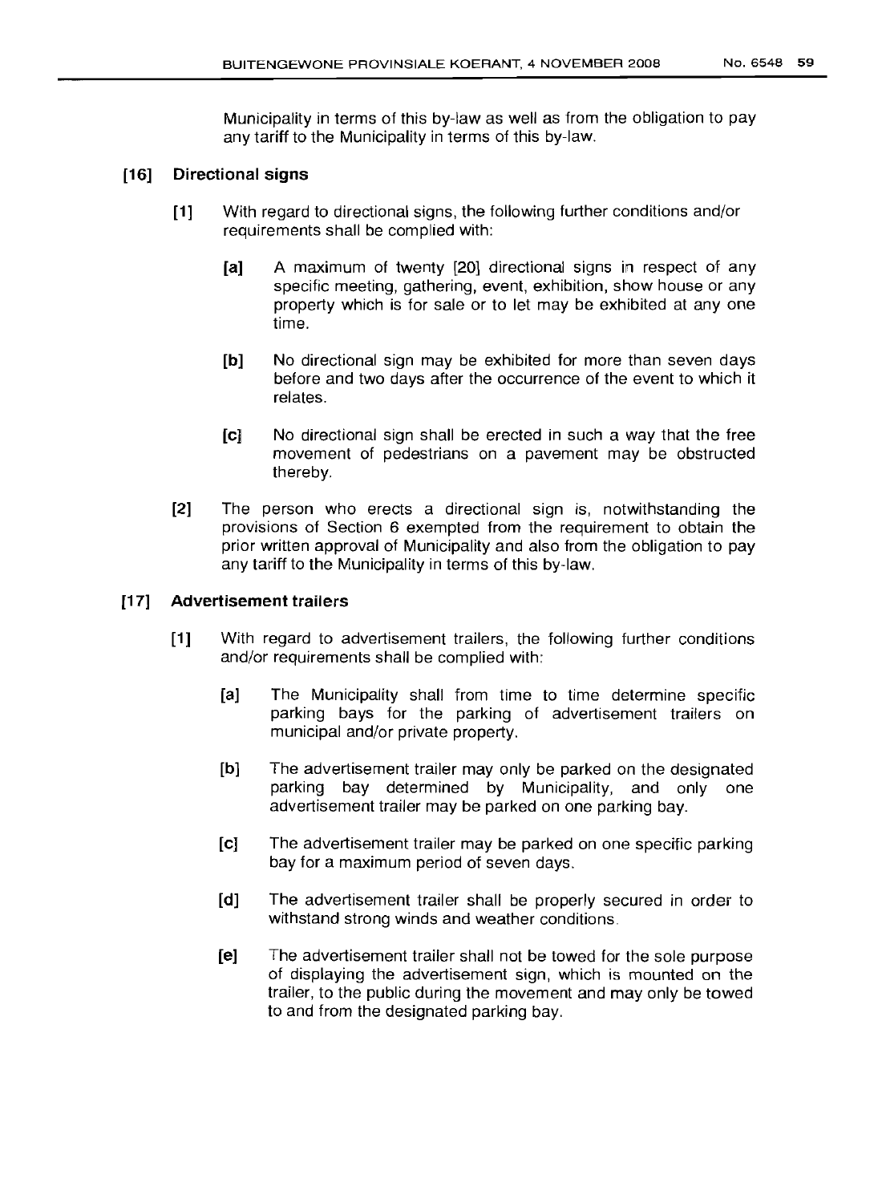Municipality in terms of this by-law as well as from the obligation to pay any tariff to the Municipality in terms of this by-law.

## [16] Directional signs

[1] With regard to directional signs, the following further conditions and/or requirements shall be complied with:

[a] A maximum of twenty [20] directional signs in respect of any specific meeting, gathering, event, exhibition, show house or any property which is for sale or to let may be exhibited at any one time.

[b] No directional sign may be exhibited for more than seven days before and two days after the occurrence of the event to which it relates.

[c] No directional sign shall be erected in such a way that the free movement of pedestrians on a pavement may be obstructed thereby.

[2] The person who erects a directional sign is, notwithstanding the provisions of Section 6 exempted from the requirement to obtain the prior written approval of Municipality and also from the obligation to pay any tariff to the Municipality in terms of this by-law.

## [17] Advertisement trailers

[1] With regard to advertisement trailers, the following further conditions and/or requirements shall be complied with:

[a] The Municipality shall from time to time determine specific parking bays for the parking of advertisement trailers on municipal and/or private property.

[b] The advertisement trailer may only be parked on the designated parking bay determined by Municipality, and only one advertisement trailer may be parked on one parking bay.

[c] The advertisement trailer may be parked on one specific parking bay for a maximum period of seven days.

[d] The advertisement trailer shall be properly secured in order to withstand strong winds and weather conditions.

[e] The advertisement trailer shall not be towed for the sole purpose of displaying the advertisement sign, which is mounted on the trailer, to the public during the movement and may only be towed to and from the designated parking bay.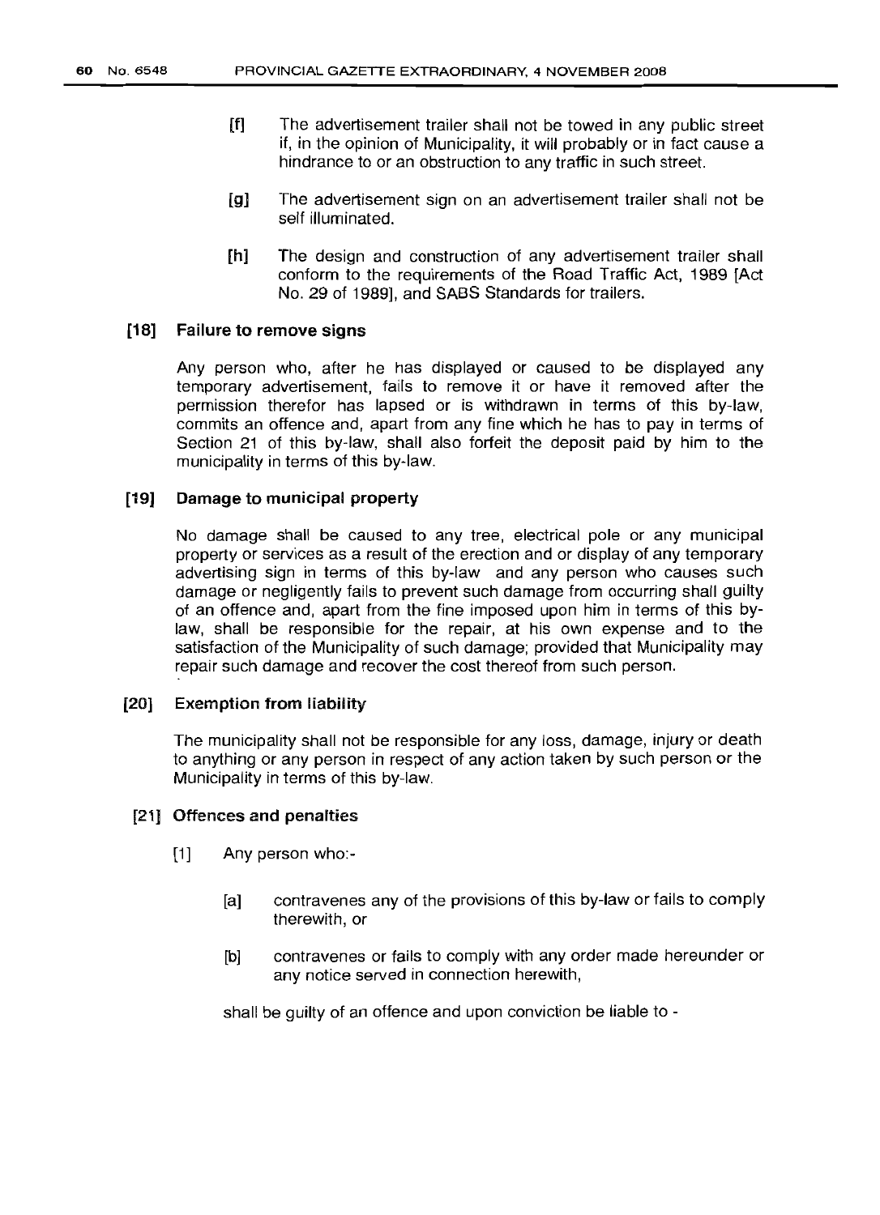[f] The advertisement trailer shall not be towed in any public street if, in the opinion of Municipality, it will probably or in fact cause a hindrance to or an obstruction to any traffic in such street.

[g] The advertisement sign on an advertisement trailer shall not be self illuminated.

[h] The design and construction of any advertisement trailer shall conform to the requirements of the Road Traffic Act, 1989 [Act No. 29 of 1989], and SABS Standards for trailers.

### [18] Failure to remove signs

Any person who, after he has displayed or caused to be displayed any temporary advertisement, fails to remove it or have it removed after the permission therefor has lapsed or is withdrawn in terms of this by-law, commits an offence and, apart from any fine which he has to pay in terms of Section 21 of this by-law, shall also forfeit the deposit paid by him to the municipality in terms of this by-law.

### [19] Damage to municipal property

No damage shall be caused to any tree, electrical pole or any municipal property or services as a result of the erection and or display of any temporary advertising sign in terms of this by-law and any person who causes such damage or negligently fails to prevent such damage from occurring shall guilty of an offence and, apart from the fine imposed upon him in terms of this by-law, shall be responsible for the repair, at his own expense and to the satisfaction of the Municipality of such damage; provided that Municipality may repair such damage and recover the cost thereof from such person.

### [20] Exemption from liability

The municipality shall not be responsible for any loss, damage, injury or death to anything or any person in respect of any action taken by such person or the Municipality in terms of this by-law.

### [21] Offences and penalties

[1] Any person who:-

[a] contravenes any of the provisions of this by-law or fails to comply therewith, or

[b] contravenes or fails to comply with any order made hereunder or any notice served in connection herewith,

shall be guilty of an offence and upon conviction be liable to -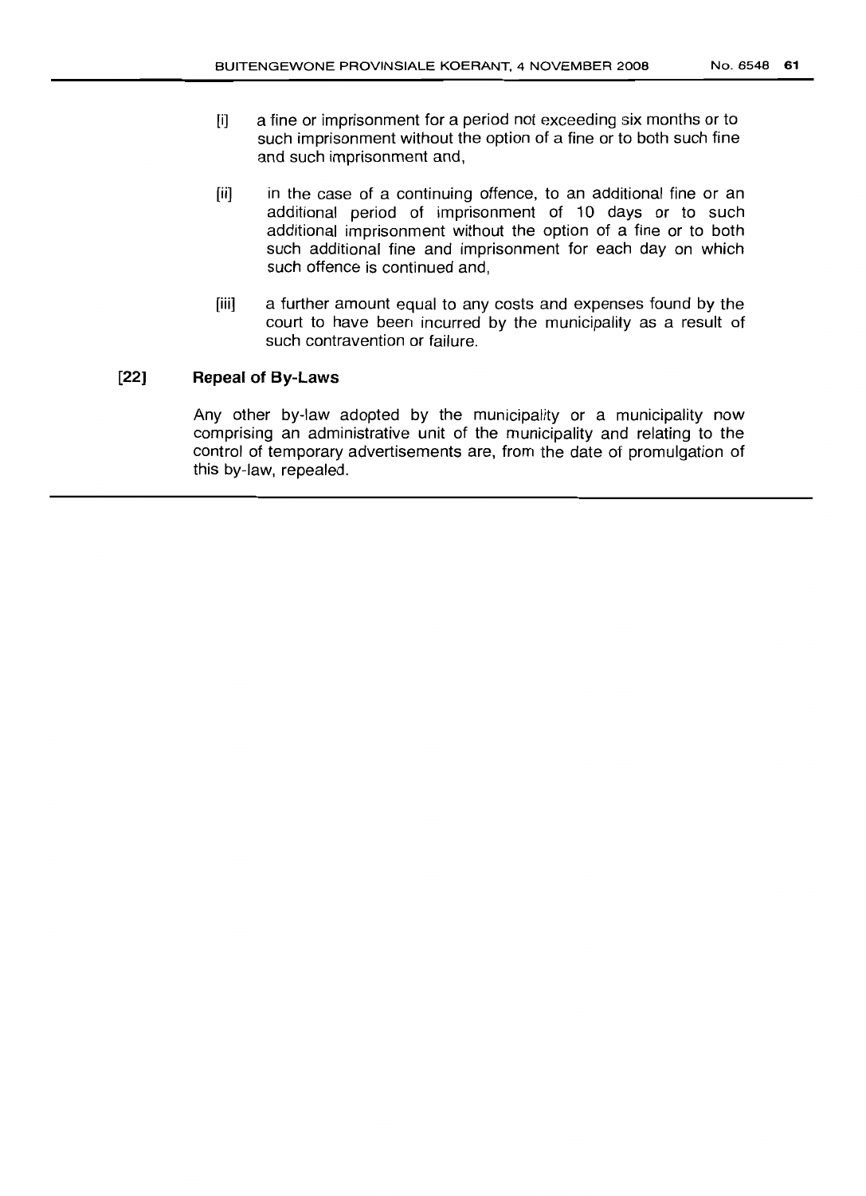[i] a fine or imprisonment for a period not exceeding six months or to such imprisonment without the option of a fine or to both such fine and such imprisonment and,

[ii] in the case of a continuing offence, to an additional fine or an additional period of imprisonment of 10 days or to such additional imprisonment without the option of a fine or to both such additional fine and imprisonment for each day on which such offence is continued and,

[iii] a further amount equal to any costs and expenses found by the court to have been incurred by the municipality as a result of such contravention or failure.

## [22] Repeal of By-Laws

Any other by-law adopted by the municipality or a municipality now comprising an administrative unit of the municipality and relating to the control of temporary advertisements are, from the date of promulgation of this by-law, repealed.